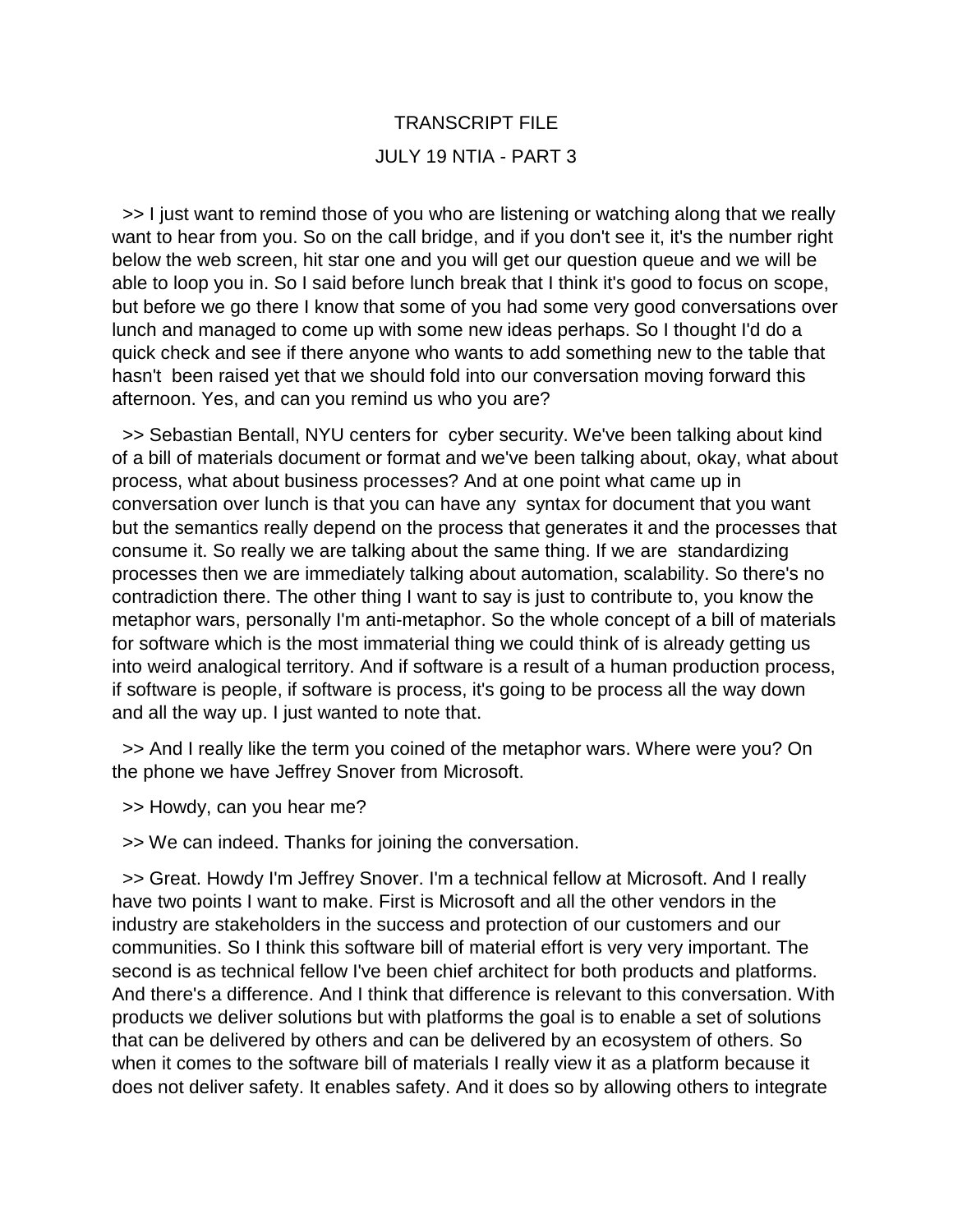# TRANSCRIPT FILE

## JULY 19 NTIA - PART 3

>> I just want to remind those of you who are listening or watching along that we really want to hear from you. So on the call bridge, and if you don't see it, it's the number right below the web screen, hit star one and you will get our question queue and we will be able to loop you in. So I said before lunch break that I think it's good to focus on scope, but before we go there I know that some of you had some very good conversations over lunch and managed to come up with some new ideas perhaps. So I thought I'd do a quick check and see if there anyone who wants to add something new to the table that hasn't been raised yet that we should fold into our conversation moving forward this afternoon. Yes, and can you remind us who you are?

>> Sebastian Bentall, NYU centers for cyber security. We've been talking about kind of a bill of materials document or format and we've been talking about, okay, what about process, what about business processes? And at one point what came up in conversation over lunch is that you can have any syntax for document that you want but the semantics really depend on the process that generates it and the processes that consume it. So really we are talking about the same thing. If we are standardizing processes then we are immediately talking about automation, scalability. So there's no contradiction there. The other thing I want to say is just to contribute to, you know the metaphor wars, personally I'm anti-metaphor. So the whole concept of a bill of materials for software which is the most immaterial thing we could think of is already getting us into weird analogical territory. And if software is a result of a human production process, if software is people, if software is process, it's going to be process all the way down and all the way up. I just wanted to note that.

>> And I really like the term you coined of the metaphor wars. Where were you? On the phone we have Jeffrey Snover from Microsoft.

>> Howdy, can you hear me?

>> We can indeed. Thanks for joining the conversation.

>> Great. Howdy I'm Jeffrey Snover. I'm a technical fellow at Microsoft. And I really have two points I want to make. First is Microsoft and all the other vendors in the industry are stakeholders in the success and protection of our customers and our communities. So I think this software bill of material effort is very very important. The second is as technical fellow I've been chief architect for both products and platforms. And there's a difference. And I think that difference is relevant to this conversation. With products we deliver solutions but with platforms the goal is to enable a set of solutions that can be delivered by others and can be delivered by an ecosystem of others. So when it comes to the software bill of materials I really view it as a platform because it does not deliver safety. It enables safety. And it does so by allowing others to integrate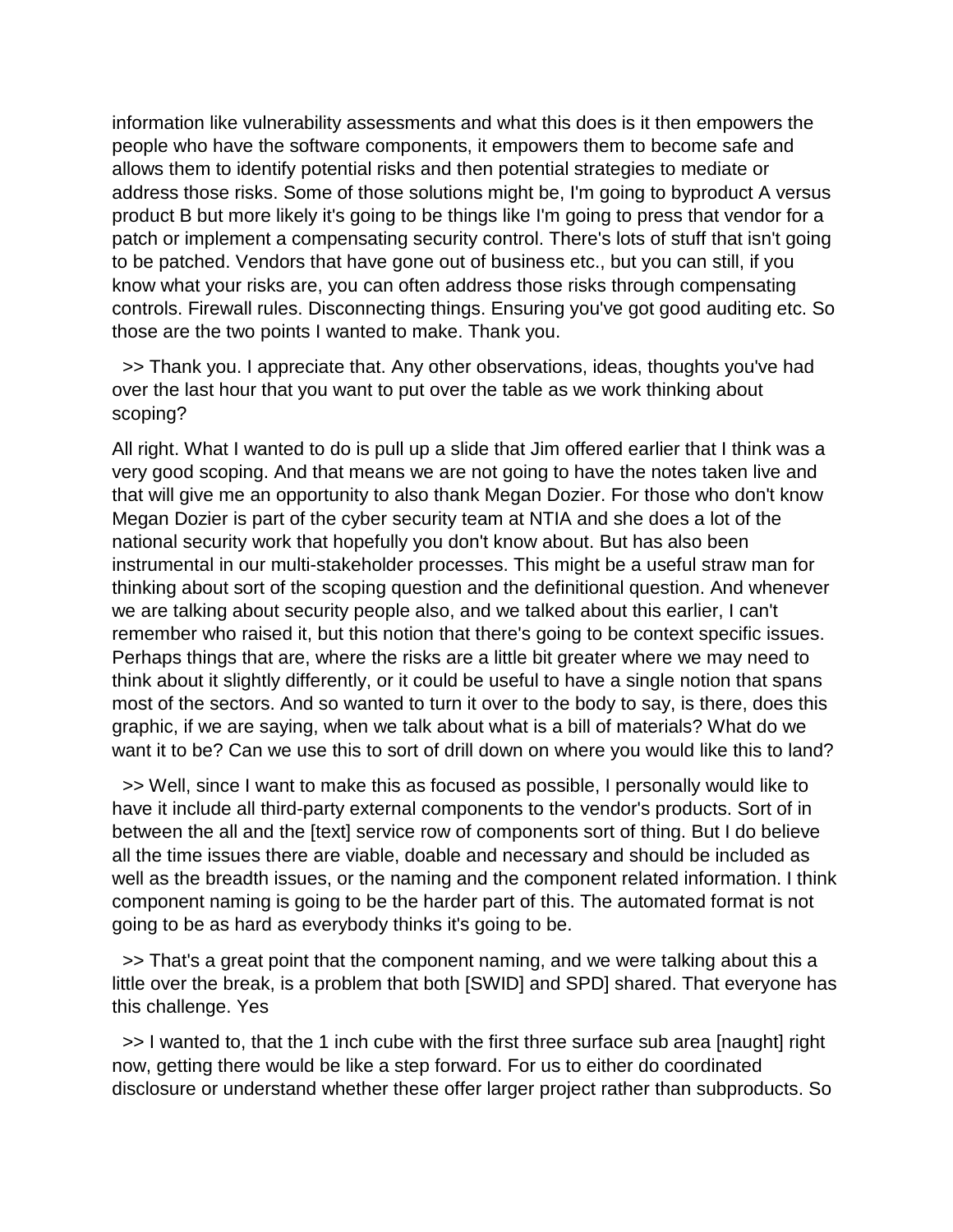information like vulnerability assessments and what this does is it then empowers the people who have the software components, it empowers them to become safe and allows them to identify potential risks and then potential strategies to mediate or address those risks. Some of those solutions might be, I'm going to byproduct A versus product B but more likely it's going to be things like I'm going to press that vendor for a patch or implement a compensating security control. There's lots of stuff that isn't going to be patched. Vendors that have gone out of business etc., but you can still, if you know what your risks are, you can often address those risks through compensating controls. Firewall rules. Disconnecting things. Ensuring you've got good auditing etc. So those are the two points I wanted to make. Thank you.

>> Thank you. I appreciate that. Any other observations, ideas, thoughts you've had over the last hour that you want to put over the table as we work thinking about scoping?

All right. What I wanted to do is pull up a slide that Jim offered earlier that I think was a very good scoping. And that means we are not going to have the notes taken live and that will give me an opportunity to also thank Megan Dozier. For those who don't know Megan Dozier is part of the cyber security team at NTIA and she does a lot of the national security work that hopefully you don't know about. But has also been instrumental in our multi-stakeholder processes. This might be a useful straw man for thinking about sort of the scoping question and the definitional question. And whenever we are talking about security people also, and we talked about this earlier, I can't remember who raised it, but this notion that there's going to be context specific issues. Perhaps things that are, where the risks are a little bit greater where we may need to think about it slightly differently, or it could be useful to have a single notion that spans most of the sectors. And so wanted to turn it over to the body to say, is there, does this graphic, if we are saying, when we talk about what is a bill of materials? What do we want it to be? Can we use this to sort of drill down on where you would like this to land?

>> Well, since I want to make this as focused as possible, I personally would like to have it include all third-party external components to the vendor's products. Sort of in between the all and the [text] service row of components sort of thing. But I do believe all the time issues there are viable, doable and necessary and should be included as well as the breadth issues, or the naming and the component related information. I think component naming is going to be the harder part of this. The automated format is not going to be as hard as everybody thinks it's going to be.

>> That's a great point that the component naming, and we were talking about this a little over the break, is a problem that both [SWID] and SPD] shared. That everyone has this challenge. Yes

>> I wanted to, that the 1 inch cube with the first three surface sub area [naught] right now, getting there would be like a step forward. For us to either do coordinated disclosure or understand whether these offer larger project rather than subproducts. So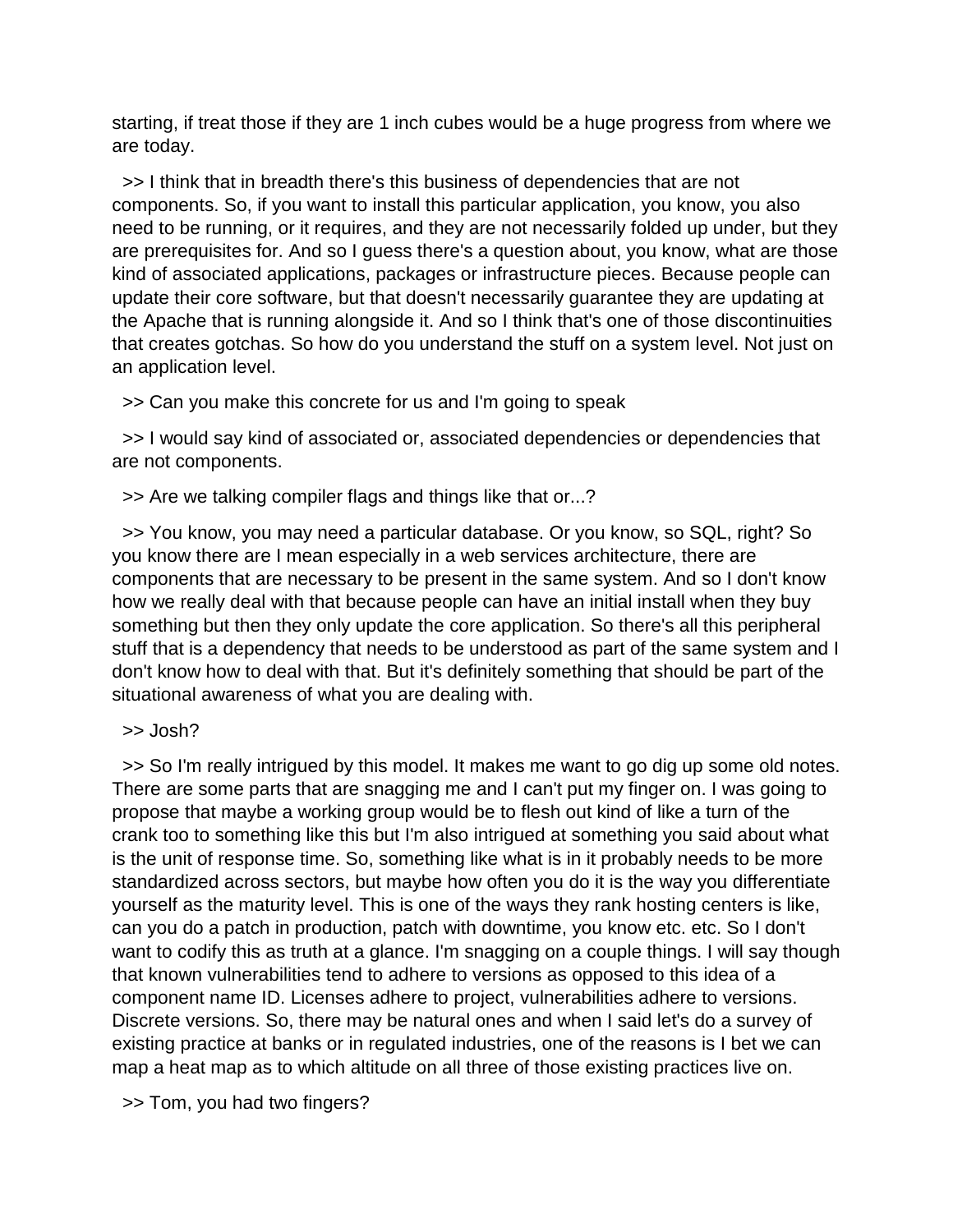starting, if treat those if they are 1 inch cubes would be a huge progress from where we are today.

>> I think that in breadth there's this business of dependencies that are not components. So, if you want to install this particular application, you know, you also need to be running, or it requires, and they are not necessarily folded up under, but they are prerequisites for. And so I guess there's a question about, you know, what are those kind of associated applications, packages or infrastructure pieces. Because people can update their core software, but that doesn't necessarily guarantee they are updating at the Apache that is running alongside it. And so I think that's one of those discontinuities that creates gotchas. So how do you understand the stuff on a system level. Not just on an application level.

>> Can you make this concrete for us and I'm going to speak

>> I would say kind of associated or, associated dependencies or dependencies that are not components.

>> Are we talking compiler flags and things like that or...?

>> You know, you may need a particular database. Or you know, so SQL, right? So you know there are I mean especially in a web services architecture, there are components that are necessary to be present in the same system. And so I don't know how we really deal with that because people can have an initial install when they buy something but then they only update the core application. So there's all this peripheral stuff that is a dependency that needs to be understood as part of the same system and I don't know how to deal with that. But it's definitely something that should be part of the situational awareness of what you are dealing with.

>> Josh?

>> So I'm really intrigued by this model. It makes me want to go dig up some old notes. There are some parts that are snagging me and I can't put my finger on. I was going to propose that maybe a working group would be to flesh out kind of like a turn of the crank too to something like this but I'm also intrigued at something you said about what is the unit of response time. So, something like what is in it probably needs to be more standardized across sectors, but maybe how often you do it is the way you differentiate yourself as the maturity level. This is one of the ways they rank hosting centers is like, can you do a patch in production, patch with downtime, you know etc. etc. So I don't want to codify this as truth at a glance. I'm snagging on a couple things. I will say though that known vulnerabilities tend to adhere to versions as opposed to this idea of a component name ID. Licenses adhere to project, vulnerabilities adhere to versions. Discrete versions. So, there may be natural ones and when I said let's do a survey of existing practice at banks or in regulated industries, one of the reasons is I bet we can map a heat map as to which altitude on all three of those existing practices live on.

>> Tom, you had two fingers?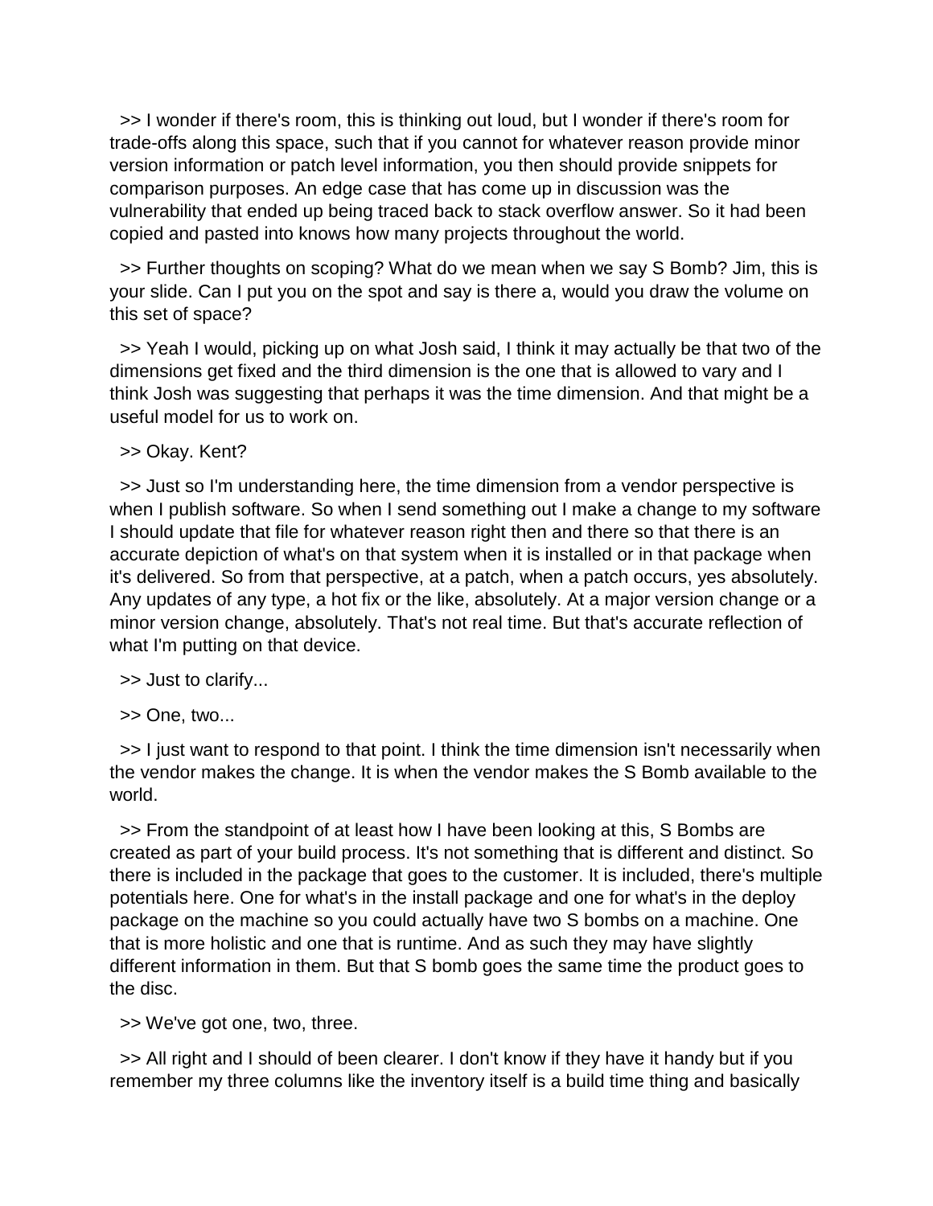>> I wonder if there's room, this is thinking out loud, but I wonder if there's room for trade-offs along this space, such that if you cannot for whatever reason provide minor version information or patch level information, you then should provide snippets for comparison purposes. An edge case that has come up in discussion was the vulnerability that ended up being traced back to stack overflow answer. So it had been copied and pasted into knows how many projects throughout the world.

>> Further thoughts on scoping? What do we mean when we say S Bomb? Jim, this is your slide. Can I put you on the spot and say is there a, would you draw the volume on this set of space?

>> Yeah I would, picking up on what Josh said, I think it may actually be that two of the dimensions get fixed and the third dimension is the one that is allowed to vary and I think Josh was suggesting that perhaps it was the time dimension. And that might be a useful model for us to work on.

>> Okay. Kent?

>> Just so I'm understanding here, the time dimension from a vendor perspective is when I publish software. So when I send something out I make a change to my software I should update that file for whatever reason right then and there so that there is an accurate depiction of what's on that system when it is installed or in that package when it's delivered. So from that perspective, at a patch, when a patch occurs, yes absolutely. Any updates of any type, a hot fix or the like, absolutely. At a major version change or a minor version change, absolutely. That's not real time. But that's accurate reflection of what I'm putting on that device.

>> Just to clarify...

>> One, two...

>> I just want to respond to that point. I think the time dimension isn't necessarily when the vendor makes the change. It is when the vendor makes the S Bomb available to the world.

>> From the standpoint of at least how I have been looking at this, S Bombs are created as part of your build process. It's not something that is different and distinct. So there is included in the package that goes to the customer. It is included, there's multiple potentials here. One for what's in the install package and one for what's in the deploy package on the machine so you could actually have two S bombs on a machine. One that is more holistic and one that is runtime. And as such they may have slightly different information in them. But that S bomb goes the same time the product goes to the disc.

>> We've got one, two, three.

>> All right and I should of been clearer. I don't know if they have it handy but if you remember my three columns like the inventory itself is a build time thing and basically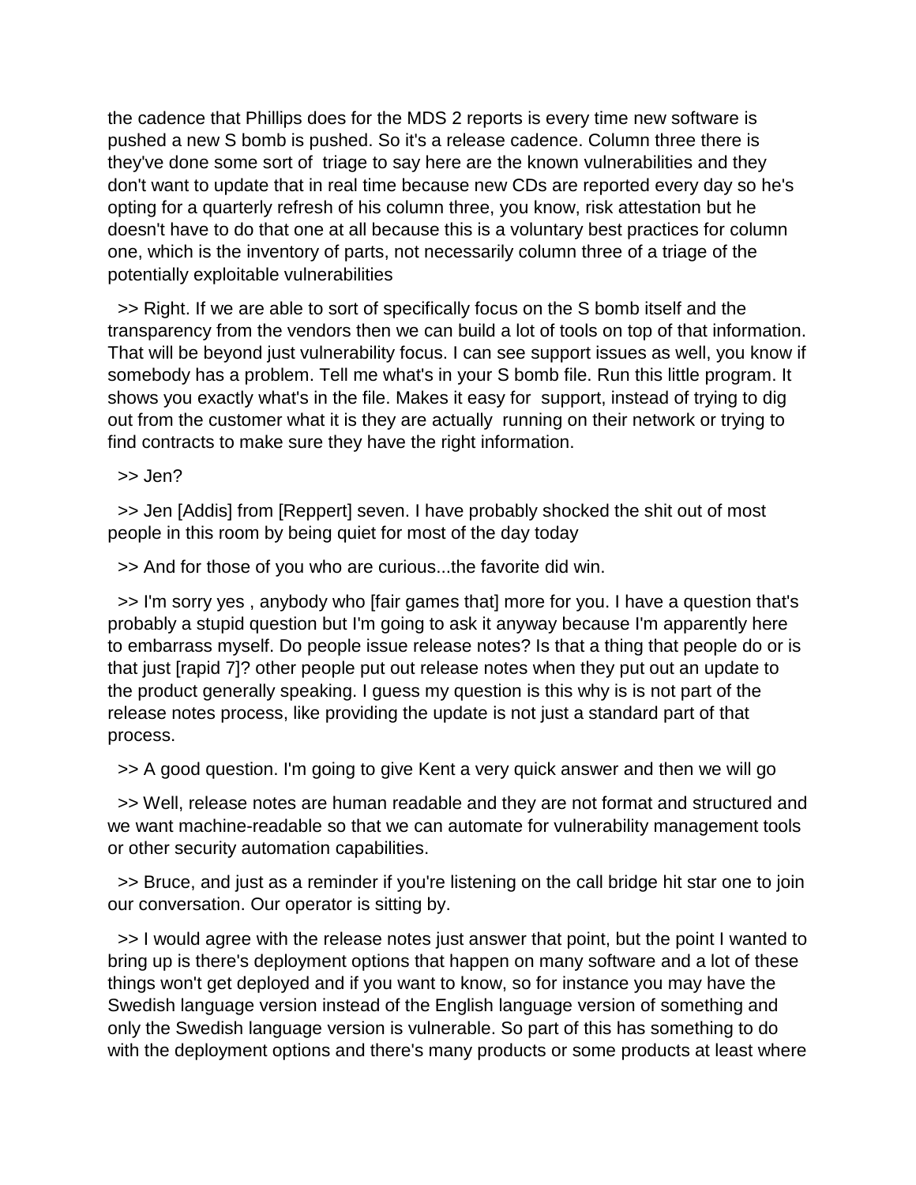the cadence that Phillips does for the MDS 2 reports is every time new software is pushed a new S bomb is pushed. So it's a release cadence. Column three there is they've done some sort of triage to say here are the known vulnerabilities and they don't want to update that in real time because new CDs are reported every day so he's opting for a quarterly refresh of his column three, you know, risk attestation but he doesn't have to do that one at all because this is a voluntary best practices for column one, which is the inventory of parts, not necessarily column three of a triage of the potentially exploitable vulnerabilities

>> Right. If we are able to sort of specifically focus on the S bomb itself and the transparency from the vendors then we can build a lot of tools on top of that information. That will be beyond just vulnerability focus. I can see support issues as well, you know if somebody has a problem. Tell me what's in your S bomb file. Run this little program. It shows you exactly what's in the file. Makes it easy for support, instead of trying to dig out from the customer what it is they are actually running on their network or trying to find contracts to make sure they have the right information.

>> Jen?

>> Jen [Addis] from [Reppert] seven. I have probably shocked the shit out of most people in this room by being quiet for most of the day today

>> And for those of you who are curious...the favorite did win.

>> I'm sorry yes , anybody who [fair games that] more for you. I have a question that's probably a stupid question but I'm going to ask it anyway because I'm apparently here to embarrass myself. Do people issue release notes? Is that a thing that people do or is that just [rapid 7]? other people put out release notes when they put out an update to the product generally speaking. I guess my question is this why is is not part of the release notes process, like providing the update is not just a standard part of that process.

>> A good question. I'm going to give Kent a very quick answer and then we will go

>> Well, release notes are human readable and they are not format and structured and we want machine-readable so that we can automate for vulnerability management tools or other security automation capabilities.

>> Bruce, and just as a reminder if you're listening on the call bridge hit star one to join our conversation. Our operator is sitting by.

>> I would agree with the release notes just answer that point, but the point I wanted to bring up is there's deployment options that happen on many software and a lot of these things won't get deployed and if you want to know, so for instance you may have the Swedish language version instead of the English language version of something and only the Swedish language version is vulnerable. So part of this has something to do with the deployment options and there's many products or some products at least where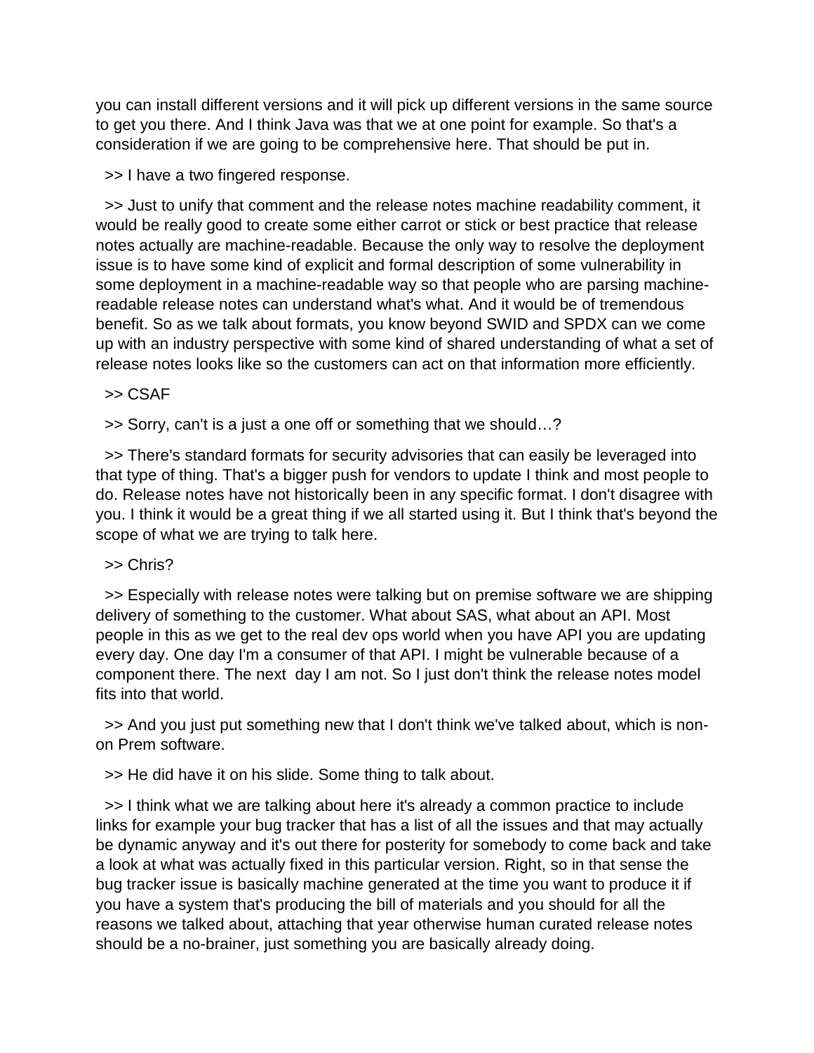you can install different versions and it will pick up different versions in the same source to get you there. And I think Java was that we at one point for example. So that's a consideration if we are going to be comprehensive here. That should be put in.

>> I have a two fingered response.

>> Just to unify that comment and the release notes machine readability comment, it would be really good to create some either carrot or stick or best practice that release notes actually are machine-readable. Because the only way to resolve the deployment issue is to have some kind of explicit and formal description of some vulnerability in some deployment in a machine-readable way so that people who are parsing machine-readable release notes can understand what's what. And it would be of tremendous benefit. So as we talk about formats, you know beyond SWID and SPDX can we come up with an industry perspective with some kind of shared understanding of what a set of release notes looks like so the customers can act on that information more efficiently.

>> CSAF

>> Sorry, can't is a just a one off or something that we should…?

>> There's standard formats for security advisories that can easily be leveraged into that type of thing. That's a bigger push for vendors to update I think and most people to do. Release notes have not historically been in any specific format. I don't disagree with you. I think it would be a great thing if we all started using it. But I think that's beyond the scope of what we are trying to talk here.

>> Chris?

>> Especially with release notes were talking but on premise software we are shipping delivery of something to the customer. What about SAS, what about an API. Most people in this as we get to the real dev ops world when you have API you are updating every day. One day I'm a consumer of that API. I might be vulnerable because of a component there. The next day I am not. So I just don't think the release notes model fits into that world.

>> And you just put something new that I don't think we've talked about, which is non-on Prem software.

>> He did have it on his slide. Some thing to talk about.

>> I think what we are talking about here it's already a common practice to include links for example your bug tracker that has a list of all the issues and that may actually be dynamic anyway and it's out there for posterity for somebody to come back and take a look at what was actually fixed in this particular version. Right, so in that sense the bug tracker issue is basically machine generated at the time you want to produce it if you have a system that's producing the bill of materials and you should for all the reasons we talked about, attaching that year otherwise human curated release notes should be a no-brainer, just something you are basically already doing.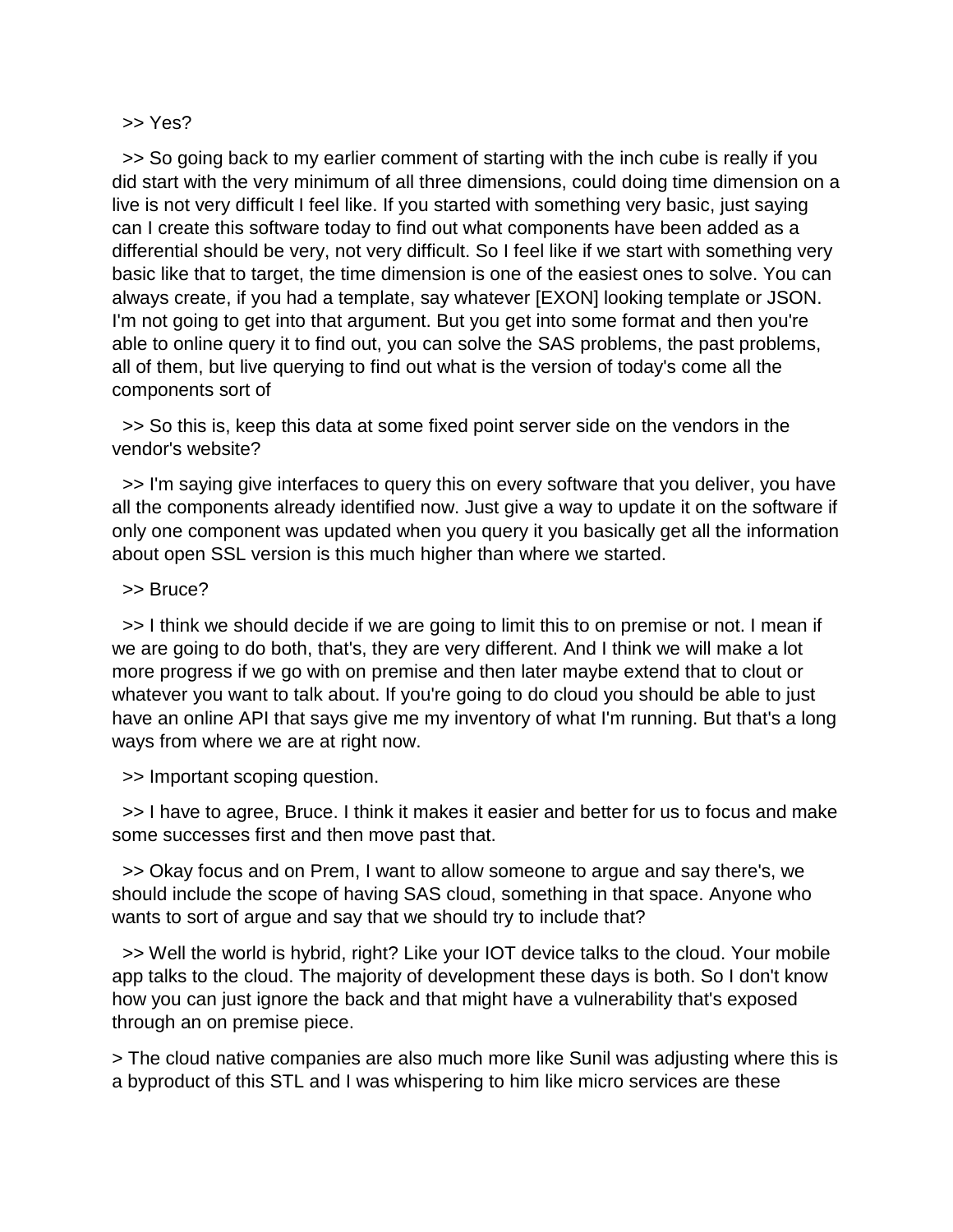>> Yes?

>> So going back to my earlier comment of starting with the inch cube is really if you did start with the very minimum of all three dimensions, could doing time dimension on a live is not very difficult I feel like. If you started with something very basic, just saying can I create this software today to find out what components have been added as a differential should be very, not very difficult. So I feel like if we start with something very basic like that to target, the time dimension is one of the easiest ones to solve. You can always create, if you had a template, say whatever [EXON] looking template or JSON. I'm not going to get into that argument. But you get into some format and then you're able to online query it to find out, you can solve the SAS problems, the past problems, all of them, but live querying to find out what is the version of today's come all the components sort of

>> So this is, keep this data at some fixed point server side on the vendors in the vendor's website?

>> I'm saying give interfaces to query this on every software that you deliver, you have all the components already identified now. Just give a way to update it on the software if only one component was updated when you query it you basically get all the information about open SSL version is this much higher than where we started.

>> Bruce?

>> I think we should decide if we are going to limit this to on premise or not. I mean if we are going to do both, that's, they are very different. And I think we will make a lot more progress if we go with on premise and then later maybe extend that to clout or whatever you want to talk about. If you're going to do cloud you should be able to just have an online API that says give me my inventory of what I'm running. But that's a long ways from where we are at right now.

>> Important scoping question.

>> I have to agree, Bruce. I think it makes it easier and better for us to focus and make some successes first and then move past that.

>> Okay focus and on Prem, I want to allow someone to argue and say there's, we should include the scope of having SAS cloud, something in that space. Anyone who wants to sort of argue and say that we should try to include that?

>> Well the world is hybrid, right? Like your IOT device talks to the cloud. Your mobile app talks to the cloud. The majority of development these days is both. So I don't know how you can just ignore the back and that might have a vulnerability that's exposed through an on premise piece.

> The cloud native companies are also much more like Sunil was adjusting where this is a byproduct of this STL and I was whispering to him like micro services are these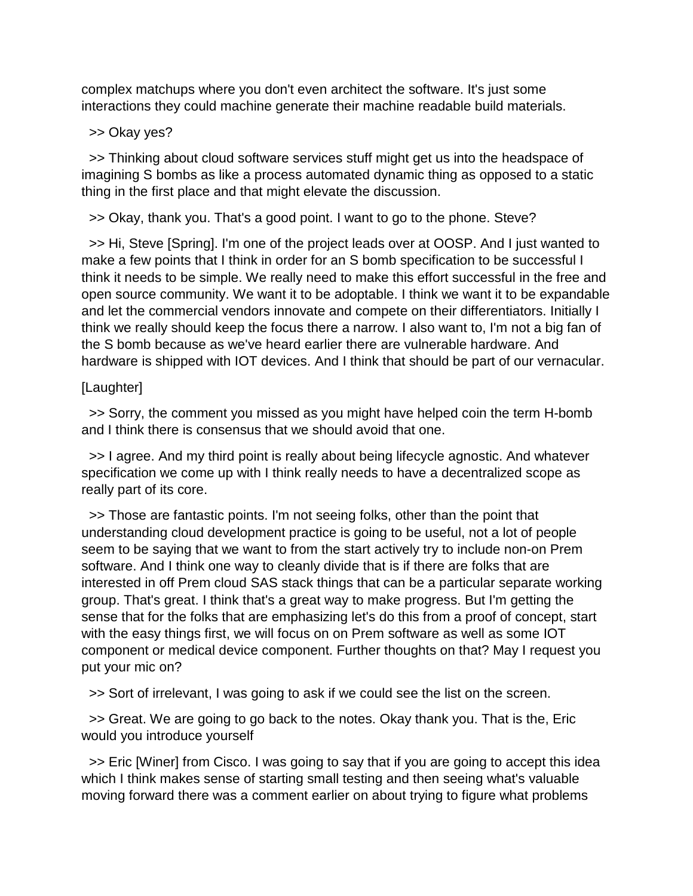complex matchups where you don't even architect the software. It's just some interactions they could machine generate their machine readable build materials.

>> Okay yes?

>> Thinking about cloud software services stuff might get us into the headspace of imagining S bombs as like a process automated dynamic thing as opposed to a static thing in the first place and that might elevate the discussion.

>> Okay, thank you. That's a good point. I want to go to the phone. Steve?

>> Hi, Steve [Spring]. I'm one of the project leads over at OOSP. And I just wanted to make a few points that I think in order for an S bomb specification to be successful I think it needs to be simple. We really need to make this effort successful in the free and open source community. We want it to be adoptable. I think we want it to be expandable and let the commercial vendors innovate and compete on their differentiators. Initially I think we really should keep the focus there a narrow. I also want to, I'm not a big fan of the S bomb because as we've heard earlier there are vulnerable hardware. And hardware is shipped with IOT devices. And I think that should be part of our vernacular.

[Laughter]

>> Sorry, the comment you missed as you might have helped coin the term H-bomb and I think there is consensus that we should avoid that one.

>> I agree. And my third point is really about being lifecycle agnostic. And whatever specification we come up with I think really needs to have a decentralized scope as really part of its core.

>> Those are fantastic points. I'm not seeing folks, other than the point that understanding cloud development practice is going to be useful, not a lot of people seem to be saying that we want to from the start actively try to include non-on Prem software. And I think one way to cleanly divide that is if there are folks that are interested in off Prem cloud SAS stack things that can be a particular separate working group. That's great. I think that's a great way to make progress. But I'm getting the sense that for the folks that are emphasizing let's do this from a proof of concept, start with the easy things first, we will focus on on Prem software as well as some IOT component or medical device component. Further thoughts on that? May I request you put your mic on?

>> Sort of irrelevant, I was going to ask if we could see the list on the screen.

>> Great. We are going to go back to the notes. Okay thank you. That is the, Eric would you introduce yourself

>> Eric [Winer] from Cisco. I was going to say that if you are going to accept this idea which I think makes sense of starting small testing and then seeing what's valuable moving forward there was a comment earlier on about trying to figure what problems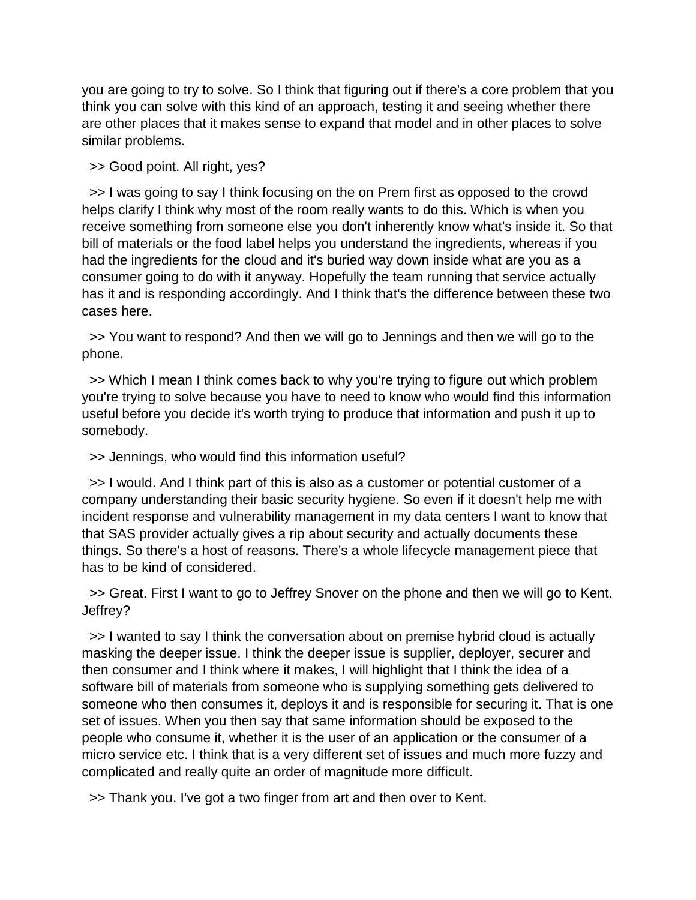you are going to try to solve. So I think that figuring out if there's a core problem that you think you can solve with this kind of an approach, testing it and seeing whether there are other places that it makes sense to expand that model and in other places to solve similar problems.

>> Good point. All right, yes?

>> I was going to say I think focusing on the on Prem first as opposed to the crowd helps clarify I think why most of the room really wants to do this. Which is when you receive something from someone else you don't inherently know what's inside it. So that bill of materials or the food label helps you understand the ingredients, whereas if you had the ingredients for the cloud and it's buried way down inside what are you as a consumer going to do with it anyway. Hopefully the team running that service actually has it and is responding accordingly. And I think that's the difference between these two cases here.

>> You want to respond? And then we will go to Jennings and then we will go to the phone.

>> Which I mean I think comes back to why you're trying to figure out which problem you're trying to solve because you have to need to know who would find this information useful before you decide it's worth trying to produce that information and push it up to somebody.

>> Jennings, who would find this information useful?

>> I would. And I think part of this is also as a customer or potential customer of a company understanding their basic security hygiene. So even if it doesn't help me with incident response and vulnerability management in my data centers I want to know that that SAS provider actually gives a rip about security and actually documents these things. So there's a host of reasons. There's a whole lifecycle management piece that has to be kind of considered.

>> Great. First I want to go to Jeffrey Snover on the phone and then we will go to Kent. Jeffrey?

>> I wanted to say I think the conversation about on premise hybrid cloud is actually masking the deeper issue. I think the deeper issue is supplier, deployer, securer and then consumer and I think where it makes, I will highlight that I think the idea of a software bill of materials from someone who is supplying something gets delivered to someone who then consumes it, deploys it and is responsible for securing it. That is one set of issues. When you then say that same information should be exposed to the people who consume it, whether it is the user of an application or the consumer of a micro service etc. I think that is a very different set of issues and much more fuzzy and complicated and really quite an order of magnitude more difficult.

>> Thank you. I've got a two finger from art and then over to Kent.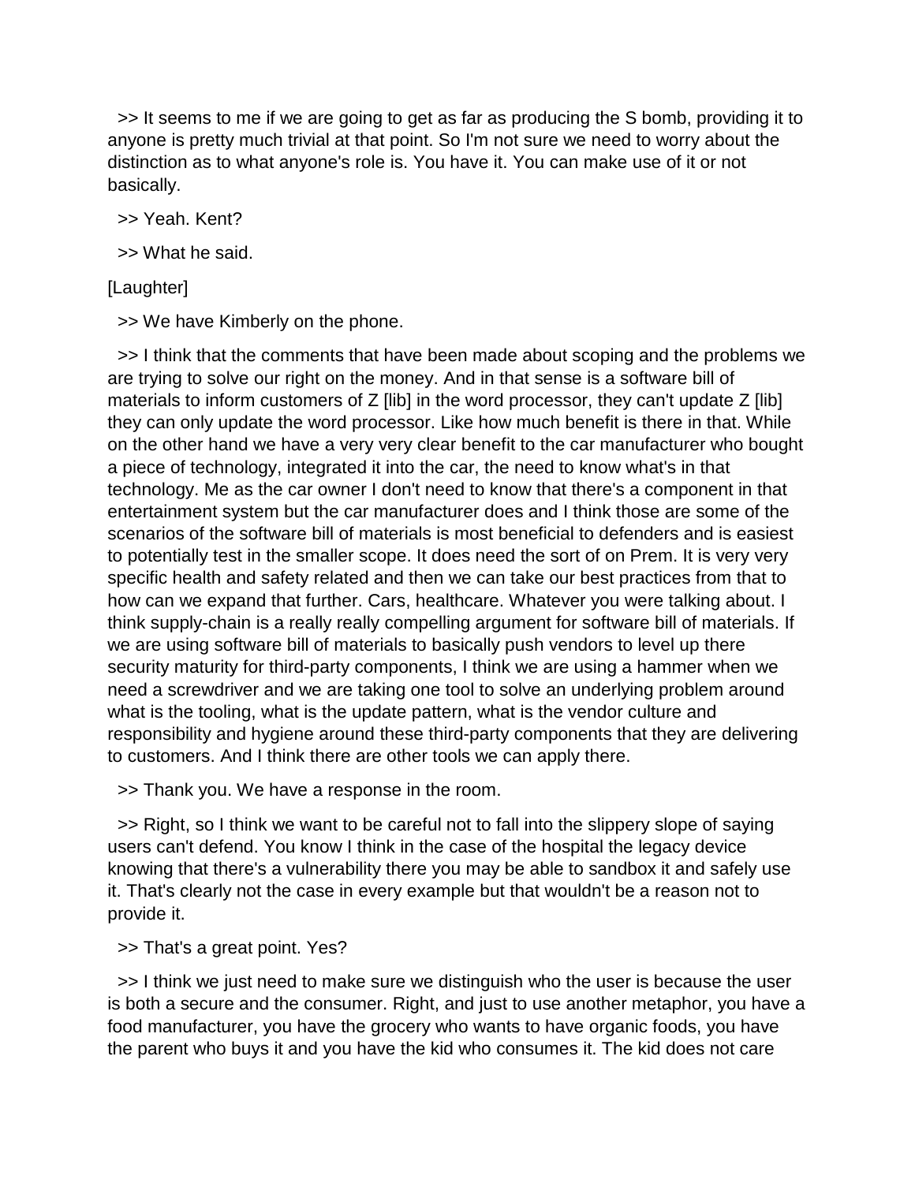>> It seems to me if we are going to get as far as producing the S bomb, providing it to anyone is pretty much trivial at that point. So I'm not sure we need to worry about the distinction as to what anyone's role is. You have it. You can make use of it or not basically.

>> Yeah. Kent?

>> What he said.

[Laughter]

>> We have Kimberly on the phone.

>> I think that the comments that have been made about scoping and the problems we are trying to solve our right on the money. And in that sense is a software bill of materials to inform customers of Z [lib] in the word processor, they can't update Z [lib] they can only update the word processor. Like how much benefit is there in that. While on the other hand we have a very very clear benefit to the car manufacturer who bought a piece of technology, integrated it into the car, the need to know what's in that technology. Me as the car owner I don't need to know that there's a component in that entertainment system but the car manufacturer does and I think those are some of the scenarios of the software bill of materials is most beneficial to defenders and is easiest to potentially test in the smaller scope. It does need the sort of on Prem. It is very very specific health and safety related and then we can take our best practices from that to how can we expand that further. Cars, healthcare. Whatever you were talking about. I think supply-chain is a really really compelling argument for software bill of materials. If we are using software bill of materials to basically push vendors to level up there security maturity for third-party components, I think we are using a hammer when we need a screwdriver and we are taking one tool to solve an underlying problem around what is the tooling, what is the update pattern, what is the vendor culture and responsibility and hygiene around these third-party components that they are delivering to customers. And I think there are other tools we can apply there.

>> Thank you. We have a response in the room.

>> Right, so I think we want to be careful not to fall into the slippery slope of saying users can't defend. You know I think in the case of the hospital the legacy device knowing that there's a vulnerability there you may be able to sandbox it and safely use it. That's clearly not the case in every example but that wouldn't be a reason not to provide it.

>> That's a great point. Yes?

>> I think we just need to make sure we distinguish who the user is because the user is both a secure and the consumer. Right, and just to use another metaphor, you have a food manufacturer, you have the grocery who wants to have organic foods, you have the parent who buys it and you have the kid who consumes it. The kid does not care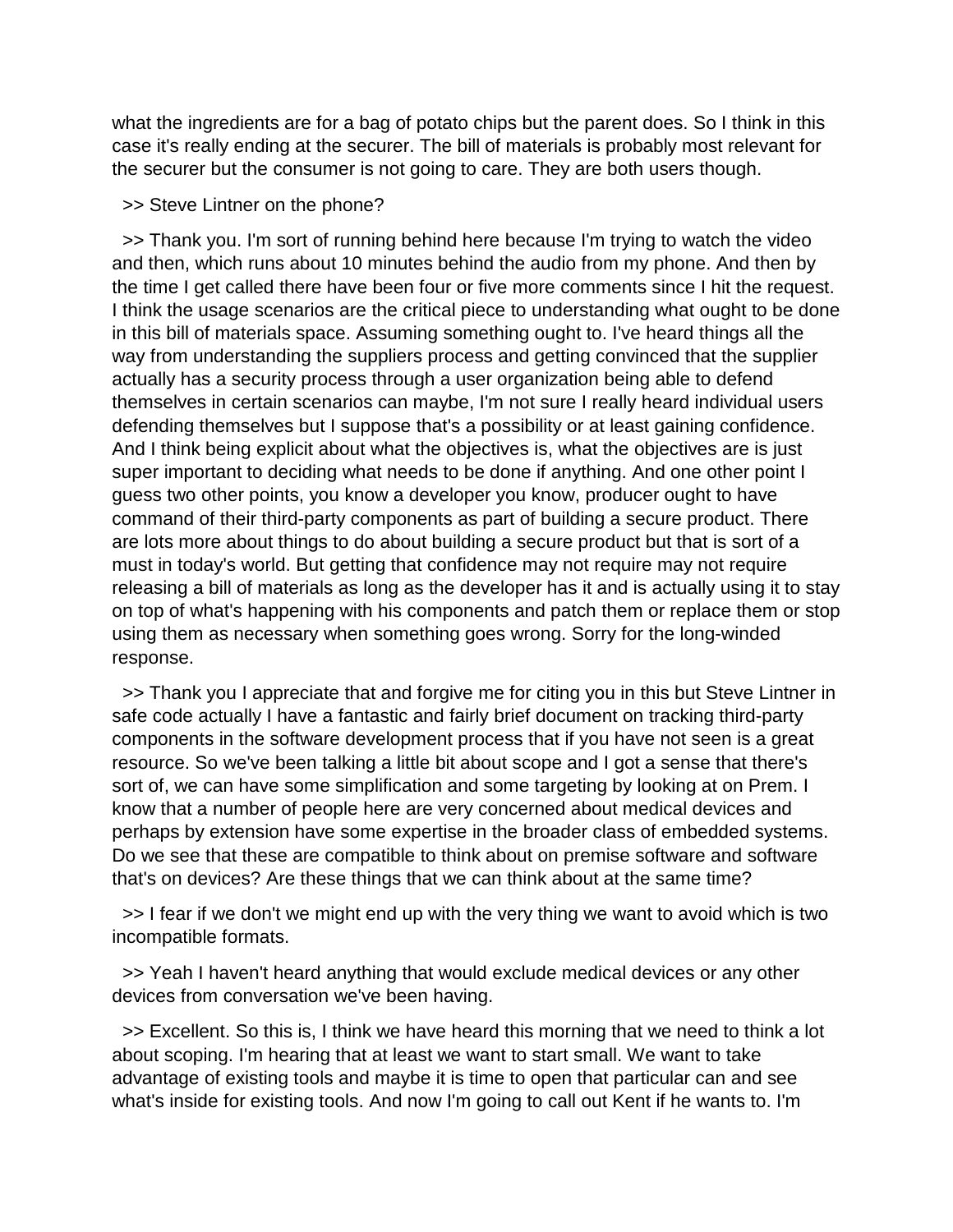what the ingredients are for a bag of potato chips but the parent does. So I think in this case it's really ending at the securer. The bill of materials is probably most relevant for the securer but the consumer is not going to care. They are both users though.

>> Steve Lintner on the phone?

>> Thank you. I'm sort of running behind here because I'm trying to watch the video and then, which runs about 10 minutes behind the audio from my phone. And then by the time I get called there have been four or five more comments since I hit the request. I think the usage scenarios are the critical piece to understanding what ought to be done in this bill of materials space. Assuming something ought to. I've heard things all the way from understanding the suppliers process and getting convinced that the supplier actually has a security process through a user organization being able to defend themselves in certain scenarios can maybe, I'm not sure I really heard individual users defending themselves but I suppose that's a possibility or at least gaining confidence. And I think being explicit about what the objectives is, what the objectives are is just super important to deciding what needs to be done if anything. And one other point I guess two other points, you know a developer you know, producer ought to have command of their third-party components as part of building a secure product. There are lots more about things to do about building a secure product but that is sort of a must in today's world. But getting that confidence may not require may not require releasing a bill of materials as long as the developer has it and is actually using it to stay on top of what's happening with his components and patch them or replace them or stop using them as necessary when something goes wrong. Sorry for the long-winded response.

>> Thank you I appreciate that and forgive me for citing you in this but Steve Lintner in safe code actually I have a fantastic and fairly brief document on tracking third-party components in the software development process that if you have not seen is a great resource. So we've been talking a little bit about scope and I got a sense that there's sort of, we can have some simplification and some targeting by looking at on Prem. I know that a number of people here are very concerned about medical devices and perhaps by extension have some expertise in the broader class of embedded systems. Do we see that these are compatible to think about on premise software and software that's on devices? Are these things that we can think about at the same time?

>> I fear if we don't we might end up with the very thing we want to avoid which is two incompatible formats.

>> Yeah I haven't heard anything that would exclude medical devices or any other devices from conversation we've been having.

>> Excellent. So this is, I think we have heard this morning that we need to think a lot about scoping. I'm hearing that at least we want to start small. We want to take advantage of existing tools and maybe it is time to open that particular can and see what's inside for existing tools. And now I'm going to call out Kent if he wants to. I'm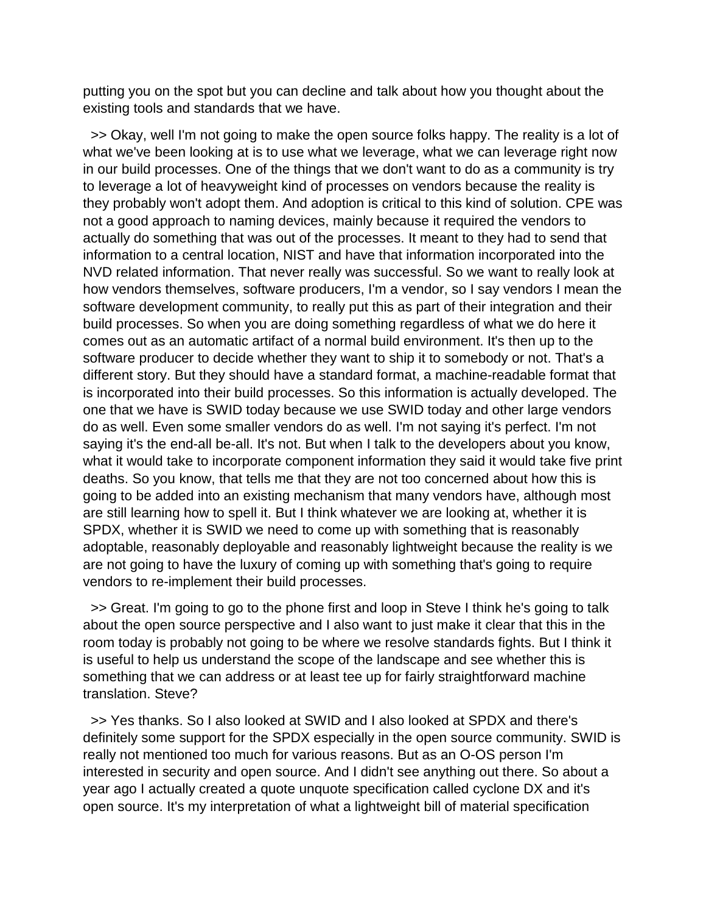putting you on the spot but you can decline and talk about how you thought about the existing tools and standards that we have.

>> Okay, well I'm not going to make the open source folks happy. The reality is a lot of what we've been looking at is to use what we leverage, what we can leverage right now in our build processes. One of the things that we don't want to do as a community is try to leverage a lot of heavyweight kind of processes on vendors because the reality is they probably won't adopt them. And adoption is critical to this kind of solution. CPE was not a good approach to naming devices, mainly because it required the vendors to actually do something that was out of the processes. It meant to they had to send that information to a central location, NIST and have that information incorporated into the NVD related information. That never really was successful. So we want to really look at how vendors themselves, software producers, I'm a vendor, so I say vendors I mean the software development community, to really put this as part of their integration and their build processes. So when you are doing something regardless of what we do here it comes out as an automatic artifact of a normal build environment. It's then up to the software producer to decide whether they want to ship it to somebody or not. That's a different story. But they should have a standard format, a machine-readable format that is incorporated into their build processes. So this information is actually developed. The one that we have is SWID today because we use SWID today and other large vendors do as well. Even some smaller vendors do as well. I'm not saying it's perfect. I'm not saying it's the end-all be-all. It's not. But when I talk to the developers about you know, what it would take to incorporate component information they said it would take five print deaths. So you know, that tells me that they are not too concerned about how this is going to be added into an existing mechanism that many vendors have, although most are still learning how to spell it. But I think whatever we are looking at, whether it is SPDX, whether it is SWID we need to come up with something that is reasonably adoptable, reasonably deployable and reasonably lightweight because the reality is we are not going to have the luxury of coming up with something that's going to require vendors to re-implement their build processes.

>> Great. I'm going to go to the phone first and loop in Steve I think he's going to talk about the open source perspective and I also want to just make it clear that this in the room today is probably not going to be where we resolve standards fights. But I think it is useful to help us understand the scope of the landscape and see whether this is something that we can address or at least tee up for fairly straightforward machine translation. Steve?

>> Yes thanks. So I also looked at SWID and I also looked at SPDX and there's definitely some support for the SPDX especially in the open source community. SWID is really not mentioned too much for various reasons. But as an O-OS person I'm interested in security and open source. And I didn't see anything out there. So about a year ago I actually created a quote unquote specification called cyclone DX and it's open source. It's my interpretation of what a lightweight bill of material specification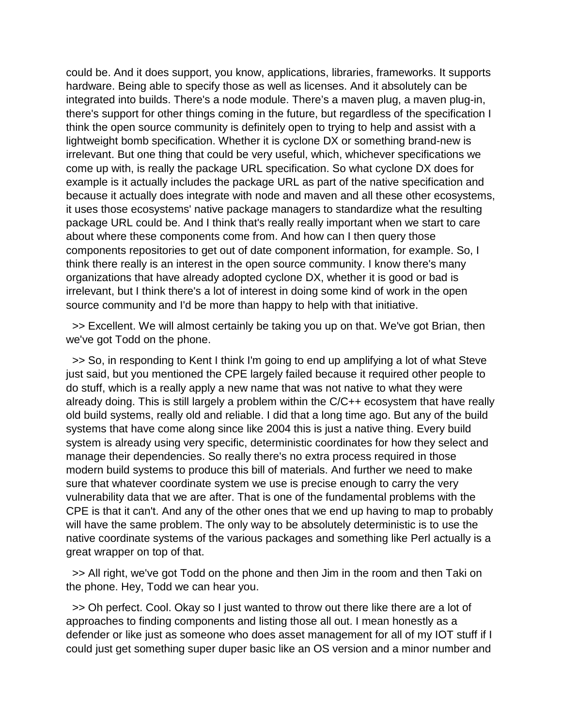could be. And it does support, you know, applications, libraries, frameworks. It supports hardware. Being able to specify those as well as licenses. And it absolutely can be integrated into builds. There's a node module. There's a maven plug, a maven plug-in, there's support for other things coming in the future, but regardless of the specification I think the open source community is definitely open to trying to help and assist with a lightweight bomb specification. Whether it is cyclone DX or something brand-new is irrelevant. But one thing that could be very useful, which, whichever specifications we come up with, is really the package URL specification. So what cyclone DX does for example is it actually includes the package URL as part of the native specification and because it actually does integrate with node and maven and all these other ecosystems, it uses those ecosystems' native package managers to standardize what the resulting package URL could be. And I think that's really really important when we start to care about where these components come from. And how can I then query those components repositories to get out of date component information, for example. So, I think there really is an interest in the open source community. I know there's many organizations that have already adopted cyclone DX, whether it is good or bad is irrelevant, but I think there's a lot of interest in doing some kind of work in the open source community and I'd be more than happy to help with that initiative.

>> Excellent. We will almost certainly be taking you up on that. We've got Brian, then we've got Todd on the phone.

>> So, in responding to Kent I think I'm going to end up amplifying a lot of what Steve just said, but you mentioned the CPE largely failed because it required other people to do stuff, which is a really apply a new name that was not native to what they were already doing. This is still largely a problem within the C/C++ ecosystem that have really old build systems, really old and reliable. I did that a long time ago. But any of the build systems that have come along since like 2004 this is just a native thing. Every build system is already using very specific, deterministic coordinates for how they select and manage their dependencies. So really there's no extra process required in those modern build systems to produce this bill of materials. And further we need to make sure that whatever coordinate system we use is precise enough to carry the very vulnerability data that we are after. That is one of the fundamental problems with the CPE is that it can't. And any of the other ones that we end up having to map to probably will have the same problem. The only way to be absolutely deterministic is to use the native coordinate systems of the various packages and something like Perl actually is a great wrapper on top of that.

>> All right, we've got Todd on the phone and then Jim in the room and then Taki on the phone. Hey, Todd we can hear you.

>> Oh perfect. Cool. Okay so I just wanted to throw out there like there are a lot of approaches to finding components and listing those all out. I mean honestly as a defender or like just as someone who does asset management for all of my IOT stuff if I could just get something super duper basic like an OS version and a minor number and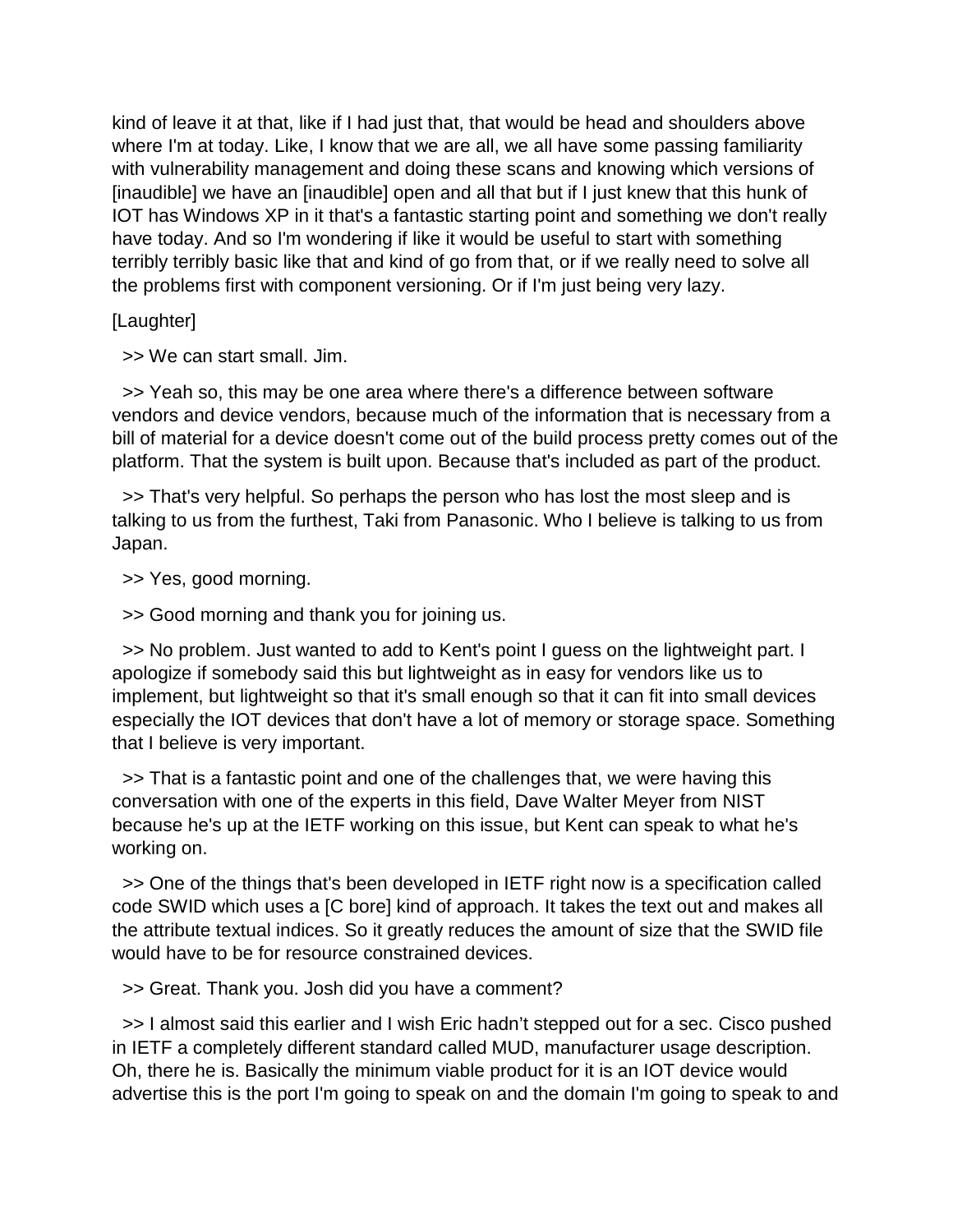kind of leave it at that, like if I had just that, that would be head and shoulders above where I'm at today. Like, I know that we are all, we all have some passing familiarity with vulnerability management and doing these scans and knowing which versions of [inaudible] we have an [inaudible] open and all that but if I just knew that this hunk of IOT has Windows XP in it that's a fantastic starting point and something we don't really have today. And so I'm wondering if like it would be useful to start with something terribly terribly basic like that and kind of go from that, or if we really need to solve all the problems first with component versioning. Or if I'm just being very lazy.

[Laughter]

>> We can start small. Jim.

>> Yeah so, this may be one area where there's a difference between software vendors and device vendors, because much of the information that is necessary from a bill of material for a device doesn't come out of the build process pretty comes out of the platform. That the system is built upon. Because that's included as part of the product.

>> That's very helpful. So perhaps the person who has lost the most sleep and is talking to us from the furthest, Taki from Panasonic. Who I believe is talking to us from Japan.

>> Yes, good morning.

>> Good morning and thank you for joining us.

>> No problem. Just wanted to add to Kent's point I guess on the lightweight part. I apologize if somebody said this but lightweight as in easy for vendors like us to implement, but lightweight so that it's small enough so that it can fit into small devices especially the IOT devices that don't have a lot of memory or storage space. Something that I believe is very important.

>> That is a fantastic point and one of the challenges that, we were having this conversation with one of the experts in this field, Dave Walter Meyer from NIST because he's up at the IETF working on this issue, but Kent can speak to what he's working on.

>> One of the things that's been developed in IETF right now is a specification called code SWID which uses a [C bore] kind of approach. It takes the text out and makes all the attribute textual indices. So it greatly reduces the amount of size that the SWID file would have to be for resource constrained devices.

>> Great. Thank you. Josh did you have a comment?

>> I almost said this earlier and I wish Eric hadn't stepped out for a sec. Cisco pushed in IETF a completely different standard called MUD, manufacturer usage description. Oh, there he is. Basically the minimum viable product for it is an IOT device would advertise this is the port I'm going to speak on and the domain I'm going to speak to and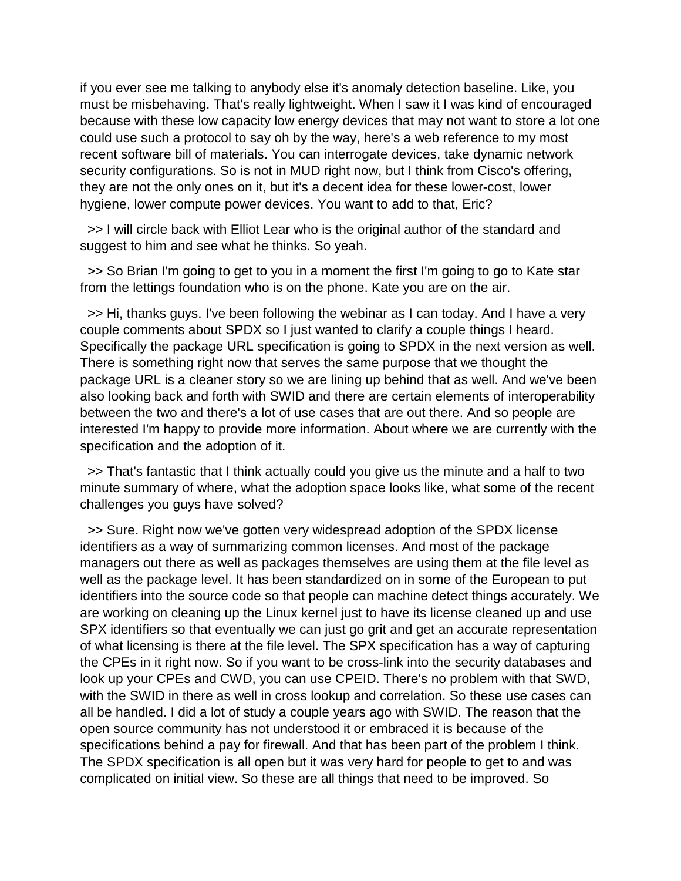if you ever see me talking to anybody else it's anomaly detection baseline. Like, you must be misbehaving. That's really lightweight. When I saw it I was kind of encouraged because with these low capacity low energy devices that may not want to store a lot one could use such a protocol to say oh by the way, here's a web reference to my most recent software bill of materials. You can interrogate devices, take dynamic network security configurations. So is not in MUD right now, but I think from Cisco's offering, they are not the only ones on it, but it's a decent idea for these lower-cost, lower hygiene, lower compute power devices. You want to add to that, Eric?

>> I will circle back with Elliot Lear who is the original author of the standard and suggest to him and see what he thinks. So yeah.

>> So Brian I'm going to get to you in a moment the first I'm going to go to Kate star from the lettings foundation who is on the phone. Kate you are on the air.

>> Hi, thanks guys. I've been following the webinar as I can today. And I have a very couple comments about SPDX so I just wanted to clarify a couple things I heard. Specifically the package URL specification is going to SPDX in the next version as well. There is something right now that serves the same purpose that we thought the package URL is a cleaner story so we are lining up behind that as well. And we've been also looking back and forth with SWID and there are certain elements of interoperability between the two and there's a lot of use cases that are out there. And so people are interested I'm happy to provide more information. About where we are currently with the specification and the adoption of it.

>> That's fantastic that I think actually could you give us the minute and a half to two minute summary of where, what the adoption space looks like, what some of the recent challenges you guys have solved?

>> Sure. Right now we've gotten very widespread adoption of the SPDX license identifiers as a way of summarizing common licenses. And most of the package managers out there as well as packages themselves are using them at the file level as well as the package level. It has been standardized on in some of the European to put identifiers into the source code so that people can machine detect things accurately. We are working on cleaning up the Linux kernel just to have its license cleaned up and use SPX identifiers so that eventually we can just go grit and get an accurate representation of what licensing is there at the file level. The SPX specification has a way of capturing the CPEs in it right now. So if you want to be cross-link into the security databases and look up your CPEs and CWD, you can use CPEID. There's no problem with that SWD, with the SWID in there as well in cross lookup and correlation. So these use cases can all be handled. I did a lot of study a couple years ago with SWID. The reason that the open source community has not understood it or embraced it is because of the specifications behind a pay for firewall. And that has been part of the problem I think. The SPDX specification is all open but it was very hard for people to get to and was complicated on initial view. So these are all things that need to be improved. So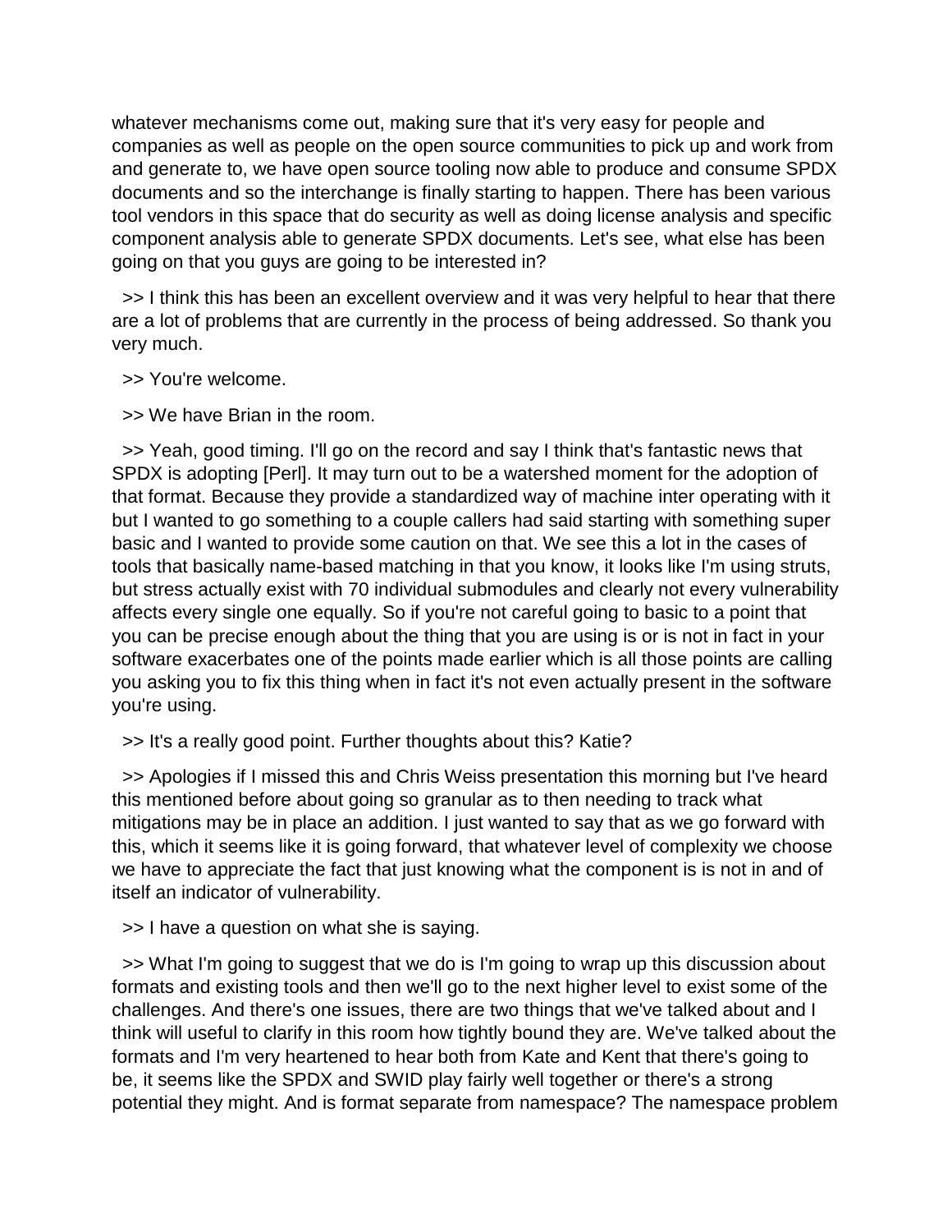whatever mechanisms come out, making sure that it's very easy for people and companies as well as people on the open source communities to pick up and work from and generate to, we have open source tooling now able to produce and consume SPDX documents and so the interchange is finally starting to happen. There has been various tool vendors in this space that do security as well as doing license analysis and specific component analysis able to generate SPDX documents. Let's see, what else has been going on that you guys are going to be interested in?

>> I think this has been an excellent overview and it was very helpful to hear that there are a lot of problems that are currently in the process of being addressed. So thank you very much.

>> You're welcome.

>> We have Brian in the room.

>> Yeah, good timing. I'll go on the record and say I think that's fantastic news that SPDX is adopting [Perl]. It may turn out to be a watershed moment for the adoption of that format. Because they provide a standardized way of machine inter operating with it but I wanted to go something to a couple callers had said starting with something super basic and I wanted to provide some caution on that. We see this a lot in the cases of tools that basically name-based matching in that you know, it looks like I'm using struts, but stress actually exist with 70 individual submodules and clearly not every vulnerability affects every single one equally. So if you're not careful going to basic to a point that you can be precise enough about the thing that you are using is or is not in fact in your software exacerbates one of the points made earlier which is all those points are calling you asking you to fix this thing when in fact it's not even actually present in the software you're using.

>> It's a really good point. Further thoughts about this? Katie?

>> Apologies if I missed this and Chris Weiss presentation this morning but I've heard this mentioned before about going so granular as to then needing to track what mitigations may be in place an addition. I just wanted to say that as we go forward with this, which it seems like it is going forward, that whatever level of complexity we choose we have to appreciate the fact that just knowing what the component is is not in and of itself an indicator of vulnerability.

>> I have a question on what she is saying.

>> What I'm going to suggest that we do is I'm going to wrap up this discussion about formats and existing tools and then we'll go to the next higher level to exist some of the challenges. And there's one issues, there are two things that we've talked about and I think will useful to clarify in this room how tightly bound they are. We've talked about the formats and I'm very heartened to hear both from Kate and Kent that there's going to be, it seems like the SPDX and SWID play fairly well together or there's a strong potential they might. And is format separate from namespace? The namespace problem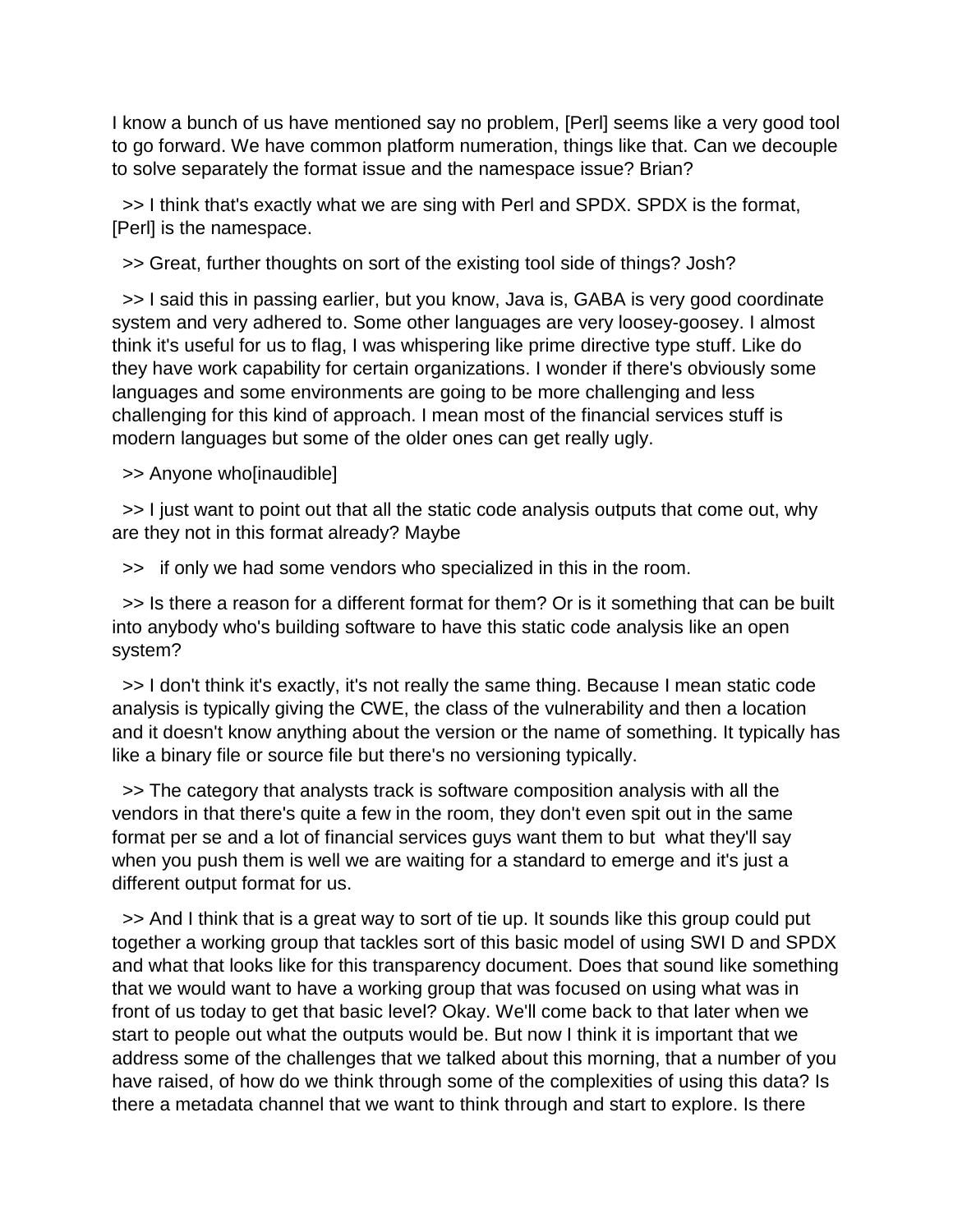I know a bunch of us have mentioned say no problem, [Perl] seems like a very good tool to go forward. We have common platform numeration, things like that. Can we decouple to solve separately the format issue and the namespace issue? Brian?

>> I think that's exactly what we are sing with Perl and SPDX. SPDX is the format, [Perl] is the namespace.

>> Great, further thoughts on sort of the existing tool side of things? Josh?

>> I said this in passing earlier, but you know, Java is, GABA is very good coordinate system and very adhered to. Some other languages are very loosey-goosey. I almost think it's useful for us to flag, I was whispering like prime directive type stuff. Like do they have work capability for certain organizations. I wonder if there's obviously some languages and some environments are going to be more challenging and less challenging for this kind of approach. I mean most of the financial services stuff is modern languages but some of the older ones can get really ugly.

>> Anyone who[inaudible]

>> I just want to point out that all the static code analysis outputs that come out, why are they not in this format already? Maybe

>> if only we had some vendors who specialized in this in the room.

>> Is there a reason for a different format for them? Or is it something that can be built into anybody who's building software to have this static code analysis like an open system?

>> I don't think it's exactly, it's not really the same thing. Because I mean static code analysis is typically giving the CWE, the class of the vulnerability and then a location and it doesn't know anything about the version or the name of something. It typically has like a binary file or source file but there's no versioning typically.

>> The category that analysts track is software composition analysis with all the vendors in that there's quite a few in the room, they don't even spit out in the same format per se and a lot of financial services guys want them to but what they'll say when you push them is well we are waiting for a standard to emerge and it's just a different output format for us.

>> And I think that is a great way to sort of tie up. It sounds like this group could put together a working group that tackles sort of this basic model of using SWI D and SPDX and what that looks like for this transparency document. Does that sound like something that we would want to have a working group that was focused on using what was in front of us today to get that basic level? Okay. We'll come back to that later when we start to people out what the outputs would be. But now I think it is important that we address some of the challenges that we talked about this morning, that a number of you have raised, of how do we think through some of the complexities of using this data? Is there a metadata channel that we want to think through and start to explore. Is there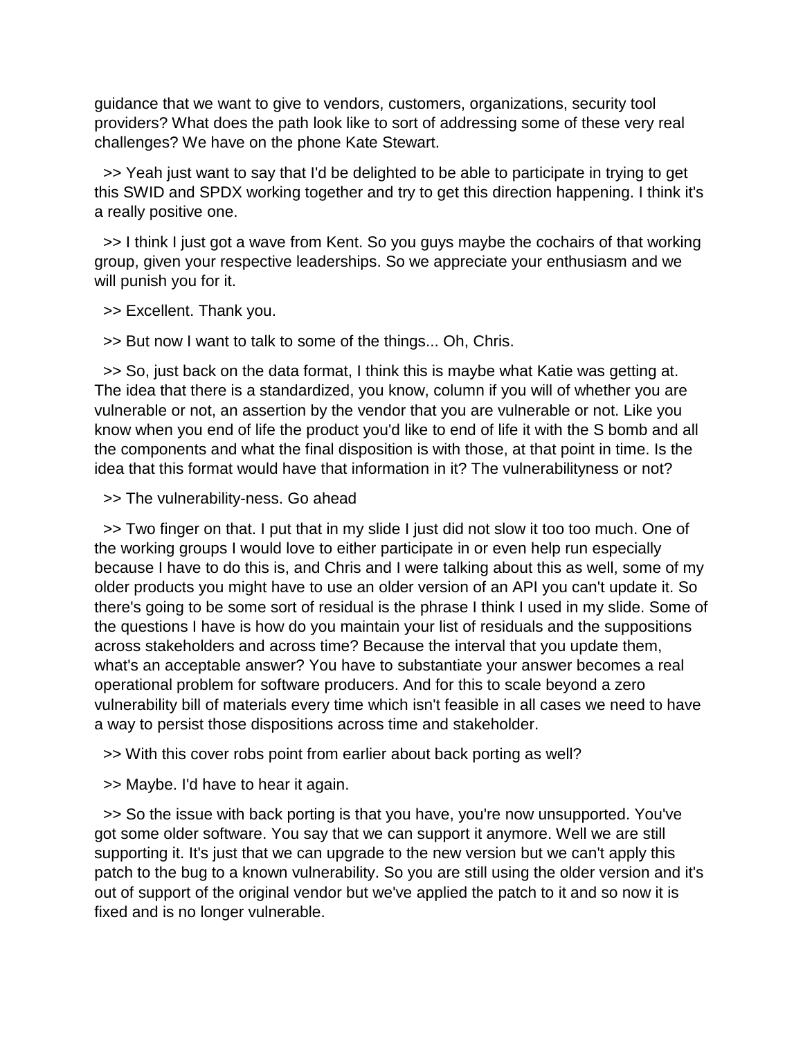guidance that we want to give to vendors, customers, organizations, security tool providers? What does the path look like to sort of addressing some of these very real challenges? We have on the phone Kate Stewart.

>> Yeah just want to say that I'd be delighted to be able to participate in trying to get this SWID and SPDX working together and try to get this direction happening. I think it's a really positive one.

>> I think I just got a wave from Kent. So you guys maybe the cochairs of that working group, given your respective leaderships. So we appreciate your enthusiasm and we will punish you for it.

>> Excellent. Thank you.

>> But now I want to talk to some of the things... Oh, Chris.

>> So, just back on the data format, I think this is maybe what Katie was getting at. The idea that there is a standardized, you know, column if you will of whether you are vulnerable or not, an assertion by the vendor that you are vulnerable or not. Like you know when you end of life the product you'd like to end of life it with the S bomb and all the components and what the final disposition is with those, at that point in time. Is the idea that this format would have that information in it? The vulnerabilityness or not?

>> The vulnerability-ness. Go ahead

>> Two finger on that. I put that in my slide I just did not slow it too too much. One of the working groups I would love to either participate in or even help run especially because I have to do this is, and Chris and I were talking about this as well, some of my older products you might have to use an older version of an API you can't update it. So there's going to be some sort of residual is the phrase I think I used in my slide. Some of the questions I have is how do you maintain your list of residuals and the suppositions across stakeholders and across time? Because the interval that you update them, what's an acceptable answer? You have to substantiate your answer becomes a real operational problem for software producers. And for this to scale beyond a zero vulnerability bill of materials every time which isn't feasible in all cases we need to have a way to persist those dispositions across time and stakeholder.

>> With this cover robs point from earlier about back porting as well?

>> Maybe. I'd have to hear it again.

>> So the issue with back porting is that you have, you're now unsupported. You've got some older software. You say that we can support it anymore. Well we are still supporting it. It's just that we can upgrade to the new version but we can't apply this patch to the bug to a known vulnerability. So you are still using the older version and it's out of support of the original vendor but we've applied the patch to it and so now it is fixed and is no longer vulnerable.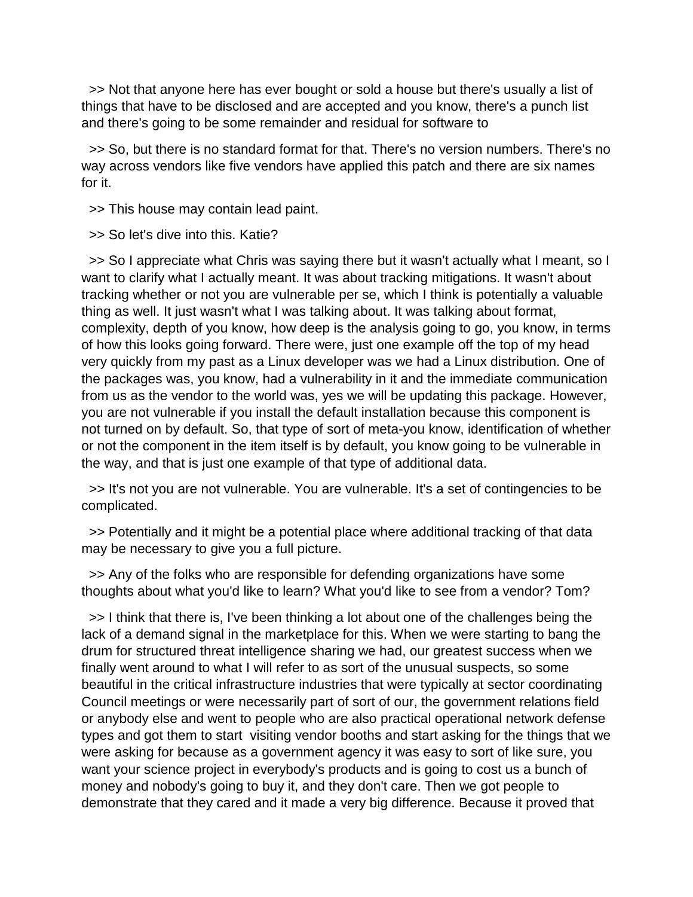>> Not that anyone here has ever bought or sold a house but there's usually a list of things that have to be disclosed and are accepted and you know, there's a punch list and there's going to be some remainder and residual for software to

>> So, but there is no standard format for that. There's no version numbers. There's no way across vendors like five vendors have applied this patch and there are six names for it.

>> This house may contain lead paint.

>> So let's dive into this. Katie?

>> So I appreciate what Chris was saying there but it wasn't actually what I meant, so I want to clarify what I actually meant. It was about tracking mitigations. It wasn't about tracking whether or not you are vulnerable per se, which I think is potentially a valuable thing as well. It just wasn't what I was talking about. It was talking about format, complexity, depth of you know, how deep is the analysis going to go, you know, in terms of how this looks going forward. There were, just one example off the top of my head very quickly from my past as a Linux developer was we had a Linux distribution. One of the packages was, you know, had a vulnerability in it and the immediate communication from us as the vendor to the world was, yes we will be updating this package. However, you are not vulnerable if you install the default installation because this component is not turned on by default. So, that type of sort of meta-you know, identification of whether or not the component in the item itself is by default, you know going to be vulnerable in the way, and that is just one example of that type of additional data.

>> It's not you are not vulnerable. You are vulnerable. It's a set of contingencies to be complicated.

>> Potentially and it might be a potential place where additional tracking of that data may be necessary to give you a full picture.

>> Any of the folks who are responsible for defending organizations have some thoughts about what you'd like to learn? What you'd like to see from a vendor? Tom?

>> I think that there is, I've been thinking a lot about one of the challenges being the lack of a demand signal in the marketplace for this. When we were starting to bang the drum for structured threat intelligence sharing we had, our greatest success when we finally went around to what I will refer to as sort of the unusual suspects, so some beautiful in the critical infrastructure industries that were typically at sector coordinating Council meetings or were necessarily part of sort of our, the government relations field or anybody else and went to people who are also practical operational network defense types and got them to start visiting vendor booths and start asking for the things that we were asking for because as a government agency it was easy to sort of like sure, you want your science project in everybody's products and is going to cost us a bunch of money and nobody's going to buy it, and they don't care. Then we got people to demonstrate that they cared and it made a very big difference. Because it proved that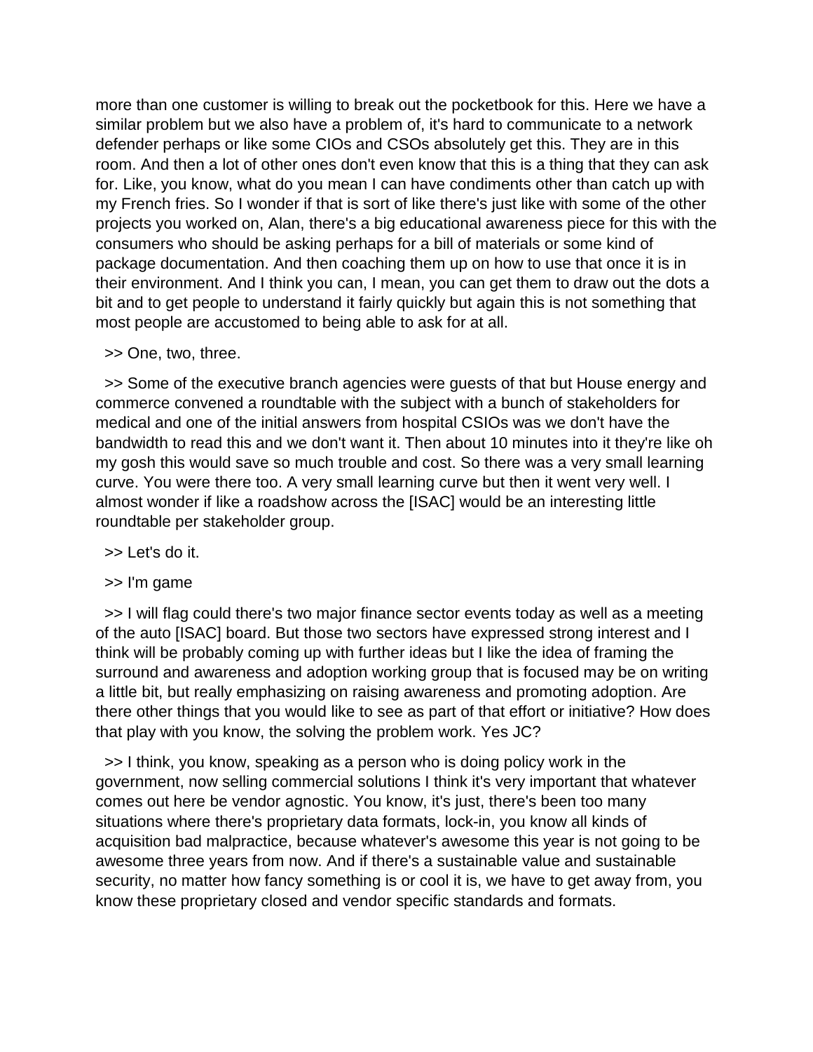more than one customer is willing to break out the pocketbook for this. Here we have a similar problem but we also have a problem of, it's hard to communicate to a network defender perhaps or like some CIOs and CSOs absolutely get this. They are in this room. And then a lot of other ones don't even know that this is a thing that they can ask for. Like, you know, what do you mean I can have condiments other than catch up with my French fries. So I wonder if that is sort of like there's just like with some of the other projects you worked on, Alan, there's a big educational awareness piece for this with the consumers who should be asking perhaps for a bill of materials or some kind of package documentation. And then coaching them up on how to use that once it is in their environment. And I think you can, I mean, you can get them to draw out the dots a bit and to get people to understand it fairly quickly but again this is not something that most people are accustomed to being able to ask for at all.

>> One, two, three.

>> Some of the executive branch agencies were guests of that but House energy and commerce convened a roundtable with the subject with a bunch of stakeholders for medical and one of the initial answers from hospital CSIOs was we don't have the bandwidth to read this and we don't want it. Then about 10 minutes into it they're like oh my gosh this would save so much trouble and cost. So there was a very small learning curve. You were there too. A very small learning curve but then it went very well. I almost wonder if like a roadshow across the [ISAC] would be an interesting little roundtable per stakeholder group.

>> Let's do it.

>> I'm game

>> I will flag could there's two major finance sector events today as well as a meeting of the auto [ISAC] board. But those two sectors have expressed strong interest and I think will be probably coming up with further ideas but I like the idea of framing the surround and awareness and adoption working group that is focused may be on writing a little bit, but really emphasizing on raising awareness and promoting adoption. Are there other things that you would like to see as part of that effort or initiative? How does that play with you know, the solving the problem work. Yes JC?

>> I think, you know, speaking as a person who is doing policy work in the government, now selling commercial solutions I think it's very important that whatever comes out here be vendor agnostic. You know, it's just, there's been too many situations where there's proprietary data formats, lock-in, you know all kinds of acquisition bad malpractice, because whatever's awesome this year is not going to be awesome three years from now. And if there's a sustainable value and sustainable security, no matter how fancy something is or cool it is, we have to get away from, you know these proprietary closed and vendor specific standards and formats.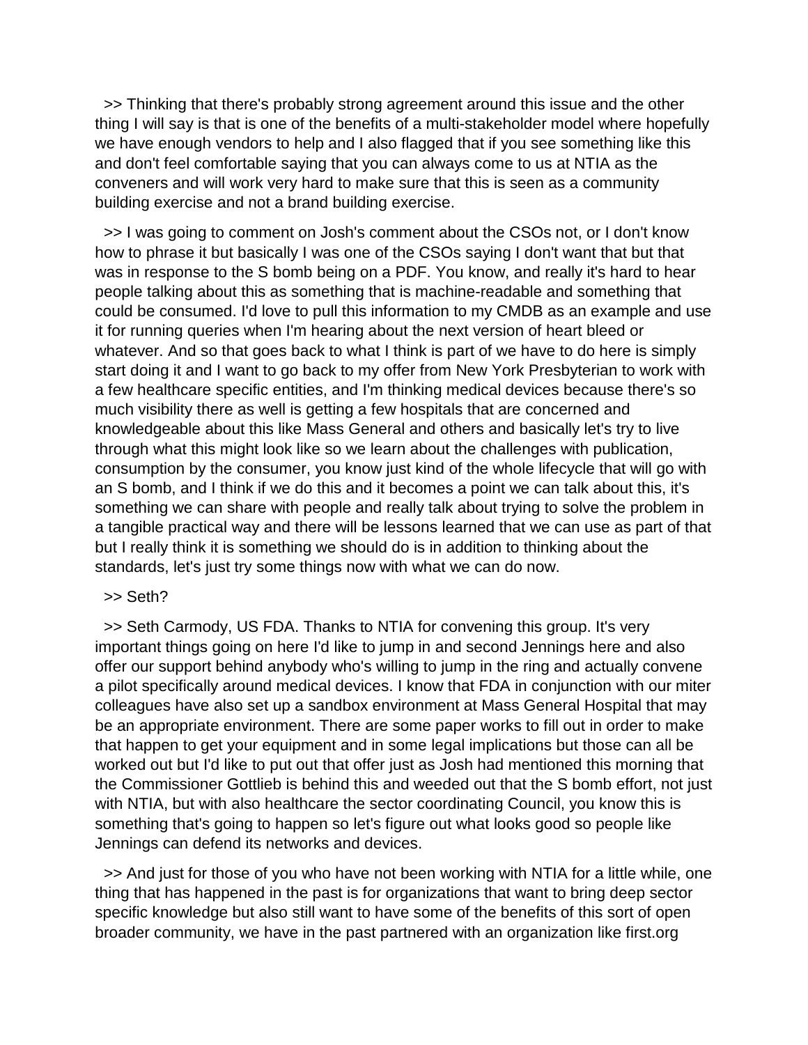>> Thinking that there's probably strong agreement around this issue and the other thing I will say is that is one of the benefits of a multi-stakeholder model where hopefully we have enough vendors to help and I also flagged that if you see something like this and don't feel comfortable saying that you can always come to us at NTIA as the conveners and will work very hard to make sure that this is seen as a community building exercise and not a brand building exercise.

>> I was going to comment on Josh's comment about the CSOs not, or I don't know how to phrase it but basically I was one of the CSOs saying I don't want that but that was in response to the S bomb being on a PDF. You know, and really it's hard to hear people talking about this as something that is machine-readable and something that could be consumed. I'd love to pull this information to my CMDB as an example and use it for running queries when I'm hearing about the next version of heart bleed or whatever. And so that goes back to what I think is part of we have to do here is simply start doing it and I want to go back to my offer from New York Presbyterian to work with a few healthcare specific entities, and I'm thinking medical devices because there's so much visibility there as well is getting a few hospitals that are concerned and knowledgeable about this like Mass General and others and basically let's try to live through what this might look like so we learn about the challenges with publication, consumption by the consumer, you know just kind of the whole lifecycle that will go with an S bomb, and I think if we do this and it becomes a point we can talk about this, it's something we can share with people and really talk about trying to solve the problem in a tangible practical way and there will be lessons learned that we can use as part of that but I really think it is something we should do is in addition to thinking about the standards, let's just try some things now with what we can do now.

>> Seth?

>> Seth Carmody, US FDA. Thanks to NTIA for convening this group. It's very important things going on here I'd like to jump in and second Jennings here and also offer our support behind anybody who's willing to jump in the ring and actually convene a pilot specifically around medical devices. I know that FDA in conjunction with our miter colleagues have also set up a sandbox environment at Mass General Hospital that may be an appropriate environment. There are some paper works to fill out in order to make that happen to get your equipment and in some legal implications but those can all be worked out but I'd like to put out that offer just as Josh had mentioned this morning that the Commissioner Gottlieb is behind this and weeded out that the S bomb effort, not just with NTIA, but with also healthcare the sector coordinating Council, you know this is something that's going to happen so let's figure out what looks good so people like Jennings can defend its networks and devices.

>> And just for those of you who have not been working with NTIA for a little while, one thing that has happened in the past is for organizations that want to bring deep sector specific knowledge but also still want to have some of the benefits of this sort of open broader community, we have in the past partnered with an organization like first.org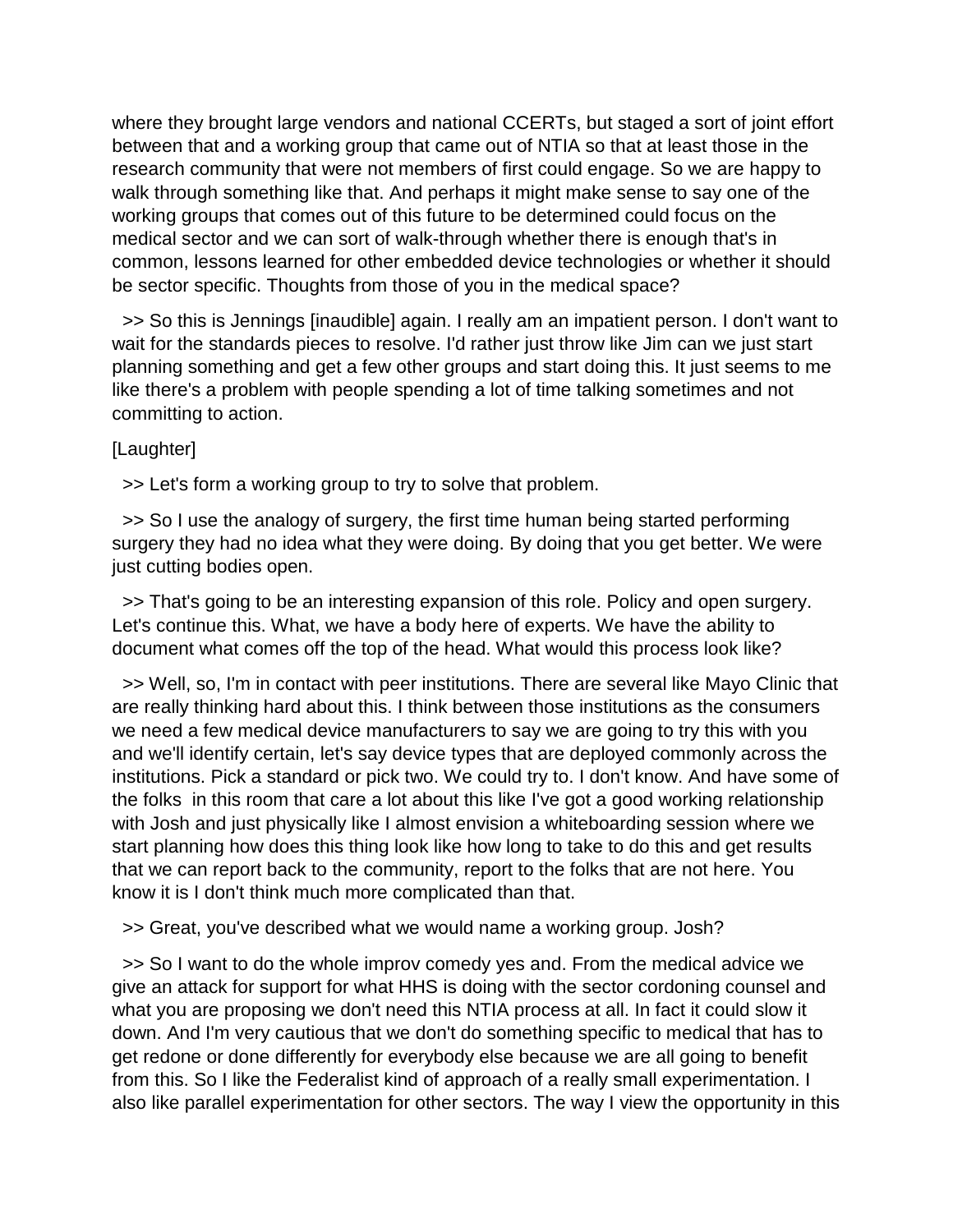where they brought large vendors and national CCERTs, but staged a sort of joint effort between that and a working group that came out of NTIA so that at least those in the research community that were not members of first could engage. So we are happy to walk through something like that. And perhaps it might make sense to say one of the working groups that comes out of this future to be determined could focus on the medical sector and we can sort of walk-through whether there is enough that's in common, lessons learned for other embedded device technologies or whether it should be sector specific. Thoughts from those of you in the medical space?

>> So this is Jennings [inaudible] again. I really am an impatient person. I don't want to wait for the standards pieces to resolve. I'd rather just throw like Jim can we just start planning something and get a few other groups and start doing this. It just seems to me like there's a problem with people spending a lot of time talking sometimes and not committing to action.

[Laughter]

>> Let's form a working group to try to solve that problem.

>> So I use the analogy of surgery, the first time human being started performing surgery they had no idea what they were doing. By doing that you get better. We were just cutting bodies open.

>> That's going to be an interesting expansion of this role. Policy and open surgery. Let's continue this. What, we have a body here of experts. We have the ability to document what comes off the top of the head. What would this process look like?

>> Well, so, I'm in contact with peer institutions. There are several like Mayo Clinic that are really thinking hard about this. I think between those institutions as the consumers we need a few medical device manufacturers to say we are going to try this with you and we'll identify certain, let's say device types that are deployed commonly across the institutions. Pick a standard or pick two. We could try to. I don't know. And have some of the folks in this room that care a lot about this like I've got a good working relationship with Josh and just physically like I almost envision a whiteboarding session where we start planning how does this thing look like how long to take to do this and get results that we can report back to the community, report to the folks that are not here. You know it is I don't think much more complicated than that.

>> Great, you've described what we would name a working group. Josh?

>> So I want to do the whole improv comedy yes and. From the medical advice we give an attack for support for what HHS is doing with the sector cordoning counsel and what you are proposing we don't need this NTIA process at all. In fact it could slow it down. And I'm very cautious that we don't do something specific to medical that has to get redone or done differently for everybody else because we are all going to benefit from this. So I like the Federalist kind of approach of a really small experimentation. I also like parallel experimentation for other sectors. The way I view the opportunity in this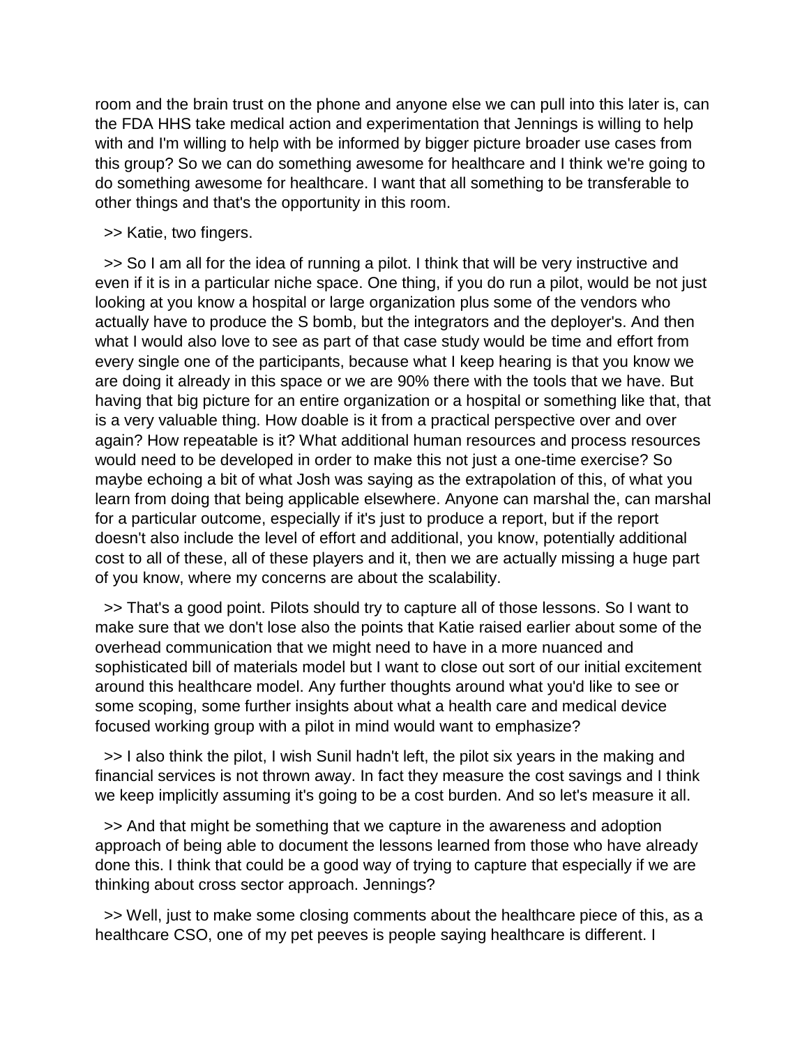room and the brain trust on the phone and anyone else we can pull into this later is, can the FDA HHS take medical action and experimentation that Jennings is willing to help with and I'm willing to help with be informed by bigger picture broader use cases from this group? So we can do something awesome for healthcare and I think we're going to do something awesome for healthcare. I want that all something to be transferable to other things and that's the opportunity in this room.

>> Katie, two fingers.

>> So I am all for the idea of running a pilot. I think that will be very instructive and even if it is in a particular niche space. One thing, if you do run a pilot, would be not just looking at you know a hospital or large organization plus some of the vendors who actually have to produce the S bomb, but the integrators and the deployer's. And then what I would also love to see as part of that case study would be time and effort from every single one of the participants, because what I keep hearing is that you know we are doing it already in this space or we are 90% there with the tools that we have. But having that big picture for an entire organization or a hospital or something like that, that is a very valuable thing. How doable is it from a practical perspective over and over again? How repeatable is it? What additional human resources and process resources would need to be developed in order to make this not just a one-time exercise? So maybe echoing a bit of what Josh was saying as the extrapolation of this, of what you learn from doing that being applicable elsewhere. Anyone can marshal the, can marshal for a particular outcome, especially if it's just to produce a report, but if the report doesn't also include the level of effort and additional, you know, potentially additional cost to all of these, all of these players and it, then we are actually missing a huge part of you know, where my concerns are about the scalability.

>> That's a good point. Pilots should try to capture all of those lessons. So I want to make sure that we don't lose also the points that Katie raised earlier about some of the overhead communication that we might need to have in a more nuanced and sophisticated bill of materials model but I want to close out sort of our initial excitement around this healthcare model. Any further thoughts around what you'd like to see or some scoping, some further insights about what a health care and medical device focused working group with a pilot in mind would want to emphasize?

>> I also think the pilot, I wish Sunil hadn't left, the pilot six years in the making and financial services is not thrown away. In fact they measure the cost savings and I think we keep implicitly assuming it's going to be a cost burden. And so let's measure it all.

>> And that might be something that we capture in the awareness and adoption approach of being able to document the lessons learned from those who have already done this. I think that could be a good way of trying to capture that especially if we are thinking about cross sector approach. Jennings?

>> Well, just to make some closing comments about the healthcare piece of this, as a healthcare CSO, one of my pet peeves is people saying healthcare is different. I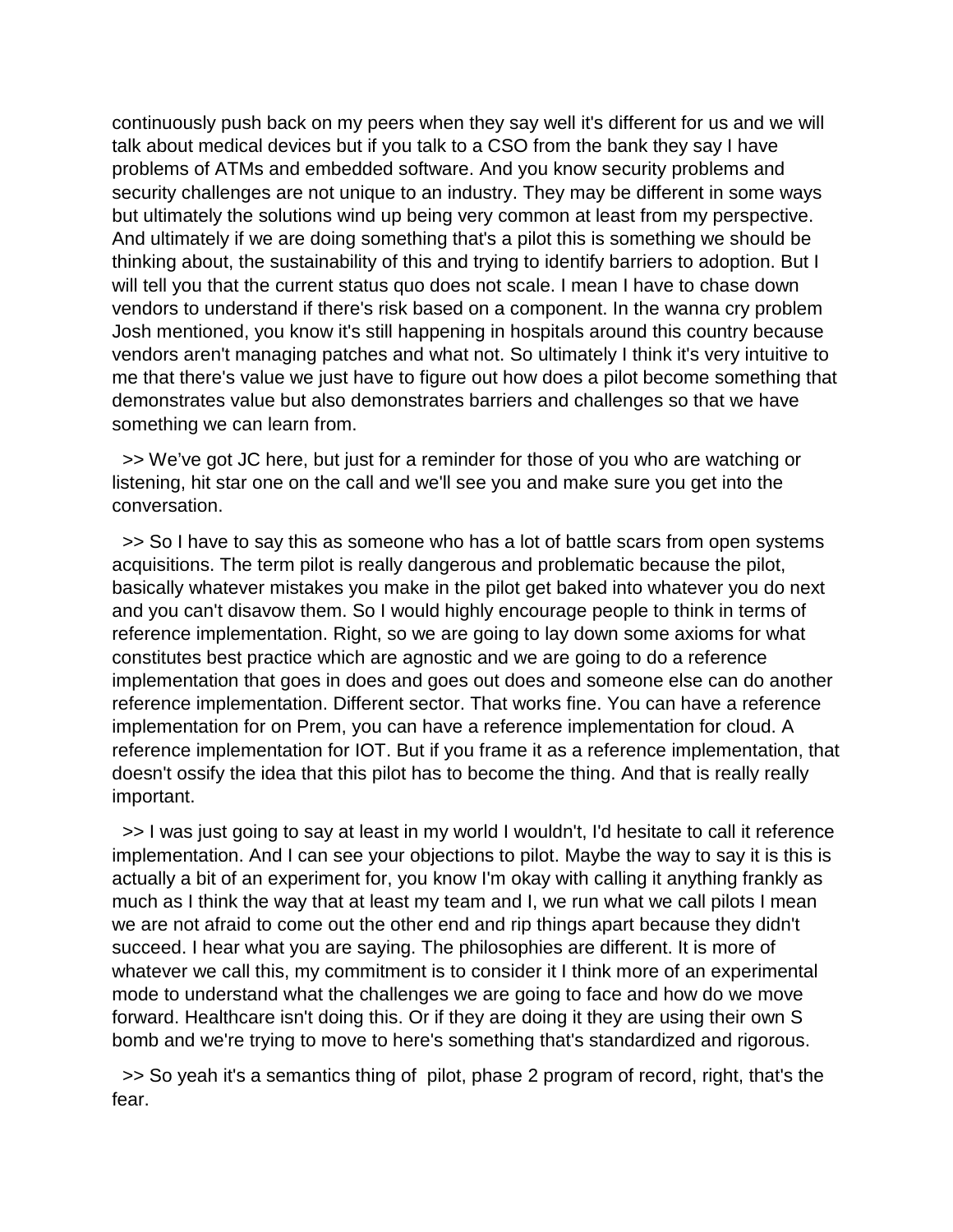continuously push back on my peers when they say well it's different for us and we will talk about medical devices but if you talk to a CSO from the bank they say I have problems of ATMs and embedded software. And you know security problems and security challenges are not unique to an industry. They may be different in some ways but ultimately the solutions wind up being very common at least from my perspective. And ultimately if we are doing something that's a pilot this is something we should be thinking about, the sustainability of this and trying to identify barriers to adoption. But I will tell you that the current status quo does not scale. I mean I have to chase down vendors to understand if there's risk based on a component. In the wanna cry problem Josh mentioned, you know it's still happening in hospitals around this country because vendors aren't managing patches and what not. So ultimately I think it's very intuitive to me that there's value we just have to figure out how does a pilot become something that demonstrates value but also demonstrates barriers and challenges so that we have something we can learn from.

>> We've got JC here, but just for a reminder for those of you who are watching or listening, hit star one on the call and we'll see you and make sure you get into the conversation.

>> So I have to say this as someone who has a lot of battle scars from open systems acquisitions. The term pilot is really dangerous and problematic because the pilot, basically whatever mistakes you make in the pilot get baked into whatever you do next and you can't disavow them. So I would highly encourage people to think in terms of reference implementation. Right, so we are going to lay down some axioms for what constitutes best practice which are agnostic and we are going to do a reference implementation that goes in does and goes out does and someone else can do another reference implementation. Different sector. That works fine. You can have a reference implementation for on Prem, you can have a reference implementation for cloud. A reference implementation for IOT. But if you frame it as a reference implementation, that doesn't ossify the idea that this pilot has to become the thing. And that is really really important.

>> I was just going to say at least in my world I wouldn't, I'd hesitate to call it reference implementation. And I can see your objections to pilot. Maybe the way to say it is this is actually a bit of an experiment for, you know I'm okay with calling it anything frankly as much as I think the way that at least my team and I, we run what we call pilots I mean we are not afraid to come out the other end and rip things apart because they didn't succeed. I hear what you are saying. The philosophies are different. It is more of whatever we call this, my commitment is to consider it I think more of an experimental mode to understand what the challenges we are going to face and how do we move forward. Healthcare isn't doing this. Or if they are doing it they are using their own S bomb and we're trying to move to here's something that's standardized and rigorous.

>> So yeah it's a semantics thing of pilot, phase 2 program of record, right, that's the fear.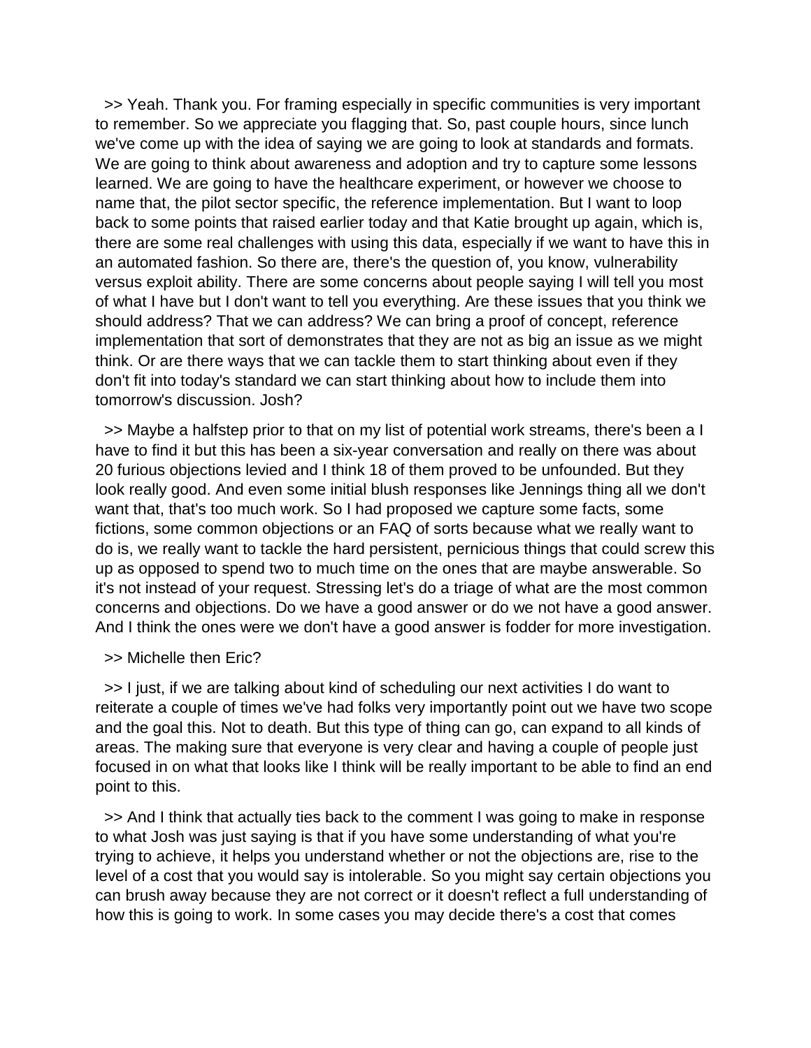>> Yeah. Thank you. For framing especially in specific communities is very important to remember. So we appreciate you flagging that. So, past couple hours, since lunch we've come up with the idea of saying we are going to look at standards and formats. We are going to think about awareness and adoption and try to capture some lessons learned. We are going to have the healthcare experiment, or however we choose to name that, the pilot sector specific, the reference implementation. But I want to loop back to some points that raised earlier today and that Katie brought up again, which is, there are some real challenges with using this data, especially if we want to have this in an automated fashion. So there are, there's the question of, you know, vulnerability versus exploit ability. There are some concerns about people saying I will tell you most of what I have but I don't want to tell you everything. Are these issues that you think we should address? That we can address? We can bring a proof of concept, reference implementation that sort of demonstrates that they are not as big an issue as we might think. Or are there ways that we can tackle them to start thinking about even if they don't fit into today's standard we can start thinking about how to include them into tomorrow's discussion. Josh?

>> Maybe a halfstep prior to that on my list of potential work streams, there's been a I have to find it but this has been a six-year conversation and really on there was about 20 furious objections levied and I think 18 of them proved to be unfounded. But they look really good. And even some initial blush responses like Jennings thing all we don't want that, that's too much work. So I had proposed we capture some facts, some fictions, some common objections or an FAQ of sorts because what we really want to do is, we really want to tackle the hard persistent, pernicious things that could screw this up as opposed to spend two to much time on the ones that are maybe answerable. So it's not instead of your request. Stressing let's do a triage of what are the most common concerns and objections. Do we have a good answer or do we not have a good answer. And I think the ones were we don't have a good answer is fodder for more investigation.

>> Michelle then Eric?

>> I just, if we are talking about kind of scheduling our next activities I do want to reiterate a couple of times we've had folks very importantly point out we have two scope and the goal this. Not to death. But this type of thing can go, can expand to all kinds of areas. The making sure that everyone is very clear and having a couple of people just focused in on what that looks like I think will be really important to be able to find an end point to this.

>> And I think that actually ties back to the comment I was going to make in response to what Josh was just saying is that if you have some understanding of what you're trying to achieve, it helps you understand whether or not the objections are, rise to the level of a cost that you would say is intolerable. So you might say certain objections you can brush away because they are not correct or it doesn't reflect a full understanding of how this is going to work. In some cases you may decide there's a cost that comes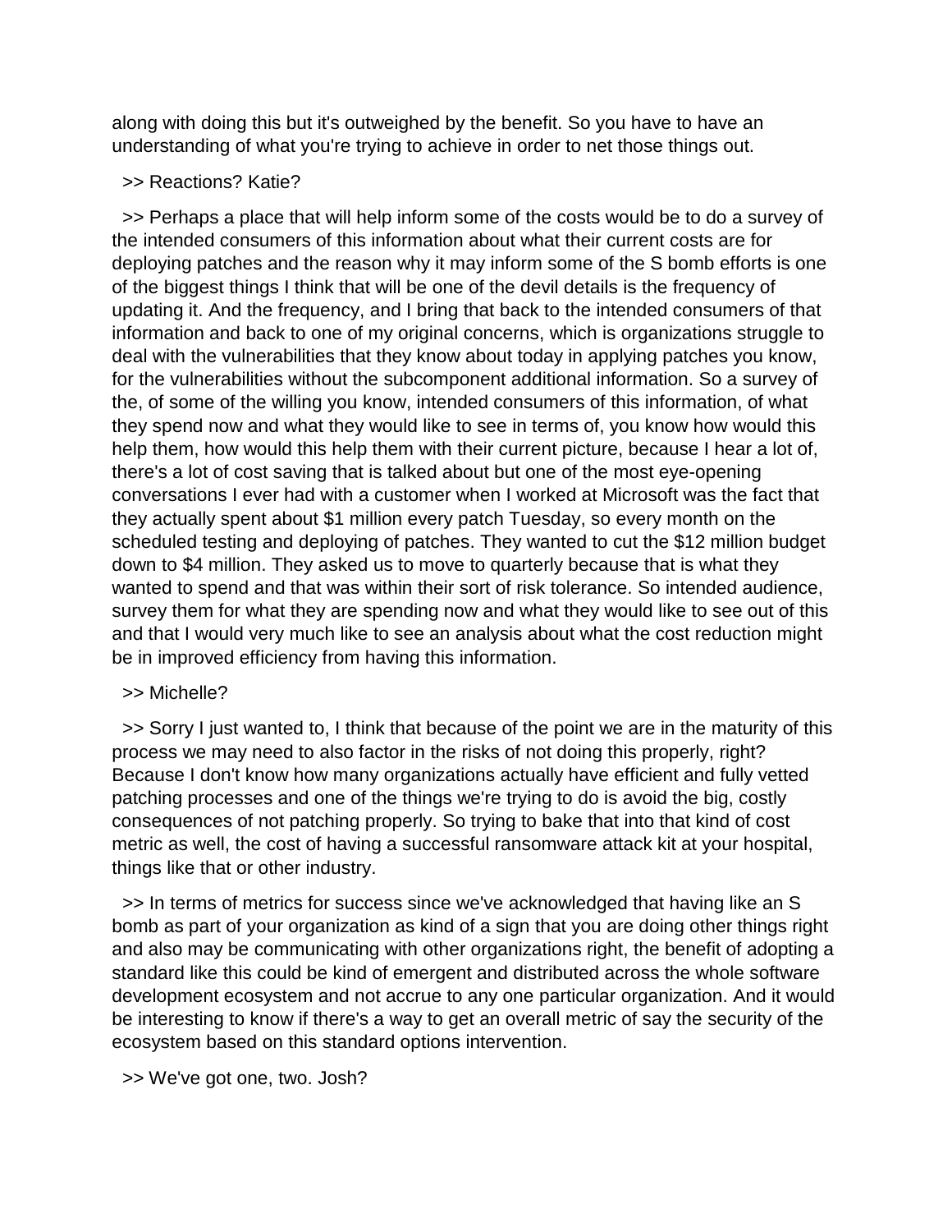along with doing this but it's outweighed by the benefit. So you have to have an understanding of what you're trying to achieve in order to net those things out.

>> Reactions? Katie?

>> Perhaps a place that will help inform some of the costs would be to do a survey of the intended consumers of this information about what their current costs are for deploying patches and the reason why it may inform some of the S bomb efforts is one of the biggest things I think that will be one of the devil details is the frequency of updating it. And the frequency, and I bring that back to the intended consumers of that information and back to one of my original concerns, which is organizations struggle to deal with the vulnerabilities that they know about today in applying patches you know, for the vulnerabilities without the subcomponent additional information. So a survey of the, of some of the willing you know, intended consumers of this information, of what they spend now and what they would like to see in terms of, you know how would this help them, how would this help them with their current picture, because I hear a lot of, there's a lot of cost saving that is talked about but one of the most eye-opening conversations I ever had with a customer when I worked at Microsoft was the fact that they actually spent about $1 million every patch Tuesday, so every month on the scheduled testing and deploying of patches. They wanted to cut the $12 million budget down to $4 million. They asked us to move to quarterly because that is what they wanted to spend and that was within their sort of risk tolerance. So intended audience, survey them for what they are spending now and what they would like to see out of this and that I would very much like to see an analysis about what the cost reduction might be in improved efficiency from having this information.

>> Michelle?

>> Sorry I just wanted to, I think that because of the point we are in the maturity of this process we may need to also factor in the risks of not doing this properly, right? Because I don't know how many organizations actually have efficient and fully vetted patching processes and one of the things we're trying to do is avoid the big, costly consequences of not patching properly. So trying to bake that into that kind of cost metric as well, the cost of having a successful ransomware attack kit at your hospital, things like that or other industry.

>> In terms of metrics for success since we've acknowledged that having like an S bomb as part of your organization as kind of a sign that you are doing other things right and also may be communicating with other organizations right, the benefit of adopting a standard like this could be kind of emergent and distributed across the whole software development ecosystem and not accrue to any one particular organization. And it would be interesting to know if there's a way to get an overall metric of say the security of the ecosystem based on this standard options intervention.

>> We've got one, two. Josh?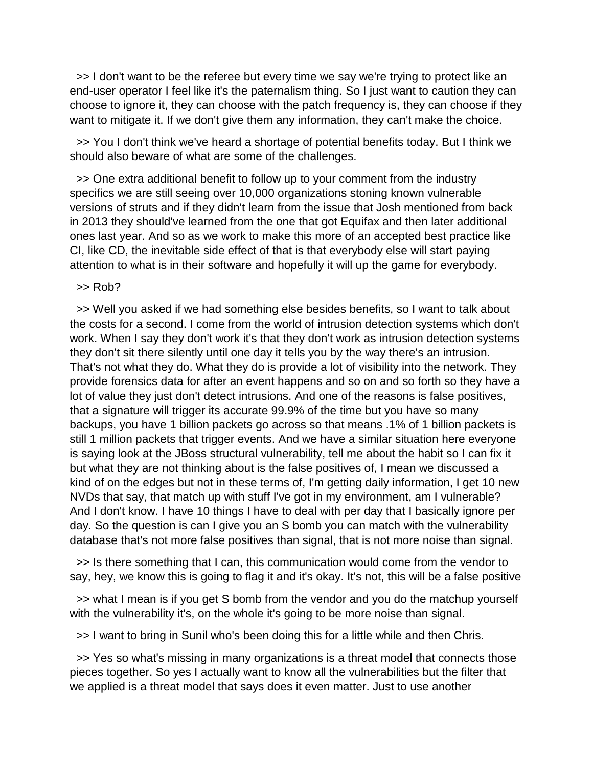>> I don't want to be the referee but every time we say we're trying to protect like an end-user operator I feel like it's the paternalism thing. So I just want to caution they can choose to ignore it, they can choose with the patch frequency is, they can choose if they want to mitigate it. If we don't give them any information, they can't make the choice.

>> You I don't think we've heard a shortage of potential benefits today. But I think we should also beware of what are some of the challenges.

>> One extra additional benefit to follow up to your comment from the industry specifics we are still seeing over 10,000 organizations stoning known vulnerable versions of struts and if they didn't learn from the issue that Josh mentioned from back in 2013 they should've learned from the one that got Equifax and then later additional ones last year. And so as we work to make this more of an accepted best practice like CI, like CD, the inevitable side effect of that is that everybody else will start paying attention to what is in their software and hopefully it will up the game for everybody.

>> Rob?

>> Well you asked if we had something else besides benefits, so I want to talk about the costs for a second. I come from the world of intrusion detection systems which don't work. When I say they don't work it's that they don't work as intrusion detection systems they don't sit there silently until one day it tells you by the way there's an intrusion. That's not what they do. What they do is provide a lot of visibility into the network. They provide forensics data for after an event happens and so on and so forth so they have a lot of value they just don't detect intrusions. And one of the reasons is false positives, that a signature will trigger its accurate 99.9% of the time but you have so many backups, you have 1 billion packets go across so that means .1% of 1 billion packets is still 1 million packets that trigger events. And we have a similar situation here everyone is saying look at the JBoss structural vulnerability, tell me about the habit so I can fix it but what they are not thinking about is the false positives of, I mean we discussed a kind of on the edges but not in these terms of, I'm getting daily information, I get 10 new NVDs that say, that match up with stuff I've got in my environment, am I vulnerable? And I don't know. I have 10 things I have to deal with per day that I basically ignore per day. So the question is can I give you an S bomb you can match with the vulnerability database that's not more false positives than signal, that is not more noise than signal.

>> Is there something that I can, this communication would come from the vendor to say, hey, we know this is going to flag it and it's okay. It's not, this will be a false positive

>> what I mean is if you get S bomb from the vendor and you do the matchup yourself with the vulnerability it's, on the whole it's going to be more noise than signal.

>> I want to bring in Sunil who's been doing this for a little while and then Chris.

>> Yes so what's missing in many organizations is a threat model that connects those pieces together. So yes I actually want to know all the vulnerabilities but the filter that we applied is a threat model that says does it even matter. Just to use another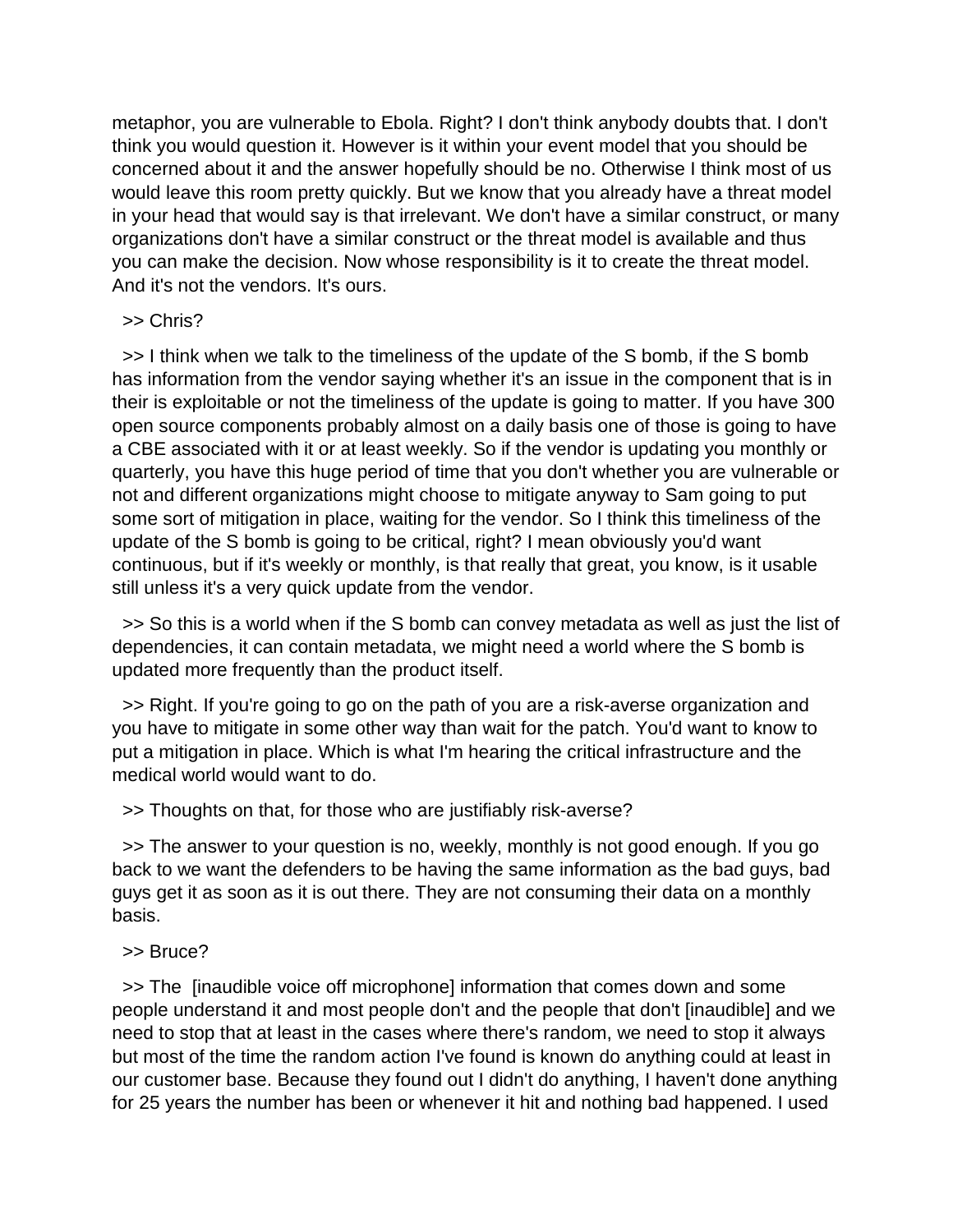metaphor, you are vulnerable to Ebola. Right? I don't think anybody doubts that. I don't think you would question it. However is it within your event model that you should be concerned about it and the answer hopefully should be no. Otherwise I think most of us would leave this room pretty quickly. But we know that you already have a threat model in your head that would say is that irrelevant. We don't have a similar construct, or many organizations don't have a similar construct or the threat model is available and thus you can make the decision. Now whose responsibility is it to create the threat model. And it's not the vendors. It's ours.

>> Chris?

>> I think when we talk to the timeliness of the update of the S bomb, if the S bomb has information from the vendor saying whether it's an issue in the component that is in their is exploitable or not the timeliness of the update is going to matter. If you have 300 open source components probably almost on a daily basis one of those is going to have a CBE associated with it or at least weekly. So if the vendor is updating you monthly or quarterly, you have this huge period of time that you don't whether you are vulnerable or not and different organizations might choose to mitigate anyway to Sam going to put some sort of mitigation in place, waiting for the vendor. So I think this timeliness of the update of the S bomb is going to be critical, right? I mean obviously you'd want continuous, but if it's weekly or monthly, is that really that great, you know, is it usable still unless it's a very quick update from the vendor.

>> So this is a world when if the S bomb can convey metadata as well as just the list of dependencies, it can contain metadata, we might need a world where the S bomb is updated more frequently than the product itself.

>> Right. If you're going to go on the path of you are a risk-averse organization and you have to mitigate in some other way than wait for the patch. You'd want to know to put a mitigation in place. Which is what I'm hearing the critical infrastructure and the medical world would want to do.

>> Thoughts on that, for those who are justifiably risk-averse?

>> The answer to your question is no, weekly, monthly is not good enough. If you go back to we want the defenders to be having the same information as the bad guys, bad guys get it as soon as it is out there. They are not consuming their data on a monthly basis.

>> Bruce?

>> The [inaudible voice off microphone] information that comes down and some people understand it and most people don't and the people that don't [inaudible] and we need to stop that at least in the cases where there's random, we need to stop it always but most of the time the random action I've found is known do anything could at least in our customer base. Because they found out I didn't do anything, I haven't done anything for 25 years the number has been or whenever it hit and nothing bad happened. I used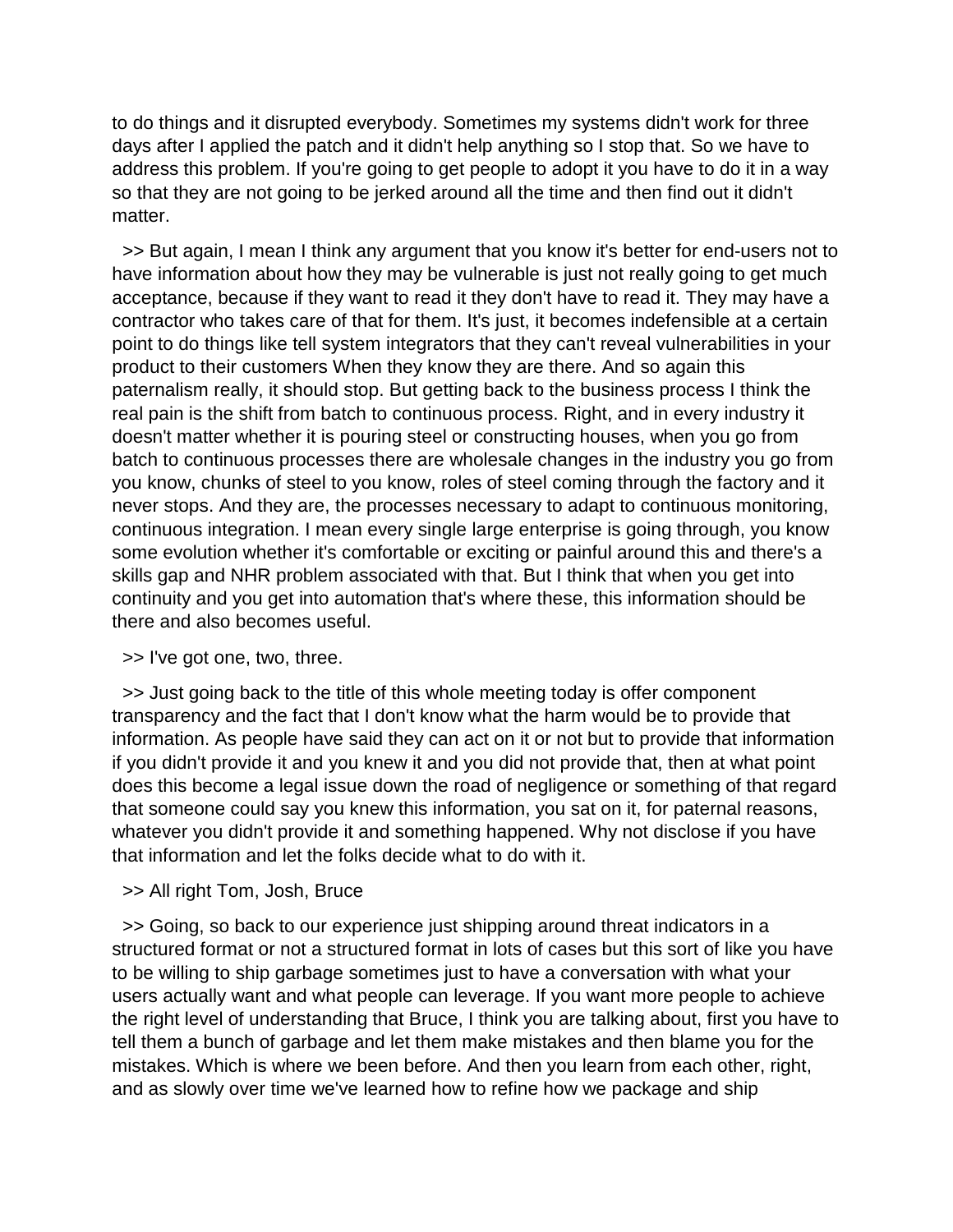to do things and it disrupted everybody. Sometimes my systems didn't work for three days after I applied the patch and it didn't help anything so I stop that. So we have to address this problem. If you're going to get people to adopt it you have to do it in a way so that they are not going to be jerked around all the time and then find out it didn't matter.

>> But again, I mean I think any argument that you know it's better for end-users not to have information about how they may be vulnerable is just not really going to get much acceptance, because if they want to read it they don't have to read it. They may have a contractor who takes care of that for them. It's just, it becomes indefensible at a certain point to do things like tell system integrators that they can't reveal vulnerabilities in your product to their customers When they know they are there. And so again this paternalism really, it should stop. But getting back to the business process I think the real pain is the shift from batch to continuous process. Right, and in every industry it doesn't matter whether it is pouring steel or constructing houses, when you go from batch to continuous processes there are wholesale changes in the industry you go from you know, chunks of steel to you know, roles of steel coming through the factory and it never stops. And they are, the processes necessary to adapt to continuous monitoring, continuous integration. I mean every single large enterprise is going through, you know some evolution whether it's comfortable or exciting or painful around this and there's a skills gap and NHR problem associated with that. But I think that when you get into continuity and you get into automation that's where these, this information should be there and also becomes useful.

>> I've got one, two, three.

>> Just going back to the title of this whole meeting today is offer component transparency and the fact that I don't know what the harm would be to provide that information. As people have said they can act on it or not but to provide that information if you didn't provide it and you knew it and you did not provide that, then at what point does this become a legal issue down the road of negligence or something of that regard that someone could say you knew this information, you sat on it, for paternal reasons, whatever you didn't provide it and something happened. Why not disclose if you have that information and let the folks decide what to do with it.

>> All right Tom, Josh, Bruce

>> Going, so back to our experience just shipping around threat indicators in a structured format or not a structured format in lots of cases but this sort of like you have to be willing to ship garbage sometimes just to have a conversation with what your users actually want and what people can leverage. If you want more people to achieve the right level of understanding that Bruce, I think you are talking about, first you have to tell them a bunch of garbage and let them make mistakes and then blame you for the mistakes. Which is where we been before. And then you learn from each other, right, and as slowly over time we've learned how to refine how we package and ship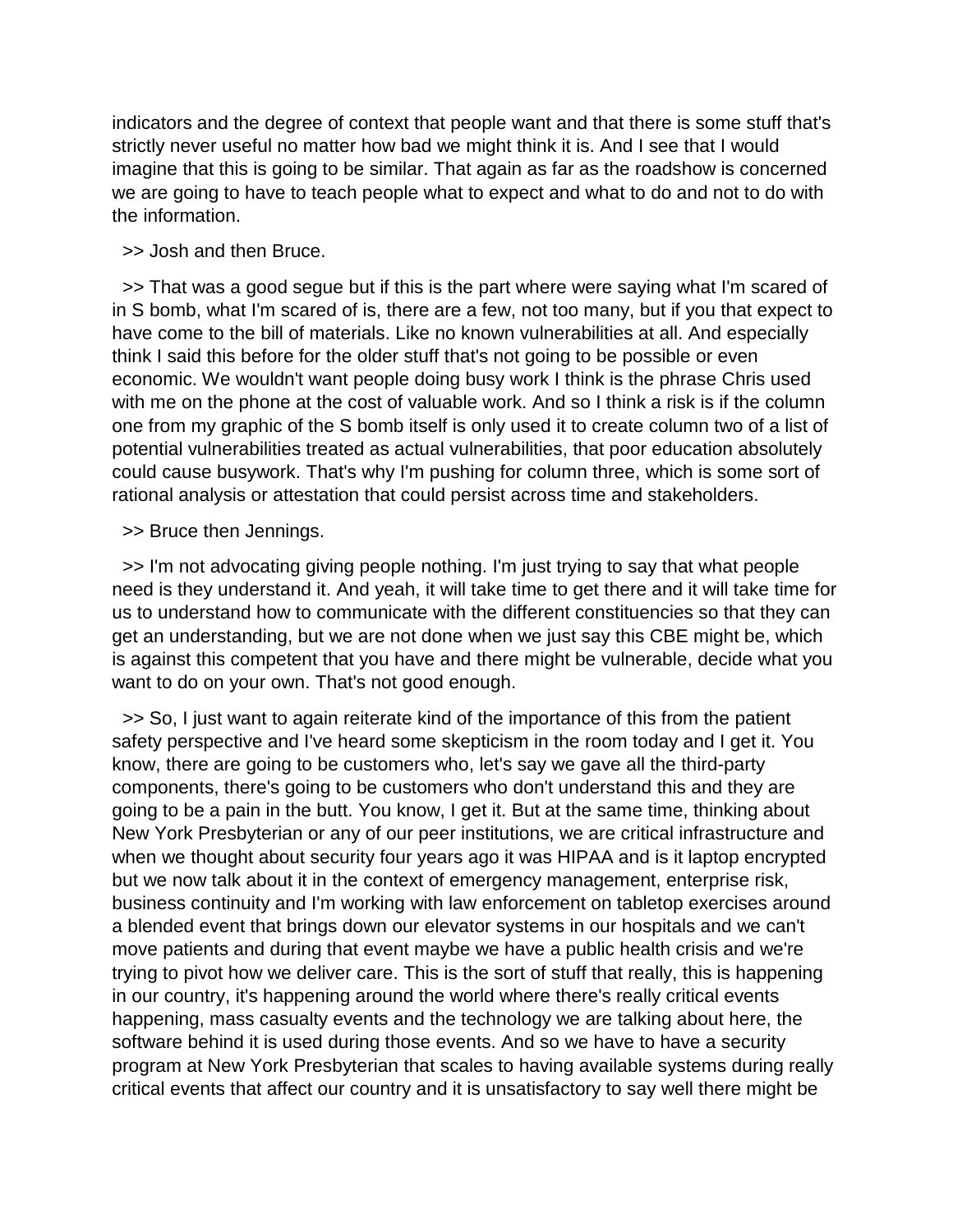indicators and the degree of context that people want and that there is some stuff that's strictly never useful no matter how bad we might think it is. And I see that I would imagine that this is going to be similar. That again as far as the roadshow is concerned we are going to have to teach people what to expect and what to do and not to do with the information.

>> Josh and then Bruce.

>> That was a good segue but if this is the part where were saying what I'm scared of in S bomb, what I'm scared of is, there are a few, not too many, but if you that expect to have come to the bill of materials. Like no known vulnerabilities at all. And especially think I said this before for the older stuff that's not going to be possible or even economic. We wouldn't want people doing busy work I think is the phrase Chris used with me on the phone at the cost of valuable work. And so I think a risk is if the column one from my graphic of the S bomb itself is only used it to create column two of a list of potential vulnerabilities treated as actual vulnerabilities, that poor education absolutely could cause busywork. That's why I'm pushing for column three, which is some sort of rational analysis or attestation that could persist across time and stakeholders.

>> Bruce then Jennings.

>> I'm not advocating giving people nothing. I'm just trying to say that what people need is they understand it. And yeah, it will take time to get there and it will take time for us to understand how to communicate with the different constituencies so that they can get an understanding, but we are not done when we just say this CBE might be, which is against this competent that you have and there might be vulnerable, decide what you want to do on your own. That's not good enough.

>> So, I just want to again reiterate kind of the importance of this from the patient safety perspective and I've heard some skepticism in the room today and I get it. You know, there are going to be customers who, let's say we gave all the third-party components, there's going to be customers who don't understand this and they are going to be a pain in the butt. You know, I get it. But at the same time, thinking about New York Presbyterian or any of our peer institutions, we are critical infrastructure and when we thought about security four years ago it was HIPAA and is it laptop encrypted but we now talk about it in the context of emergency management, enterprise risk, business continuity and I'm working with law enforcement on tabletop exercises around a blended event that brings down our elevator systems in our hospitals and we can't move patients and during that event maybe we have a public health crisis and we're trying to pivot how we deliver care. This is the sort of stuff that really, this is happening in our country, it's happening around the world where there's really critical events happening, mass casualty events and the technology we are talking about here, the software behind it is used during those events. And so we have to have a security program at New York Presbyterian that scales to having available systems during really critical events that affect our country and it is unsatisfactory to say well there might be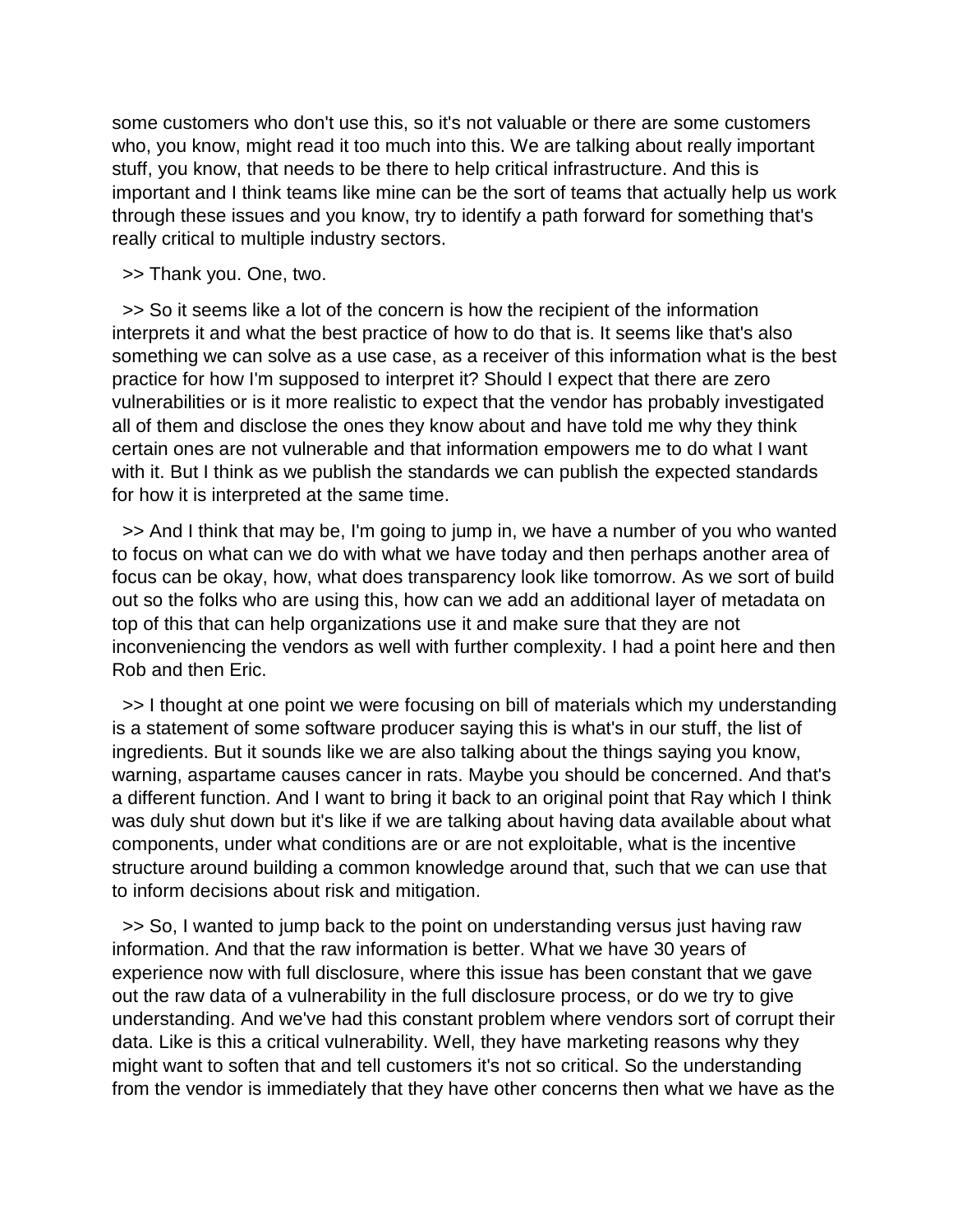some customers who don't use this, so it's not valuable or there are some customers who, you know, might read it too much into this. We are talking about really important stuff, you know, that needs to be there to help critical infrastructure. And this is important and I think teams like mine can be the sort of teams that actually help us work through these issues and you know, try to identify a path forward for something that's really critical to multiple industry sectors.

>> Thank you. One, two.

>> So it seems like a lot of the concern is how the recipient of the information interprets it and what the best practice of how to do that is. It seems like that's also something we can solve as a use case, as a receiver of this information what is the best practice for how I'm supposed to interpret it? Should I expect that there are zero vulnerabilities or is it more realistic to expect that the vendor has probably investigated all of them and disclose the ones they know about and have told me why they think certain ones are not vulnerable and that information empowers me to do what I want with it. But I think as we publish the standards we can publish the expected standards for how it is interpreted at the same time.

>> And I think that may be, I'm going to jump in, we have a number of you who wanted to focus on what can we do with what we have today and then perhaps another area of focus can be okay, how, what does transparency look like tomorrow. As we sort of build out so the folks who are using this, how can we add an additional layer of metadata on top of this that can help organizations use it and make sure that they are not inconveniencing the vendors as well with further complexity. I had a point here and then Rob and then Eric.

>> I thought at one point we were focusing on bill of materials which my understanding is a statement of some software producer saying this is what's in our stuff, the list of ingredients. But it sounds like we are also talking about the things saying you know, warning, aspartame causes cancer in rats. Maybe you should be concerned. And that's a different function. And I want to bring it back to an original point that Ray which I think was duly shut down but it's like if we are talking about having data available about what components, under what conditions are or are not exploitable, what is the incentive structure around building a common knowledge around that, such that we can use that to inform decisions about risk and mitigation.

>> So, I wanted to jump back to the point on understanding versus just having raw information. And that the raw information is better. What we have 30 years of experience now with full disclosure, where this issue has been constant that we gave out the raw data of a vulnerability in the full disclosure process, or do we try to give understanding. And we've had this constant problem where vendors sort of corrupt their data. Like is this a critical vulnerability. Well, they have marketing reasons why they might want to soften that and tell customers it's not so critical. So the understanding from the vendor is immediately that they have other concerns then what we have as the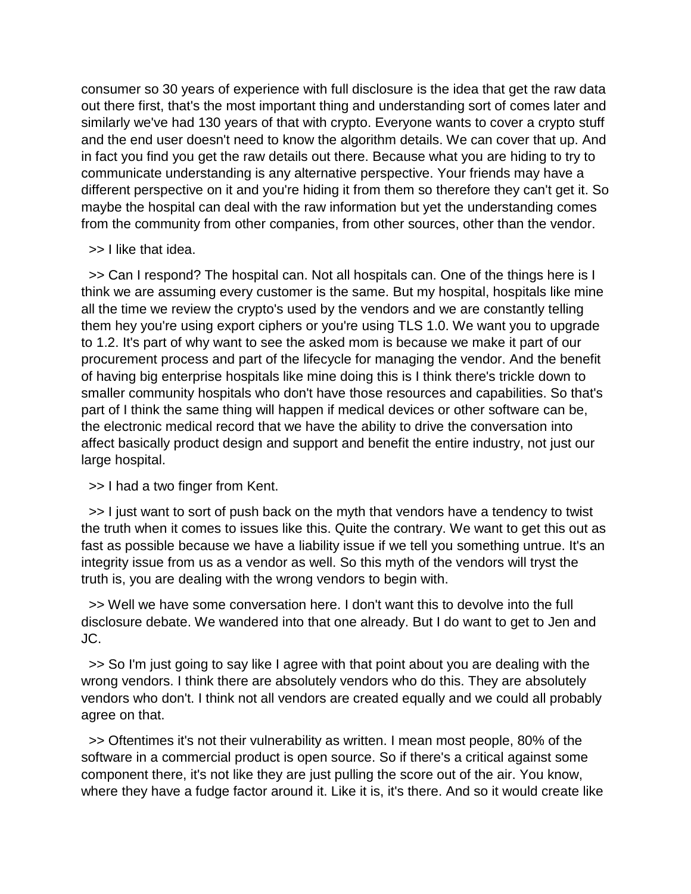consumer so 30 years of experience with full disclosure is the idea that get the raw data out there first, that's the most important thing and understanding sort of comes later and similarly we've had 130 years of that with crypto. Everyone wants to cover a crypto stuff and the end user doesn't need to know the algorithm details. We can cover that up. And in fact you find you get the raw details out there. Because what you are hiding to try to communicate understanding is any alternative perspective. Your friends may have a different perspective on it and you're hiding it from them so therefore they can't get it. So maybe the hospital can deal with the raw information but yet the understanding comes from the community from other companies, from other sources, other than the vendor.

>> I like that idea.

>> Can I respond? The hospital can. Not all hospitals can. One of the things here is I think we are assuming every customer is the same. But my hospital, hospitals like mine all the time we review the crypto's used by the vendors and we are constantly telling them hey you're using export ciphers or you're using TLS 1.0. We want you to upgrade to 1.2. It's part of why want to see the asked mom is because we make it part of our procurement process and part of the lifecycle for managing the vendor. And the benefit of having big enterprise hospitals like mine doing this is I think there's trickle down to smaller community hospitals who don't have those resources and capabilities. So that's part of I think the same thing will happen if medical devices or other software can be, the electronic medical record that we have the ability to drive the conversation into affect basically product design and support and benefit the entire industry, not just our large hospital.

>> I had a two finger from Kent.

>> I just want to sort of push back on the myth that vendors have a tendency to twist the truth when it comes to issues like this. Quite the contrary. We want to get this out as fast as possible because we have a liability issue if we tell you something untrue. It's an integrity issue from us as a vendor as well. So this myth of the vendors will tryst the truth is, you are dealing with the wrong vendors to begin with.

>> Well we have some conversation here. I don't want this to devolve into the full disclosure debate. We wandered into that one already. But I do want to get to Jen and JC.

>> So I'm just going to say like I agree with that point about you are dealing with the wrong vendors. I think there are absolutely vendors who do this. They are absolutely vendors who don't. I think not all vendors are created equally and we could all probably agree on that.

>> Oftentimes it's not their vulnerability as written. I mean most people, 80% of the software in a commercial product is open source. So if there's a critical against some component there, it's not like they are just pulling the score out of the air. You know, where they have a fudge factor around it. Like it is, it's there. And so it would create like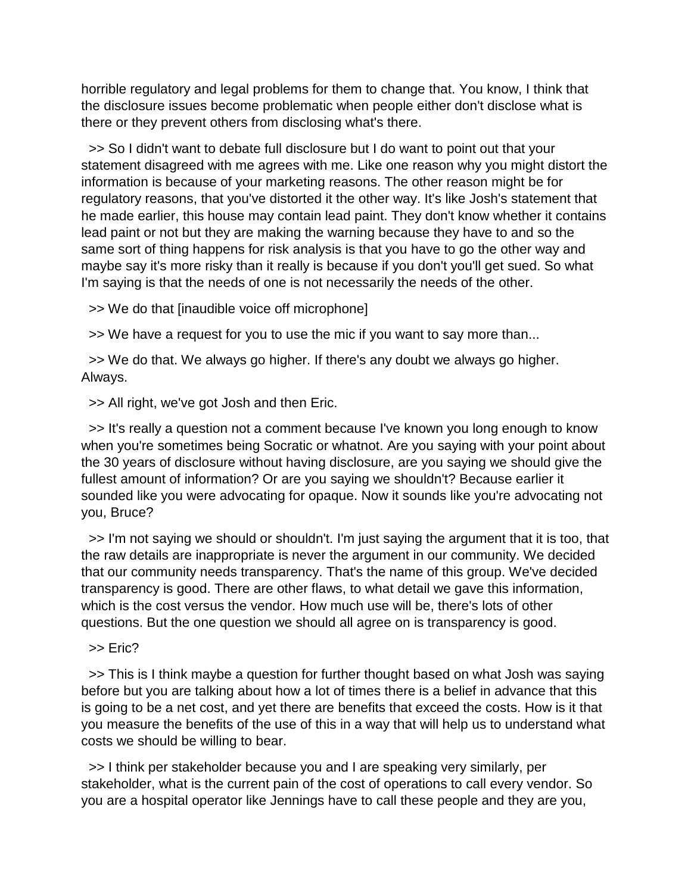horrible regulatory and legal problems for them to change that. You know, I think that the disclosure issues become problematic when people either don't disclose what is there or they prevent others from disclosing what's there.

>> So I didn't want to debate full disclosure but I do want to point out that your statement disagreed with me agrees with me. Like one reason why you might distort the information is because of your marketing reasons. The other reason might be for regulatory reasons, that you've distorted it the other way. It's like Josh's statement that he made earlier, this house may contain lead paint. They don't know whether it contains lead paint or not but they are making the warning because they have to and so the same sort of thing happens for risk analysis is that you have to go the other way and maybe say it's more risky than it really is because if you don't you'll get sued. So what I'm saying is that the needs of one is not necessarily the needs of the other.

>> We do that [inaudible voice off microphone]

>> We have a request for you to use the mic if you want to say more than...

>> We do that. We always go higher. If there's any doubt we always go higher. Always.

>> All right, we've got Josh and then Eric.

>> It's really a question not a comment because I've known you long enough to know when you're sometimes being Socratic or whatnot. Are you saying with your point about the 30 years of disclosure without having disclosure, are you saying we should give the fullest amount of information? Or are you saying we shouldn't? Because earlier it sounded like you were advocating for opaque. Now it sounds like you're advocating not you, Bruce?

>> I'm not saying we should or shouldn't. I'm just saying the argument that it is too, that the raw details are inappropriate is never the argument in our community. We decided that our community needs transparency. That's the name of this group. We've decided transparency is good. There are other flaws, to what detail we gave this information, which is the cost versus the vendor. How much use will be, there's lots of other questions. But the one question we should all agree on is transparency is good.

>> Eric?

>> This is I think maybe a question for further thought based on what Josh was saying before but you are talking about how a lot of times there is a belief in advance that this is going to be a net cost, and yet there are benefits that exceed the costs. How is it that you measure the benefits of the use of this in a way that will help us to understand what costs we should be willing to bear.

>> I think per stakeholder because you and I are speaking very similarly, per stakeholder, what is the current pain of the cost of operations to call every vendor. So you are a hospital operator like Jennings have to call these people and they are you,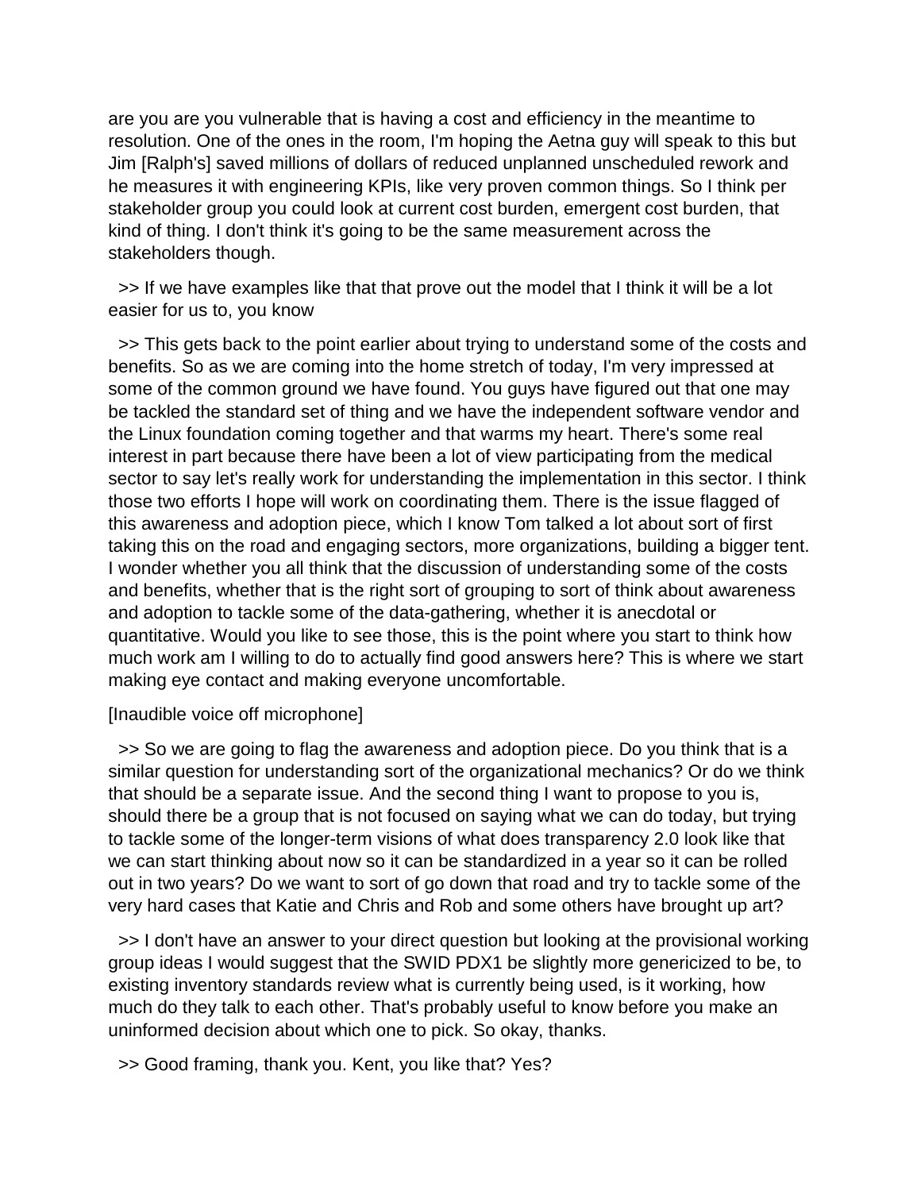are you are you vulnerable that is having a cost and efficiency in the meantime to resolution. One of the ones in the room, I'm hoping the Aetna guy will speak to this but Jim [Ralph's] saved millions of dollars of reduced unplanned unscheduled rework and he measures it with engineering KPIs, like very proven common things. So I think per stakeholder group you could look at current cost burden, emergent cost burden, that kind of thing. I don't think it's going to be the same measurement across the stakeholders though.

>> If we have examples like that that prove out the model that I think it will be a lot easier for us to, you know

>> This gets back to the point earlier about trying to understand some of the costs and benefits. So as we are coming into the home stretch of today, I'm very impressed at some of the common ground we have found. You guys have figured out that one may be tackled the standard set of thing and we have the independent software vendor and the Linux foundation coming together and that warms my heart. There's some real interest in part because there have been a lot of view participating from the medical sector to say let's really work for understanding the implementation in this sector. I think those two efforts I hope will work on coordinating them. There is the issue flagged of this awareness and adoption piece, which I know Tom talked a lot about sort of first taking this on the road and engaging sectors, more organizations, building a bigger tent. I wonder whether you all think that the discussion of understanding some of the costs and benefits, whether that is the right sort of grouping to sort of think about awareness and adoption to tackle some of the data-gathering, whether it is anecdotal or quantitative. Would you like to see those, this is the point where you start to think how much work am I willing to do to actually find good answers here? This is where we start making eye contact and making everyone uncomfortable.

[Inaudible voice off microphone]

>> So we are going to flag the awareness and adoption piece. Do you think that is a similar question for understanding sort of the organizational mechanics? Or do we think that should be a separate issue. And the second thing I want to propose to you is, should there be a group that is not focused on saying what we can do today, but trying to tackle some of the longer-term visions of what does transparency 2.0 look like that we can start thinking about now so it can be standardized in a year so it can be rolled out in two years? Do we want to sort of go down that road and try to tackle some of the very hard cases that Katie and Chris and Rob and some others have brought up art?

>> I don't have an answer to your direct question but looking at the provisional working group ideas I would suggest that the SWID PDX1 be slightly more genericized to be, to existing inventory standards review what is currently being used, is it working, how much do they talk to each other. That's probably useful to know before you make an uninformed decision about which one to pick. So okay, thanks.

>> Good framing, thank you. Kent, you like that? Yes?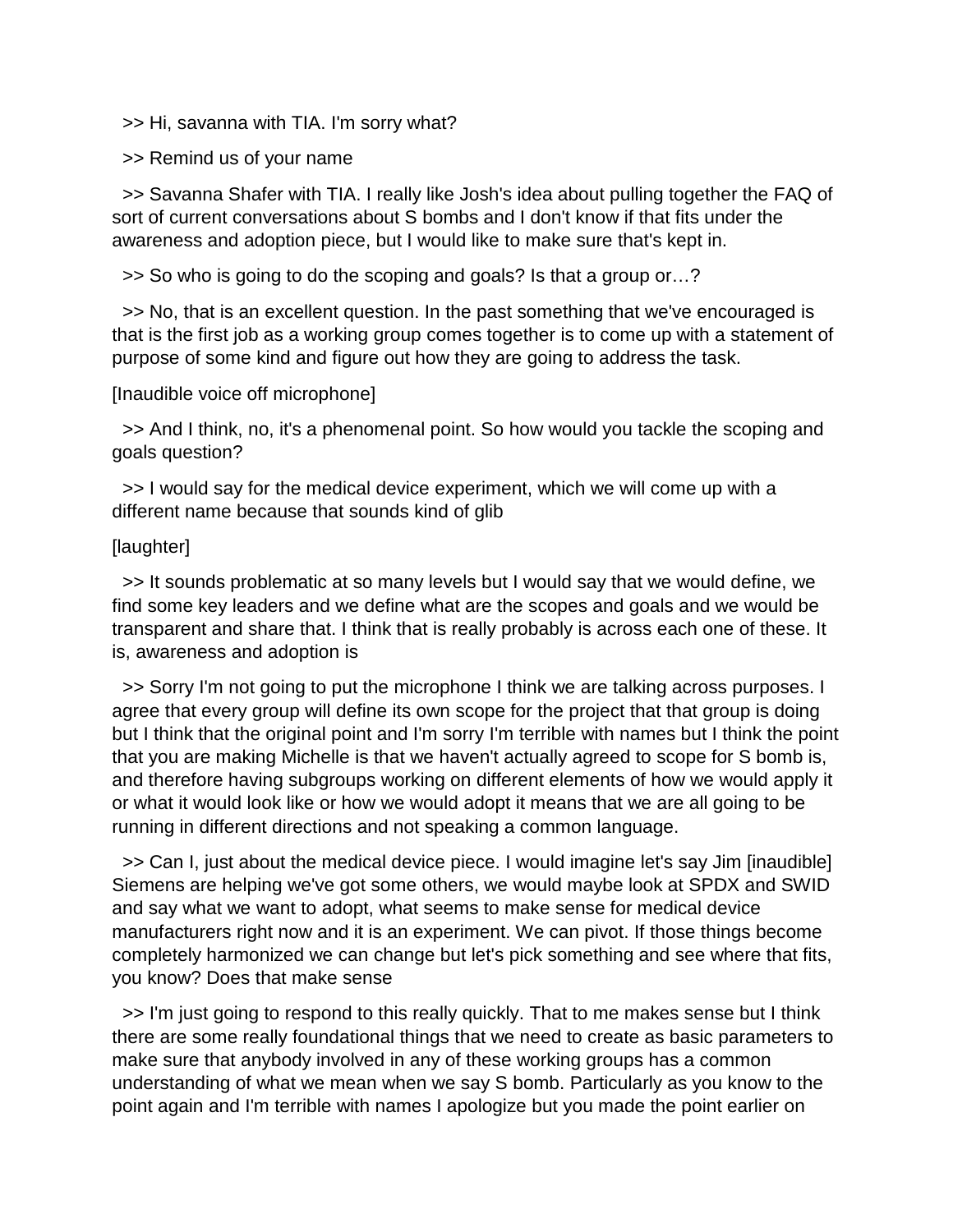>> Hi, savanna with TIA. I'm sorry what?

>> Remind us of your name

>> Savanna Shafer with TIA. I really like Josh's idea about pulling together the FAQ of sort of current conversations about S bombs and I don't know if that fits under the awareness and adoption piece, but I would like to make sure that's kept in.

>> So who is going to do the scoping and goals? Is that a group or…?

>> No, that is an excellent question. In the past something that we've encouraged is that is the first job as a working group comes together is to come up with a statement of purpose of some kind and figure out how they are going to address the task.

[Inaudible voice off microphone]

>> And I think, no, it's a phenomenal point. So how would you tackle the scoping and goals question?

>> I would say for the medical device experiment, which we will come up with a different name because that sounds kind of glib

[laughter]

>> It sounds problematic at so many levels but I would say that we would define, we find some key leaders and we define what are the scopes and goals and we would be transparent and share that. I think that is really probably is across each one of these. It is, awareness and adoption is

>> Sorry I'm not going to put the microphone I think we are talking across purposes. I agree that every group will define its own scope for the project that that group is doing but I think that the original point and I'm sorry I'm terrible with names but I think the point that you are making Michelle is that we haven't actually agreed to scope for S bomb is, and therefore having subgroups working on different elements of how we would apply it or what it would look like or how we would adopt it means that we are all going to be running in different directions and not speaking a common language.

>> Can I, just about the medical device piece. I would imagine let's say Jim [inaudible] Siemens are helping we've got some others, we would maybe look at SPDX and SWID and say what we want to adopt, what seems to make sense for medical device manufacturers right now and it is an experiment. We can pivot. If those things become completely harmonized we can change but let's pick something and see where that fits, you know? Does that make sense

>> I'm just going to respond to this really quickly. That to me makes sense but I think there are some really foundational things that we need to create as basic parameters to make sure that anybody involved in any of these working groups has a common understanding of what we mean when we say S bomb. Particularly as you know to the point again and I'm terrible with names I apologize but you made the point earlier on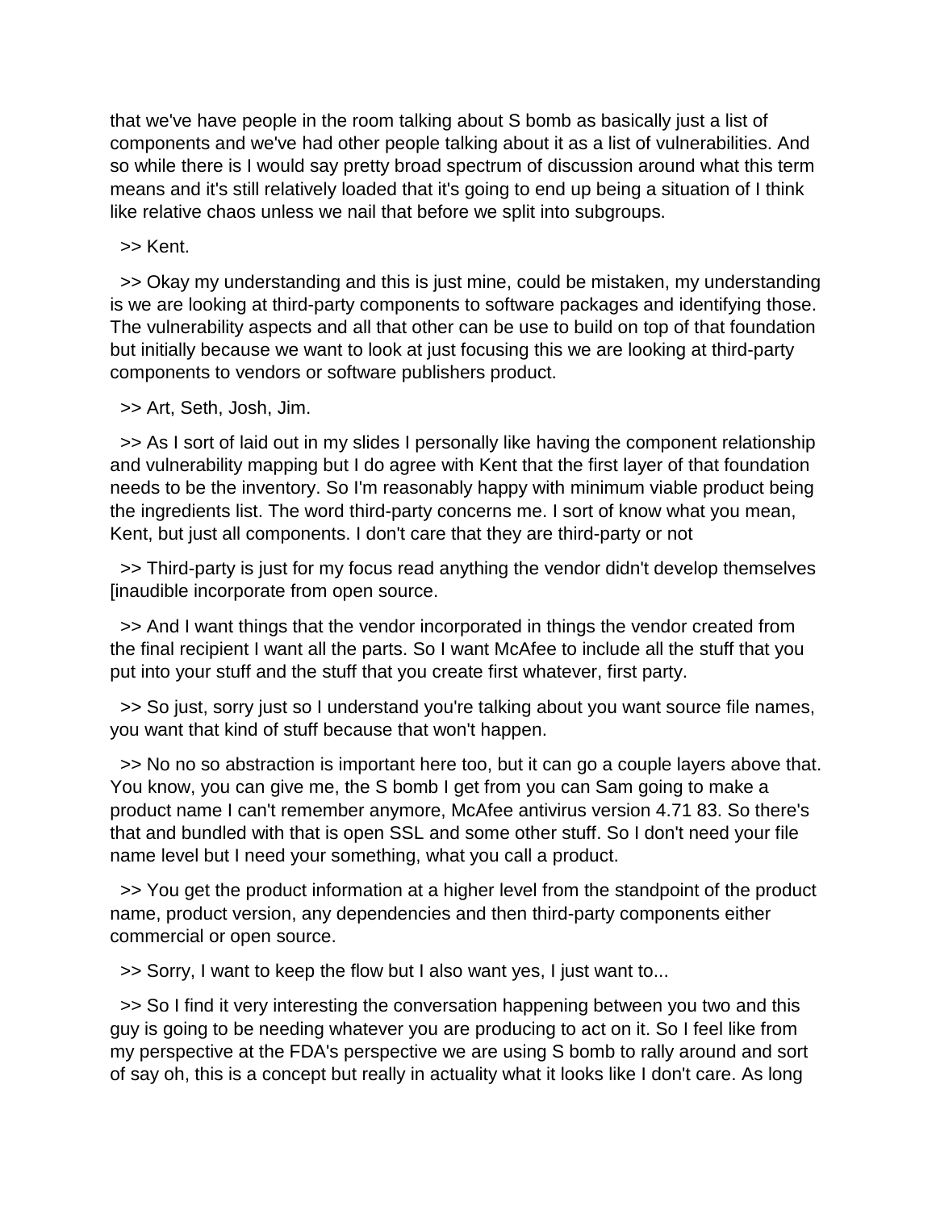that we've have people in the room talking about S bomb as basically just a list of components and we've had other people talking about it as a list of vulnerabilities. And so while there is I would say pretty broad spectrum of discussion around what this term means and it's still relatively loaded that it's going to end up being a situation of I think like relative chaos unless we nail that before we split into subgroups.

>> Kent.

>> Okay my understanding and this is just mine, could be mistaken, my understanding is we are looking at third-party components to software packages and identifying those. The vulnerability aspects and all that other can be use to build on top of that foundation but initially because we want to look at just focusing this we are looking at third-party components to vendors or software publishers product.

>> Art, Seth, Josh, Jim.

>> As I sort of laid out in my slides I personally like having the component relationship and vulnerability mapping but I do agree with Kent that the first layer of that foundation needs to be the inventory. So I'm reasonably happy with minimum viable product being the ingredients list. The word third-party concerns me. I sort of know what you mean, Kent, but just all components. I don't care that they are third-party or not

>> Third-party is just for my focus read anything the vendor didn't develop themselves [inaudible incorporate from open source.

>> And I want things that the vendor incorporated in things the vendor created from the final recipient I want all the parts. So I want McAfee to include all the stuff that you put into your stuff and the stuff that you create first whatever, first party.

>> So just, sorry just so I understand you're talking about you want source file names, you want that kind of stuff because that won't happen.

>> No no so abstraction is important here too, but it can go a couple layers above that. You know, you can give me, the S bomb I get from you can Sam going to make a product name I can't remember anymore, McAfee antivirus version 4.71 83. So there's that and bundled with that is open SSL and some other stuff. So I don't need your file name level but I need your something, what you call a product.

>> You get the product information at a higher level from the standpoint of the product name, product version, any dependencies and then third-party components either commercial or open source.

>> Sorry, I want to keep the flow but I also want yes, I just want to...

>> So I find it very interesting the conversation happening between you two and this guy is going to be needing whatever you are producing to act on it. So I feel like from my perspective at the FDA's perspective we are using S bomb to rally around and sort of say oh, this is a concept but really in actuality what it looks like I don't care. As long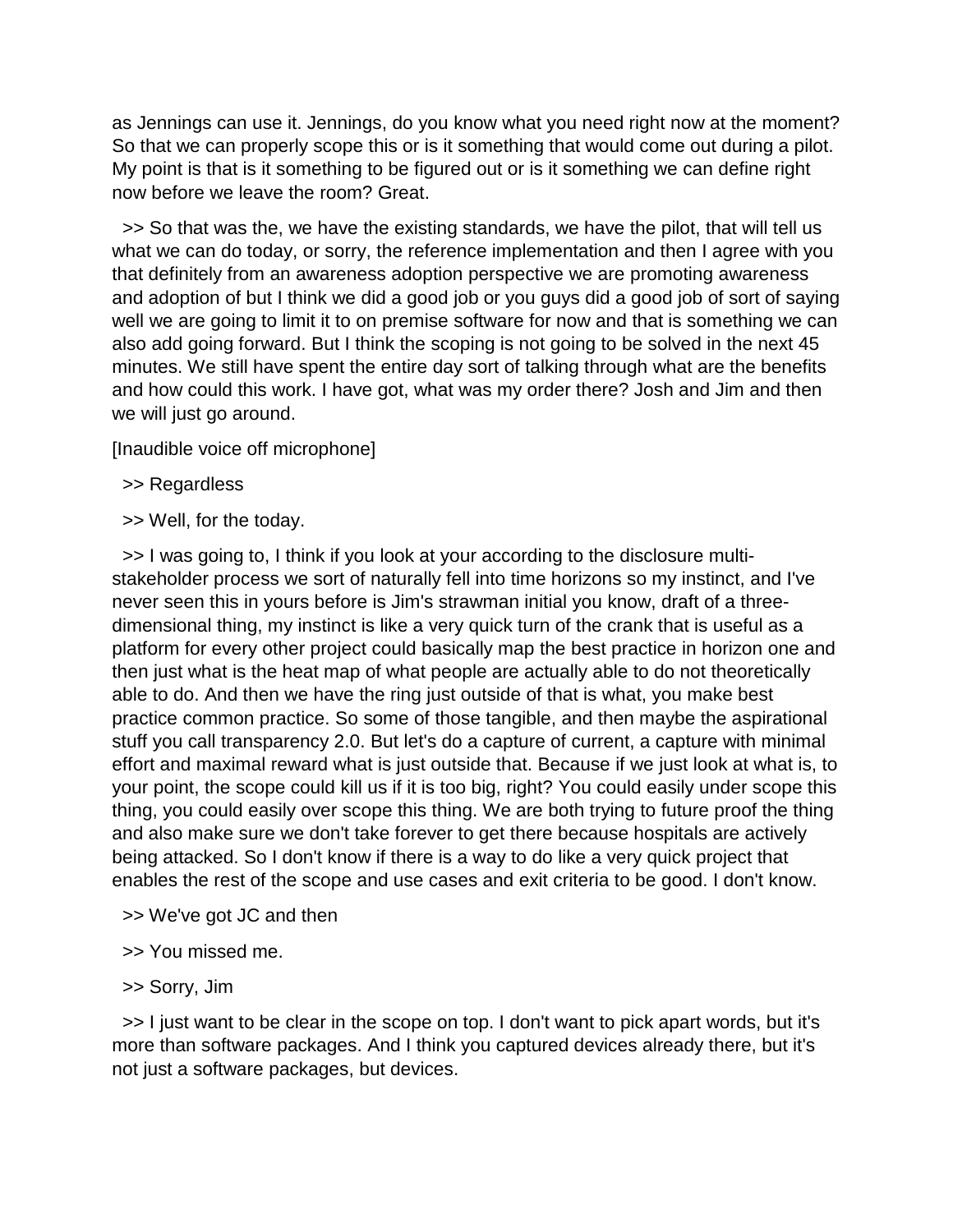as Jennings can use it. Jennings, do you know what you need right now at the moment? So that we can properly scope this or is it something that would come out during a pilot. My point is that is it something to be figured out or is it something we can define right now before we leave the room? Great.

>> So that was the, we have the existing standards, we have the pilot, that will tell us what we can do today, or sorry, the reference implementation and then I agree with you that definitely from an awareness adoption perspective we are promoting awareness and adoption of but I think we did a good job or you guys did a good job of sort of saying well we are going to limit it to on premise software for now and that is something we can also add going forward. But I think the scoping is not going to be solved in the next 45 minutes. We still have spent the entire day sort of talking through what are the benefits and how could this work. I have got, what was my order there? Josh and Jim and then we will just go around.

[Inaudible voice off microphone]

>> Regardless

>> Well, for the today.

>> I was going to, I think if you look at your according to the disclosure multi-stakeholder process we sort of naturally fell into time horizons so my instinct, and I've never seen this in yours before is Jim's strawman initial you know, draft of a three-dimensional thing, my instinct is like a very quick turn of the crank that is useful as a platform for every other project could basically map the best practice in horizon one and then just what is the heat map of what people are actually able to do not theoretically able to do. And then we have the ring just outside of that is what, you make best practice common practice. So some of those tangible, and then maybe the aspirational stuff you call transparency 2.0. But let's do a capture of current, a capture with minimal effort and maximal reward what is just outside that. Because if we just look at what is, to your point, the scope could kill us if it is too big, right? You could easily under scope this thing, you could easily over scope this thing. We are both trying to future proof the thing and also make sure we don't take forever to get there because hospitals are actively being attacked. So I don't know if there is a way to do like a very quick project that enables the rest of the scope and use cases and exit criteria to be good. I don't know.

>> We've got JC and then

>> You missed me.

>> Sorry, Jim

>> I just want to be clear in the scope on top. I don't want to pick apart words, but it's more than software packages. And I think you captured devices already there, but it's not just a software packages, but devices.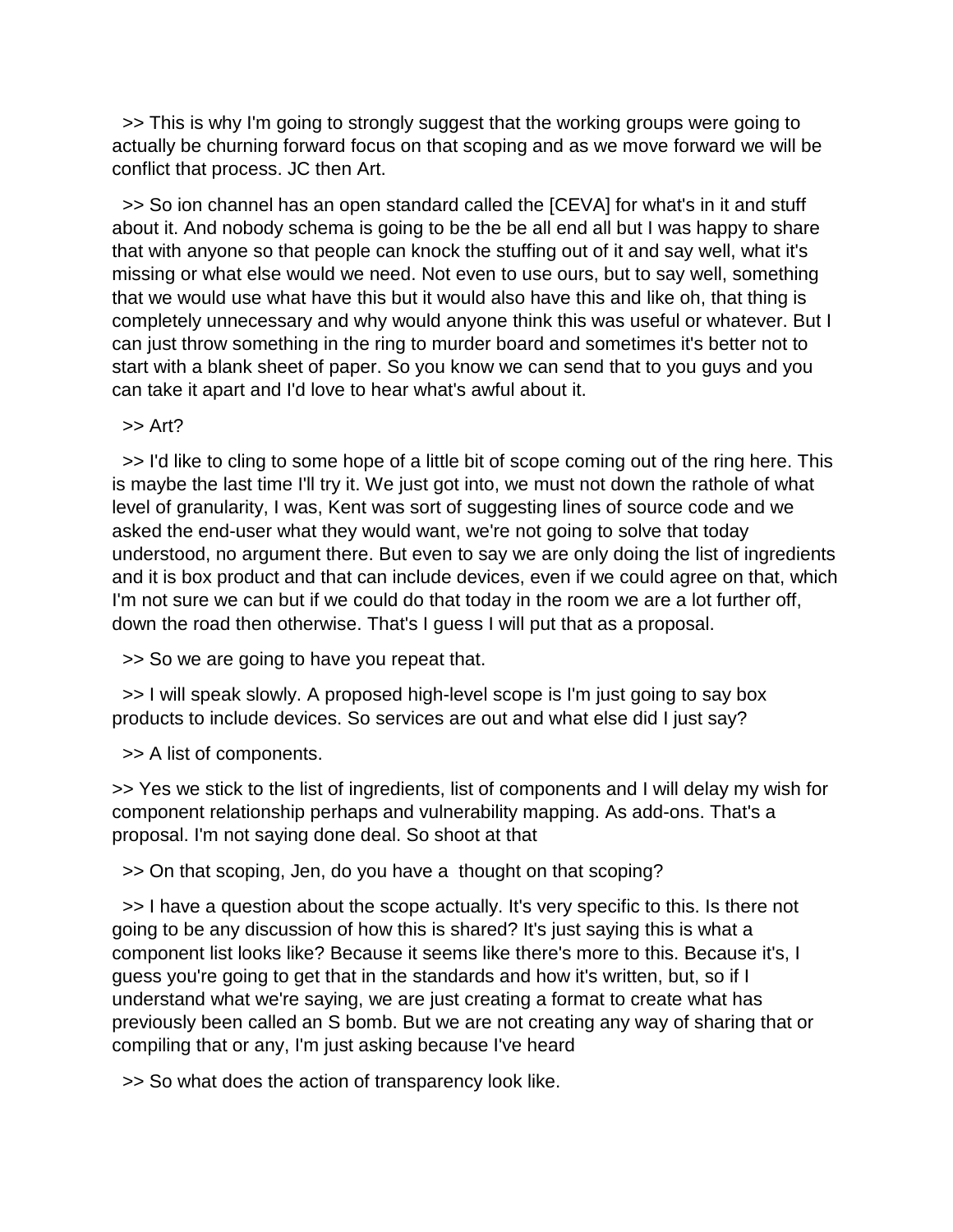>> This is why I'm going to strongly suggest that the working groups were going to actually be churning forward focus on that scoping and as we move forward we will be conflict that process. JC then Art.

>> So ion channel has an open standard called the [CEVA] for what's in it and stuff about it. And nobody schema is going to be the be all end all but I was happy to share that with anyone so that people can knock the stuffing out of it and say well, what it's missing or what else would we need. Not even to use ours, but to say well, something that we would use what have this but it would also have this and like oh, that thing is completely unnecessary and why would anyone think this was useful or whatever. But I can just throw something in the ring to murder board and sometimes it's better not to start with a blank sheet of paper. So you know we can send that to you guys and you can take it apart and I'd love to hear what's awful about it.

>> Art?

>> I'd like to cling to some hope of a little bit of scope coming out of the ring here. This is maybe the last time I'll try it. We just got into, we must not down the rathole of what level of granularity, I was, Kent was sort of suggesting lines of source code and we asked the end-user what they would want, we're not going to solve that today understood, no argument there. But even to say we are only doing the list of ingredients and it is box product and that can include devices, even if we could agree on that, which I'm not sure we can but if we could do that today in the room we are a lot further off, down the road then otherwise. That's I guess I will put that as a proposal.

>> So we are going to have you repeat that.

>> I will speak slowly. A proposed high-level scope is I'm just going to say box products to include devices. So services are out and what else did I just say?

>> A list of components.

>> Yes we stick to the list of ingredients, list of components and I will delay my wish for component relationship perhaps and vulnerability mapping. As add-ons. That's a proposal. I'm not saying done deal. So shoot at that

>> On that scoping, Jen, do you have a thought on that scoping?

>> I have a question about the scope actually. It's very specific to this. Is there not going to be any discussion of how this is shared? It's just saying this is what a component list looks like? Because it seems like there's more to this. Because it's, I guess you're going to get that in the standards and how it's written, but, so if I understand what we're saying, we are just creating a format to create what has previously been called an S bomb. But we are not creating any way of sharing that or compiling that or any, I'm just asking because I've heard

>> So what does the action of transparency look like.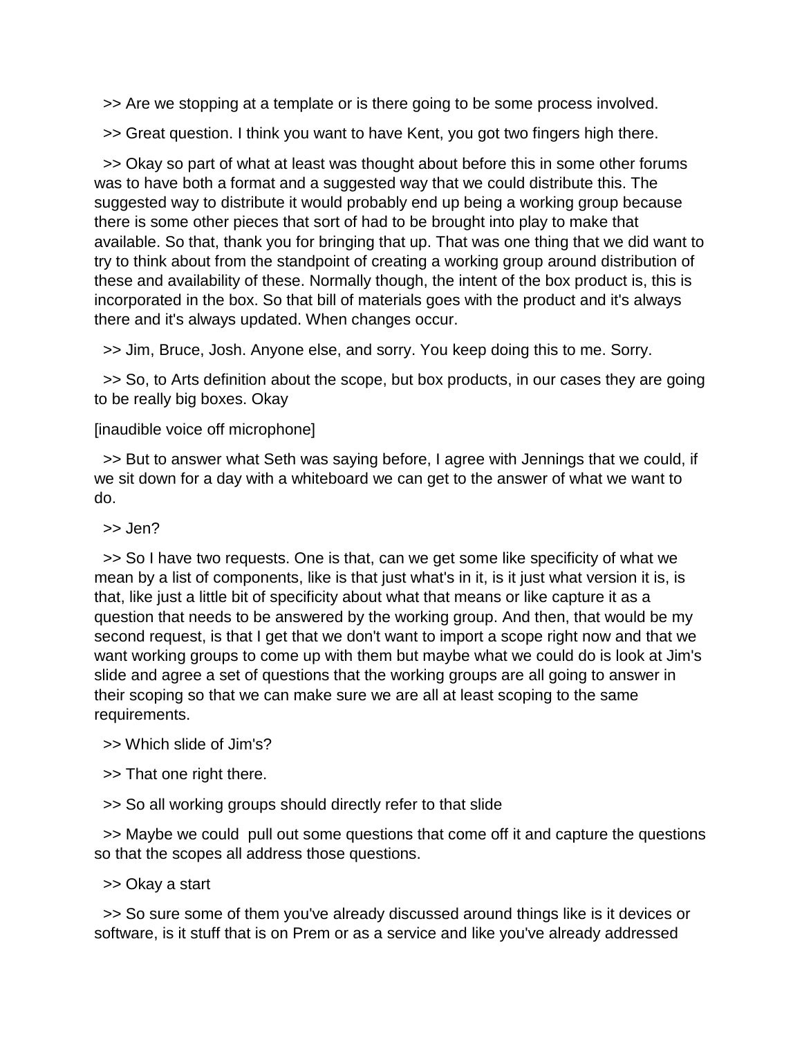>> Are we stopping at a template or is there going to be some process involved.

>> Great question. I think you want to have Kent, you got two fingers high there.

>> Okay so part of what at least was thought about before this in some other forums was to have both a format and a suggested way that we could distribute this. The suggested way to distribute it would probably end up being a working group because there is some other pieces that sort of had to be brought into play to make that available. So that, thank you for bringing that up. That was one thing that we did want to try to think about from the standpoint of creating a working group around distribution of these and availability of these. Normally though, the intent of the box product is, this is incorporated in the box. So that bill of materials goes with the product and it's always there and it's always updated. When changes occur.

>> Jim, Bruce, Josh. Anyone else, and sorry. You keep doing this to me. Sorry.

>> So, to Arts definition about the scope, but box products, in our cases they are going to be really big boxes. Okay

[inaudible voice off microphone]

>> But to answer what Seth was saying before, I agree with Jennings that we could, if we sit down for a day with a whiteboard we can get to the answer of what we want to do.

>> Jen?

>> So I have two requests. One is that, can we get some like specificity of what we mean by a list of components, like is that just what's in it, is it just what version it is, is that, like just a little bit of specificity about what that means or like capture it as a question that needs to be answered by the working group. And then, that would be my second request, is that I get that we don't want to import a scope right now and that we want working groups to come up with them but maybe what we could do is look at Jim's slide and agree a set of questions that the working groups are all going to answer in their scoping so that we can make sure we are all at least scoping to the same requirements.

>> Which slide of Jim's?

>> That one right there.

>> So all working groups should directly refer to that slide

>> Maybe we could pull out some questions that come off it and capture the questions so that the scopes all address those questions.

>> Okay a start

>> So sure some of them you've already discussed around things like is it devices or software, is it stuff that is on Prem or as a service and like you've already addressed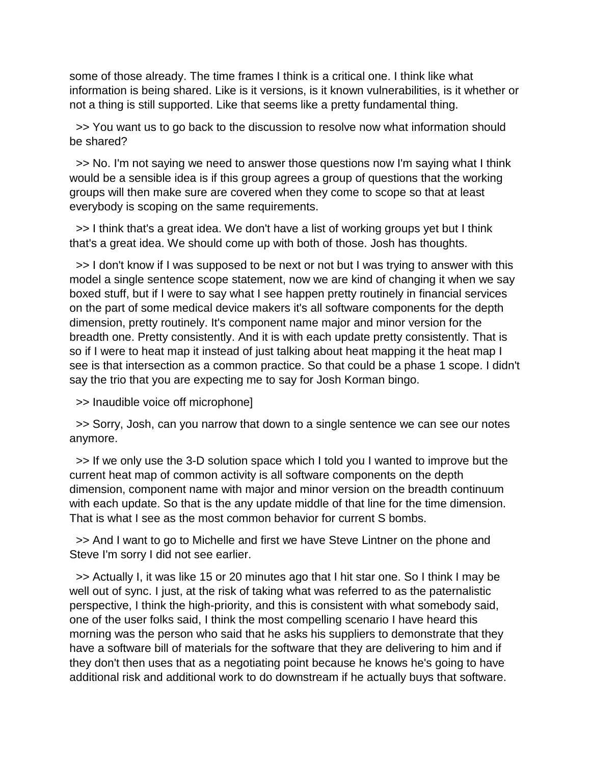some of those already. The time frames I think is a critical one. I think like what information is being shared. Like is it versions, is it known vulnerabilities, is it whether or not a thing is still supported. Like that seems like a pretty fundamental thing.

>> You want us to go back to the discussion to resolve now what information should be shared?

>> No. I'm not saying we need to answer those questions now I'm saying what I think would be a sensible idea is if this group agrees a group of questions that the working groups will then make sure are covered when they come to scope so that at least everybody is scoping on the same requirements.

>> I think that's a great idea. We don't have a list of working groups yet but I think that's a great idea. We should come up with both of those. Josh has thoughts.

>> I don't know if I was supposed to be next or not but I was trying to answer with this model a single sentence scope statement, now we are kind of changing it when we say boxed stuff, but if I were to say what I see happen pretty routinely in financial services on the part of some medical device makers it's all software components for the depth dimension, pretty routinely. It's component name major and minor version for the breadth one. Pretty consistently. And it is with each update pretty consistently. That is so if I were to heat map it instead of just talking about heat mapping it the heat map I see is that intersection as a common practice. So that could be a phase 1 scope. I didn't say the trio that you are expecting me to say for Josh Korman bingo.

>> Inaudible voice off microphone]

>> Sorry, Josh, can you narrow that down to a single sentence we can see our notes anymore.

>> If we only use the 3-D solution space which I told you I wanted to improve but the current heat map of common activity is all software components on the depth dimension, component name with major and minor version on the breadth continuum with each update. So that is the any update middle of that line for the time dimension. That is what I see as the most common behavior for current S bombs.

>> And I want to go to Michelle and first we have Steve Lintner on the phone and Steve I'm sorry I did not see earlier.

>> Actually I, it was like 15 or 20 minutes ago that I hit star one. So I think I may be well out of sync. I just, at the risk of taking what was referred to as the paternalistic perspective, I think the high-priority, and this is consistent with what somebody said, one of the user folks said, I think the most compelling scenario I have heard this morning was the person who said that he asks his suppliers to demonstrate that they have a software bill of materials for the software that they are delivering to him and if they don't then uses that as a negotiating point because he knows he's going to have additional risk and additional work to do downstream if he actually buys that software.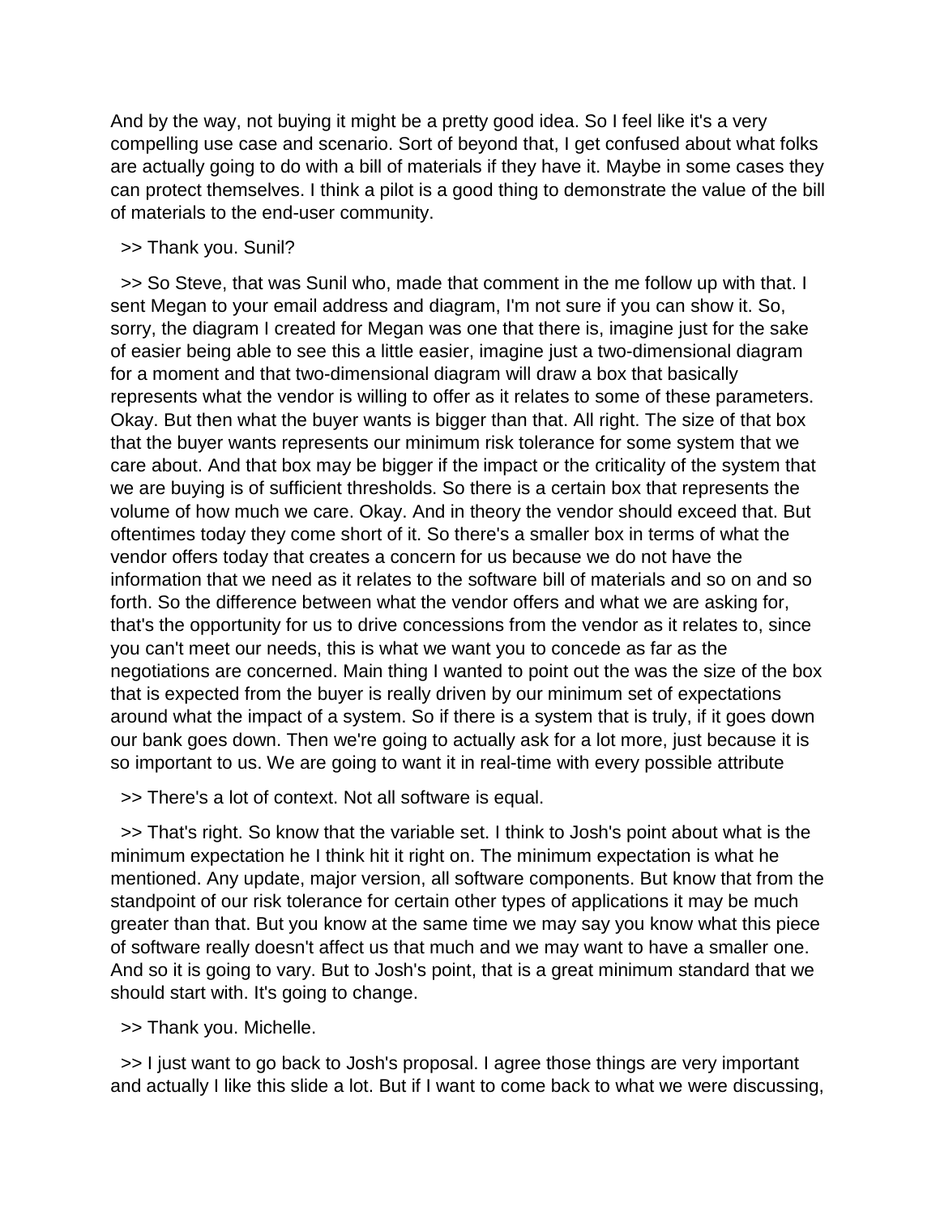And by the way, not buying it might be a pretty good idea. So I feel like it's a very compelling use case and scenario. Sort of beyond that, I get confused about what folks are actually going to do with a bill of materials if they have it. Maybe in some cases they can protect themselves. I think a pilot is a good thing to demonstrate the value of the bill of materials to the end-user community.

>> Thank you. Sunil?

>> So Steve, that was Sunil who, made that comment in the me follow up with that. I sent Megan to your email address and diagram, I'm not sure if you can show it. So, sorry, the diagram I created for Megan was one that there is, imagine just for the sake of easier being able to see this a little easier, imagine just a two-dimensional diagram for a moment and that two-dimensional diagram will draw a box that basically represents what the vendor is willing to offer as it relates to some of these parameters. Okay. But then what the buyer wants is bigger than that. All right. The size of that box that the buyer wants represents our minimum risk tolerance for some system that we care about. And that box may be bigger if the impact or the criticality of the system that we are buying is of sufficient thresholds. So there is a certain box that represents the volume of how much we care. Okay. And in theory the vendor should exceed that. But oftentimes today they come short of it. So there's a smaller box in terms of what the vendor offers today that creates a concern for us because we do not have the information that we need as it relates to the software bill of materials and so on and so forth. So the difference between what the vendor offers and what we are asking for, that's the opportunity for us to drive concessions from the vendor as it relates to, since you can't meet our needs, this is what we want you to concede as far as the negotiations are concerned. Main thing I wanted to point out the was the size of the box that is expected from the buyer is really driven by our minimum set of expectations around what the impact of a system. So if there is a system that is truly, if it goes down our bank goes down. Then we're going to actually ask for a lot more, just because it is so important to us. We are going to want it in real-time with every possible attribute

>> There's a lot of context. Not all software is equal.

>> That's right. So know that the variable set. I think to Josh's point about what is the minimum expectation he I think hit it right on. The minimum expectation is what he mentioned. Any update, major version, all software components. But know that from the standpoint of our risk tolerance for certain other types of applications it may be much greater than that. But you know at the same time we may say you know what this piece of software really doesn't affect us that much and we may want to have a smaller one. And so it is going to vary. But to Josh's point, that is a great minimum standard that we should start with. It's going to change.

>> Thank you. Michelle.

>> I just want to go back to Josh's proposal. I agree those things are very important and actually I like this slide a lot. But if I want to come back to what we were discussing,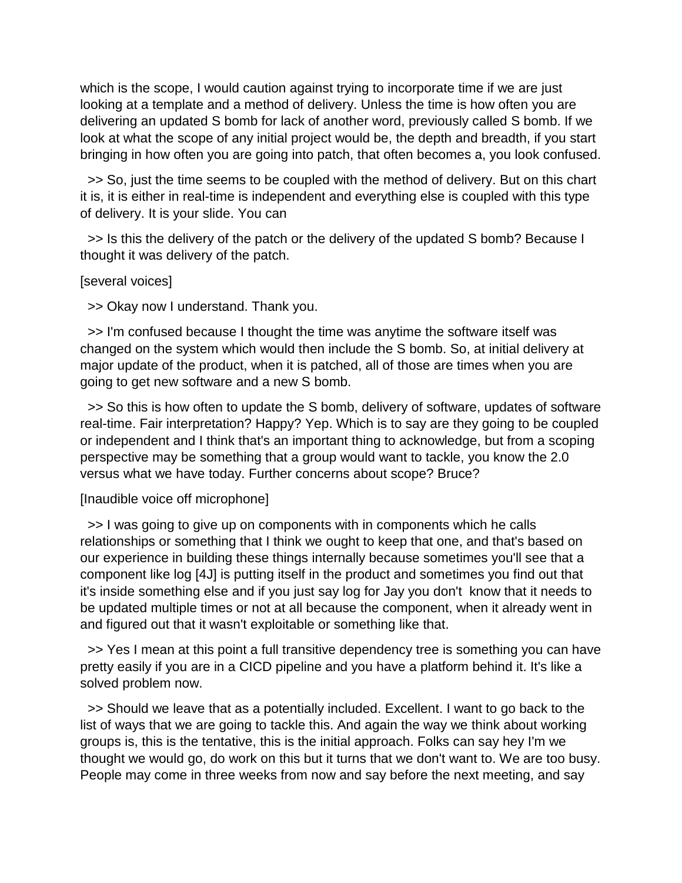which is the scope, I would caution against trying to incorporate time if we are just looking at a template and a method of delivery. Unless the time is how often you are delivering an updated S bomb for lack of another word, previously called S bomb. If we look at what the scope of any initial project would be, the depth and breadth, if you start bringing in how often you are going into patch, that often becomes a, you look confused.

>> So, just the time seems to be coupled with the method of delivery. But on this chart it is, it is either in real-time is independent and everything else is coupled with this type of delivery. It is your slide. You can

>> Is this the delivery of the patch or the delivery of the updated S bomb? Because I thought it was delivery of the patch.

[several voices]

>> Okay now I understand. Thank you.

>> I'm confused because I thought the time was anytime the software itself was changed on the system which would then include the S bomb. So, at initial delivery at major update of the product, when it is patched, all of those are times when you are going to get new software and a new S bomb.

>> So this is how often to update the S bomb, delivery of software, updates of software real-time. Fair interpretation? Happy? Yep. Which is to say are they going to be coupled or independent and I think that's an important thing to acknowledge, but from a scoping perspective may be something that a group would want to tackle, you know the 2.0 versus what we have today. Further concerns about scope? Bruce?

[Inaudible voice off microphone]

>> I was going to give up on components with in components which he calls relationships or something that I think we ought to keep that one, and that's based on our experience in building these things internally because sometimes you'll see that a component like log [4J] is putting itself in the product and sometimes you find out that it's inside something else and if you just say log for Jay you don't know that it needs to be updated multiple times or not at all because the component, when it already went in and figured out that it wasn't exploitable or something like that.

>> Yes I mean at this point a full transitive dependency tree is something you can have pretty easily if you are in a CICD pipeline and you have a platform behind it. It's like a solved problem now.

>> Should we leave that as a potentially included. Excellent. I want to go back to the list of ways that we are going to tackle this. And again the way we think about working groups is, this is the tentative, this is the initial approach. Folks can say hey I'm we thought we would go, do work on this but it turns that we don't want to. We are too busy. People may come in three weeks from now and say before the next meeting, and say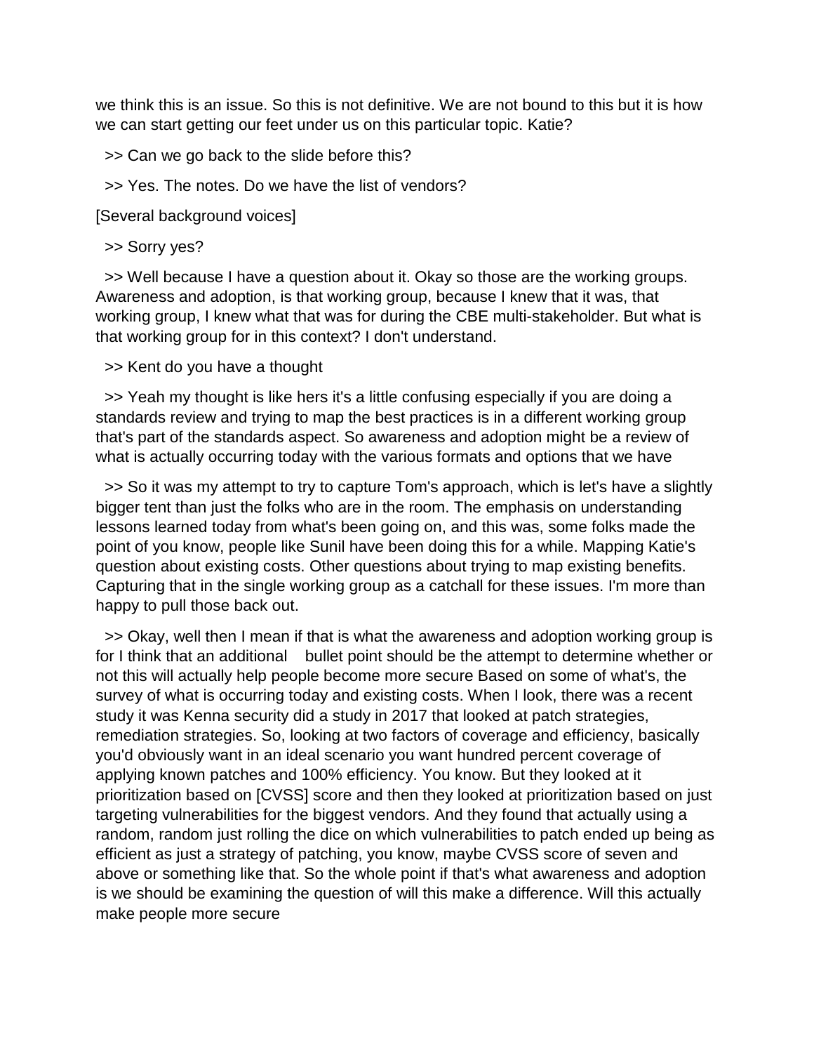we think this is an issue. So this is not definitive. We are not bound to this but it is how we can start getting our feet under us on this particular topic. Katie?

>> Can we go back to the slide before this?

>> Yes. The notes. Do we have the list of vendors?

[Several background voices]

>> Sorry yes?

>> Well because I have a question about it. Okay so those are the working groups. Awareness and adoption, is that working group, because I knew that it was, that working group, I knew what that was for during the CBE multi-stakeholder. But what is that working group for in this context? I don't understand.

>> Kent do you have a thought

>> Yeah my thought is like hers it's a little confusing especially if you are doing a standards review and trying to map the best practices is in a different working group that's part of the standards aspect. So awareness and adoption might be a review of what is actually occurring today with the various formats and options that we have

>> So it was my attempt to try to capture Tom's approach, which is let's have a slightly bigger tent than just the folks who are in the room. The emphasis on understanding lessons learned today from what's been going on, and this was, some folks made the point of you know, people like Sunil have been doing this for a while. Mapping Katie's question about existing costs. Other questions about trying to map existing benefits. Capturing that in the single working group as a catchall for these issues. I'm more than happy to pull those back out.

>> Okay, well then I mean if that is what the awareness and adoption working group is for I think that an additional bullet point should be the attempt to determine whether or not this will actually help people become more secure Based on some of what's, the survey of what is occurring today and existing costs. When I look, there was a recent study it was Kenna security did a study in 2017 that looked at patch strategies, remediation strategies. So, looking at two factors of coverage and efficiency, basically you'd obviously want in an ideal scenario you want hundred percent coverage of applying known patches and 100% efficiency. You know. But they looked at it prioritization based on [CVSS] score and then they looked at prioritization based on just targeting vulnerabilities for the biggest vendors. And they found that actually using a random, random just rolling the dice on which vulnerabilities to patch ended up being as efficient as just a strategy of patching, you know, maybe CVSS score of seven and above or something like that. So the whole point if that's what awareness and adoption is we should be examining the question of will this make a difference. Will this actually make people more secure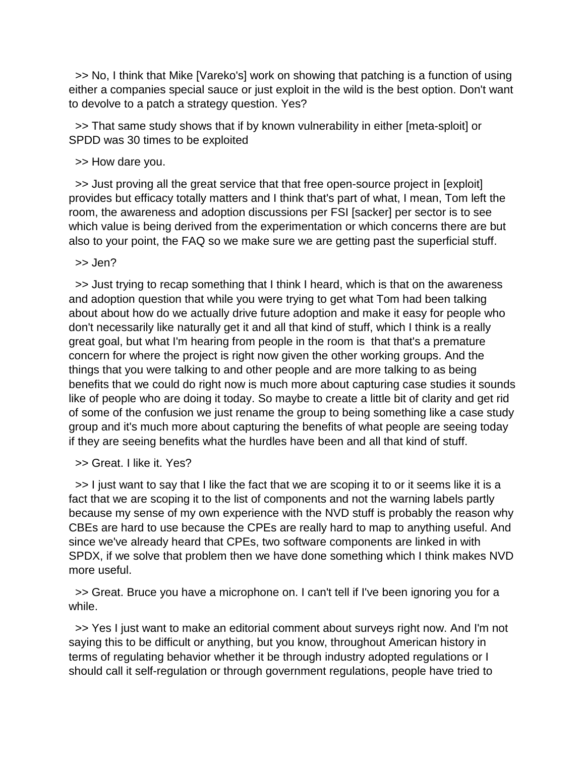>> No, I think that Mike [Vareko's] work on showing that patching is a function of using either a companies special sauce or just exploit in the wild is the best option. Don't want to devolve to a patch a strategy question. Yes?

>> That same study shows that if by known vulnerability in either [meta-sploit] or SPDD was 30 times to be exploited

>> How dare you.

>> Just proving all the great service that that free open-source project in [exploit] provides but efficacy totally matters and I think that's part of what, I mean, Tom left the room, the awareness and adoption discussions per FSI [sacker] per sector is to see which value is being derived from the experimentation or which concerns there are but also to your point, the FAQ so we make sure we are getting past the superficial stuff.

>> Jen?

>> Just trying to recap something that I think I heard, which is that on the awareness and adoption question that while you were trying to get what Tom had been talking about about how do we actually drive future adoption and make it easy for people who don't necessarily like naturally get it and all that kind of stuff, which I think is a really great goal, but what I'm hearing from people in the room is that that's a premature concern for where the project is right now given the other working groups. And the things that you were talking to and other people and are more talking to as being benefits that we could do right now is much more about capturing case studies it sounds like of people who are doing it today. So maybe to create a little bit of clarity and get rid of some of the confusion we just rename the group to being something like a case study group and it's much more about capturing the benefits of what people are seeing today if they are seeing benefits what the hurdles have been and all that kind of stuff.

>> Great. I like it. Yes?

>> I just want to say that I like the fact that we are scoping it to or it seems like it is a fact that we are scoping it to the list of components and not the warning labels partly because my sense of my own experience with the NVD stuff is probably the reason why CBEs are hard to use because the CPEs are really hard to map to anything useful. And since we've already heard that CPEs, two software components are linked in with SPDX, if we solve that problem then we have done something which I think makes NVD more useful.

>> Great. Bruce you have a microphone on. I can't tell if I've been ignoring you for a while.

>> Yes I just want to make an editorial comment about surveys right now. And I'm not saying this to be difficult or anything, but you know, throughout American history in terms of regulating behavior whether it be through industry adopted regulations or I should call it self-regulation or through government regulations, people have tried to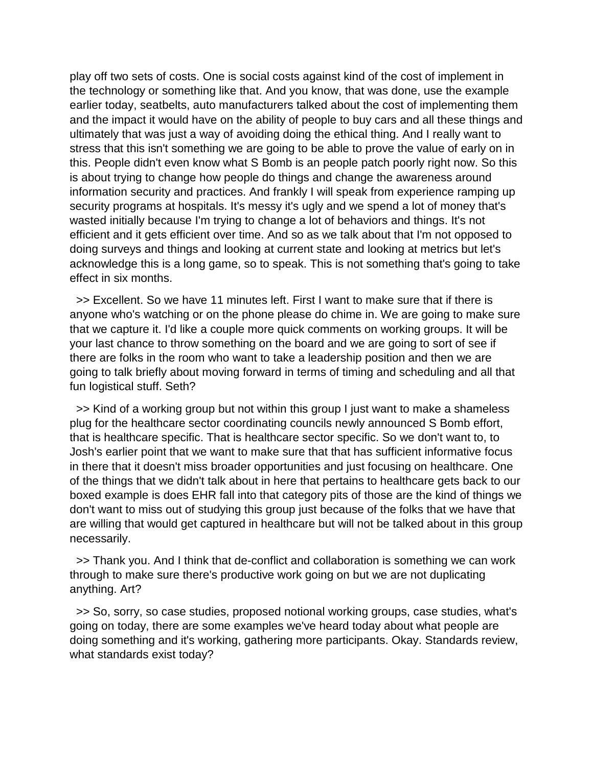play off two sets of costs. One is social costs against kind of the cost of implement in the technology or something like that. And you know, that was done, use the example earlier today, seatbelts, auto manufacturers talked about the cost of implementing them and the impact it would have on the ability of people to buy cars and all these things and ultimately that was just a way of avoiding doing the ethical thing. And I really want to stress that this isn't something we are going to be able to prove the value of early on in this. People didn't even know what S Bomb is an people patch poorly right now. So this is about trying to change how people do things and change the awareness around information security and practices. And frankly I will speak from experience ramping up security programs at hospitals. It's messy it's ugly and we spend a lot of money that's wasted initially because I'm trying to change a lot of behaviors and things. It's not efficient and it gets efficient over time. And so as we talk about that I'm not opposed to doing surveys and things and looking at current state and looking at metrics but let's acknowledge this is a long game, so to speak. This is not something that's going to take effect in six months.

>> Excellent. So we have 11 minutes left. First I want to make sure that if there is anyone who's watching or on the phone please do chime in. We are going to make sure that we capture it. I'd like a couple more quick comments on working groups. It will be your last chance to throw something on the board and we are going to sort of see if there are folks in the room who want to take a leadership position and then we are going to talk briefly about moving forward in terms of timing and scheduling and all that fun logistical stuff. Seth?

>> Kind of a working group but not within this group I just want to make a shameless plug for the healthcare sector coordinating councils newly announced S Bomb effort, that is healthcare specific. That is healthcare sector specific. So we don't want to, to Josh's earlier point that we want to make sure that that has sufficient informative focus in there that it doesn't miss broader opportunities and just focusing on healthcare. One of the things that we didn't talk about in here that pertains to healthcare gets back to our boxed example is does EHR fall into that category pits of those are the kind of things we don't want to miss out of studying this group just because of the folks that we have that are willing that would get captured in healthcare but will not be talked about in this group necessarily.

>> Thank you. And I think that de-conflict and collaboration is something we can work through to make sure there's productive work going on but we are not duplicating anything. Art?

>> So, sorry, so case studies, proposed notional working groups, case studies, what's going on today, there are some examples we've heard today about what people are doing something and it's working, gathering more participants. Okay. Standards review, what standards exist today?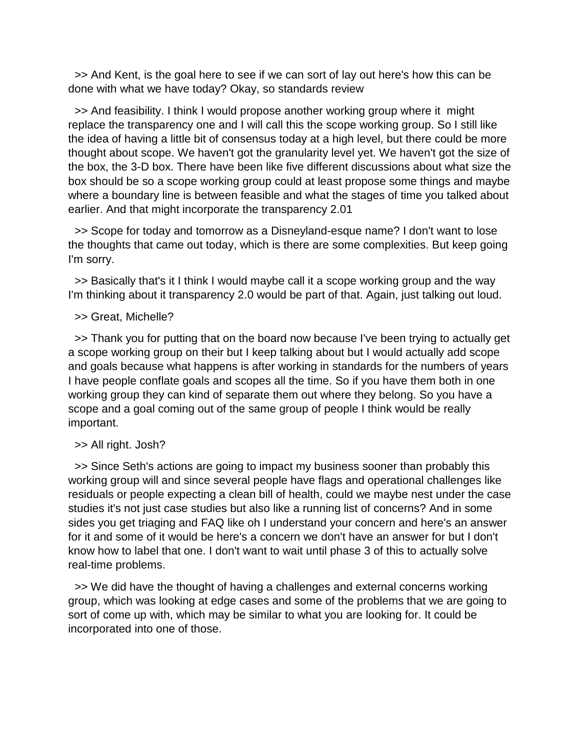>> And Kent, is the goal here to see if we can sort of lay out here's how this can be done with what we have today? Okay, so standards review

>> And feasibility. I think I would propose another working group where it might replace the transparency one and I will call this the scope working group. So I still like the idea of having a little bit of consensus today at a high level, but there could be more thought about scope. We haven't got the granularity level yet. We haven't got the size of the box, the 3-D box. There have been like five different discussions about what size the box should be so a scope working group could at least propose some things and maybe where a boundary line is between feasible and what the stages of time you talked about earlier. And that might incorporate the transparency 2.01

>> Scope for today and tomorrow as a Disneyland-esque name? I don't want to lose the thoughts that came out today, which is there are some complexities. But keep going I'm sorry.

>> Basically that's it I think I would maybe call it a scope working group and the way I'm thinking about it transparency 2.0 would be part of that. Again, just talking out loud.

>> Great, Michelle?

>> Thank you for putting that on the board now because I've been trying to actually get a scope working group on their but I keep talking about but I would actually add scope and goals because what happens is after working in standards for the numbers of years I have people conflate goals and scopes all the time. So if you have them both in one working group they can kind of separate them out where they belong. So you have a scope and a goal coming out of the same group of people I think would be really important.

>> All right. Josh?

>> Since Seth's actions are going to impact my business sooner than probably this working group will and since several people have flags and operational challenges like residuals or people expecting a clean bill of health, could we maybe nest under the case studies it's not just case studies but also like a running list of concerns? And in some sides you get triaging and FAQ like oh I understand your concern and here's an answer for it and some of it would be here's a concern we don't have an answer for but I don't know how to label that one. I don't want to wait until phase 3 of this to actually solve real-time problems.

>> We did have the thought of having a challenges and external concerns working group, which was looking at edge cases and some of the problems that we are going to sort of come up with, which may be similar to what you are looking for. It could be incorporated into one of those.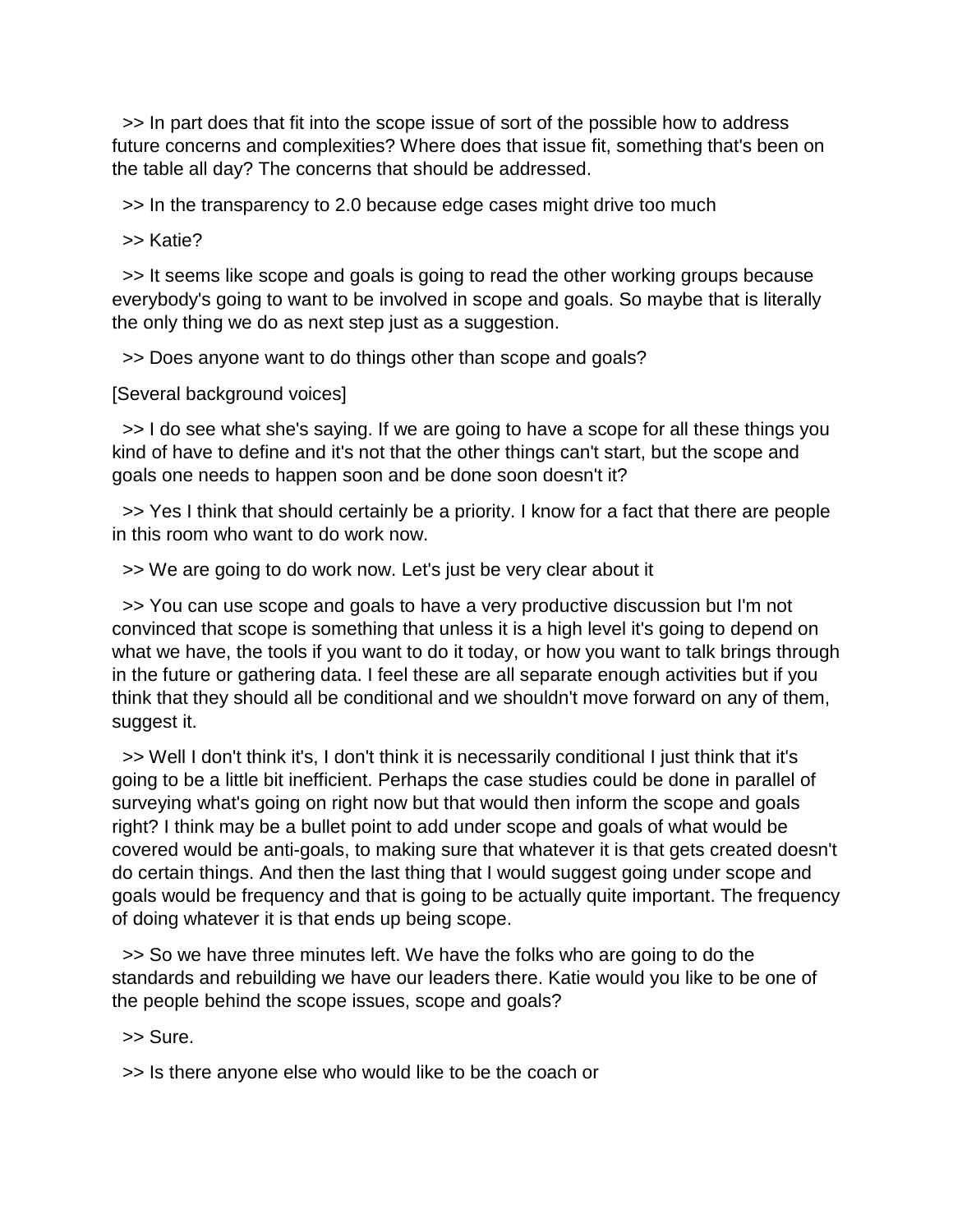>> In part does that fit into the scope issue of sort of the possible how to address future concerns and complexities? Where does that issue fit, something that's been on the table all day? The concerns that should be addressed.

>> In the transparency to 2.0 because edge cases might drive too much

>> Katie?

>> It seems like scope and goals is going to read the other working groups because everybody's going to want to be involved in scope and goals. So maybe that is literally the only thing we do as next step just as a suggestion.

>> Does anyone want to do things other than scope and goals?

[Several background voices]

>> I do see what she's saying. If we are going to have a scope for all these things you kind of have to define and it's not that the other things can't start, but the scope and goals one needs to happen soon and be done soon doesn't it?

>> Yes I think that should certainly be a priority. I know for a fact that there are people in this room who want to do work now.

>> We are going to do work now. Let's just be very clear about it

>> You can use scope and goals to have a very productive discussion but I'm not convinced that scope is something that unless it is a high level it's going to depend on what we have, the tools if you want to do it today, or how you want to talk brings through in the future or gathering data. I feel these are all separate enough activities but if you think that they should all be conditional and we shouldn't move forward on any of them, suggest it.

>> Well I don't think it's, I don't think it is necessarily conditional I just think that it's going to be a little bit inefficient. Perhaps the case studies could be done in parallel of surveying what's going on right now but that would then inform the scope and goals right? I think may be a bullet point to add under scope and goals of what would be covered would be anti-goals, to making sure that whatever it is that gets created doesn't do certain things. And then the last thing that I would suggest going under scope and goals would be frequency and that is going to be actually quite important. The frequency of doing whatever it is that ends up being scope.

>> So we have three minutes left. We have the folks who are going to do the standards and rebuilding we have our leaders there. Katie would you like to be one of the people behind the scope issues, scope and goals?

>> Sure.

>> Is there anyone else who would like to be the coach or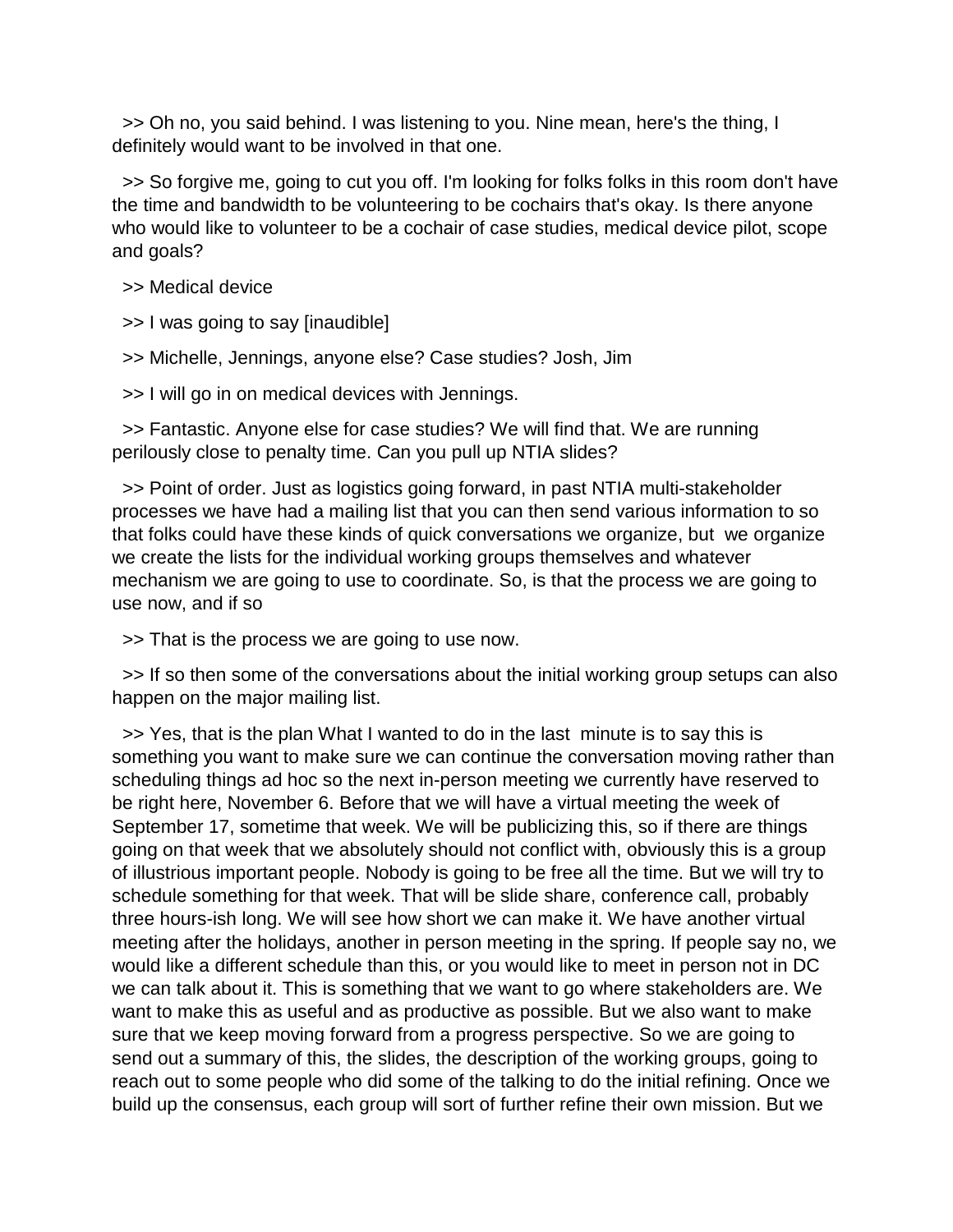>> Oh no, you said behind. I was listening to you. Nine mean, here's the thing, I definitely would want to be involved in that one.

>> So forgive me, going to cut you off. I'm looking for folks folks in this room don't have the time and bandwidth to be volunteering to be cochairs that's okay. Is there anyone who would like to volunteer to be a cochair of case studies, medical device pilot, scope and goals?

>> Medical device

>> I was going to say [inaudible]

>> Michelle, Jennings, anyone else? Case studies? Josh, Jim

>> I will go in on medical devices with Jennings.

>> Fantastic. Anyone else for case studies? We will find that. We are running perilously close to penalty time. Can you pull up NTIA slides?

>> Point of order. Just as logistics going forward, in past NTIA multi-stakeholder processes we have had a mailing list that you can then send various information to so that folks could have these kinds of quick conversations we organize, but we organize we create the lists for the individual working groups themselves and whatever mechanism we are going to use to coordinate. So, is that the process we are going to use now, and if so

>> That is the process we are going to use now.

>> If so then some of the conversations about the initial working group setups can also happen on the major mailing list.

>> Yes, that is the plan What I wanted to do in the last minute is to say this is something you want to make sure we can continue the conversation moving rather than scheduling things ad hoc so the next in-person meeting we currently have reserved to be right here, November 6. Before that we will have a virtual meeting the week of September 17, sometime that week. We will be publicizing this, so if there are things going on that week that we absolutely should not conflict with, obviously this is a group of illustrious important people. Nobody is going to be free all the time. But we will try to schedule something for that week. That will be slide share, conference call, probably three hours-ish long. We will see how short we can make it. We have another virtual meeting after the holidays, another in person meeting in the spring. If people say no, we would like a different schedule than this, or you would like to meet in person not in DC we can talk about it. This is something that we want to go where stakeholders are. We want to make this as useful and as productive as possible. But we also want to make sure that we keep moving forward from a progress perspective. So we are going to send out a summary of this, the slides, the description of the working groups, going to reach out to some people who did some of the talking to do the initial refining. Once we build up the consensus, each group will sort of further refine their own mission. But we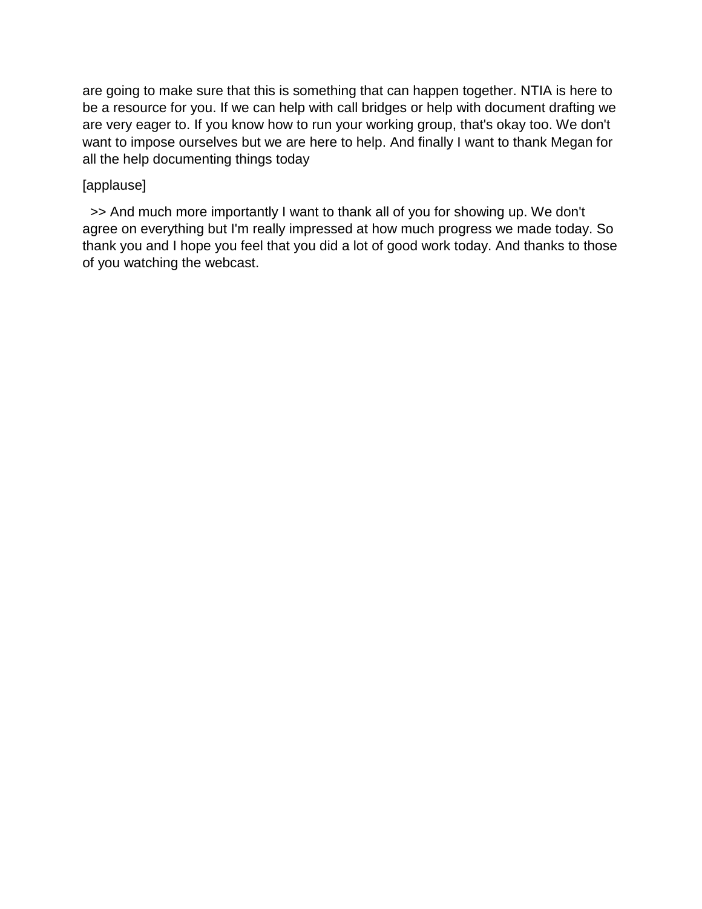are going to make sure that this is something that can happen together. NTIA is here to be a resource for you. If we can help with call bridges or help with document drafting we are very eager to. If you know how to run your working group, that's okay too. We don't want to impose ourselves but we are here to help. And finally I want to thank Megan for all the help documenting things today

[applause]

>> And much more importantly I want to thank all of you for showing up. We don't agree on everything but I'm really impressed at how much progress we made today. So thank you and I hope you feel that you did a lot of good work today. And thanks to those of you watching the webcast.